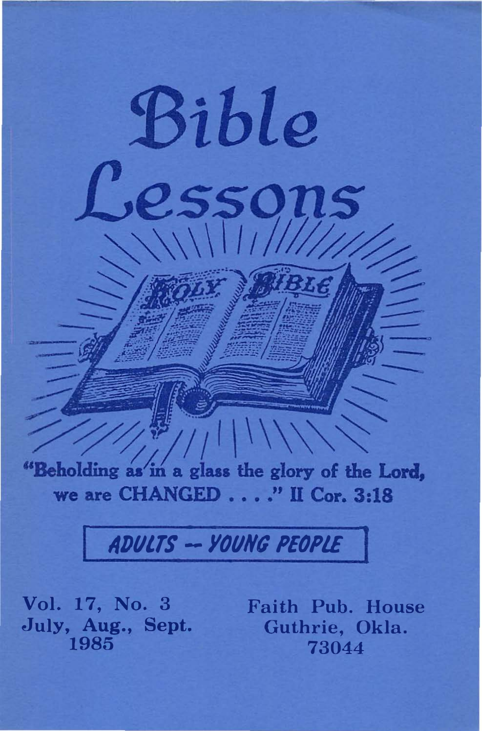# Bible Lessons

"Beholding as in a glass the glory of the Lord, we are CHANGED . . . ." II Cor. 3:18

**ADULTS -- YOUNG PEOPLE**

Vol. 17, No. 3
July, Aug., Sept.
1985

Faith Pub. House
Guthrie, Okla.
73044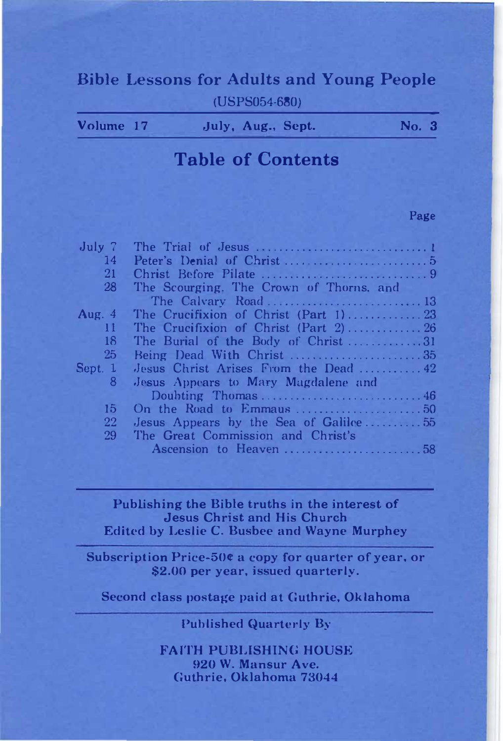# Bible Lessons for Adults and Young People

(USPS054-680)

**Volume 17** | **July, Aug., Sept.** | **No. 3**

## Table of Contents

| Date | Lesson | Page |
|---|---|---|
| July 7 | The Trial of Jesus | 1 |
| 14 | Peter's Denial of Christ | 5 |
| 21 | Christ Before Pilate | 9 |
| 28 | The Scourging, The Crown of Thorns, and The Calvary Road | 13 |
| Aug. 4 | The Crucifixion of Christ (Part 1) | 23 |
| 11 | The Crucifixion of Christ (Part 2) | 26 |
| 18 | The Burial of the Body of Christ | 31 |
| 25 | Being Dead With Christ | 35 |
| Sept. 1 | Jesus Christ Arises From the Dead | 42 |
| 8 | Jesus Appears to Mary Magdalene and Doubting Thomas | 46 |
| 15 | On the Road to Emmaus | 50 |
| 22 | Jesus Appears by the Sea of Galilee | 55 |
| 29 | The Great Commission and Christ's Ascension to Heaven | 58 |

**Publishing the Bible truths in the interest of Jesus Christ and His Church**
**Edited by Leslie C. Busbee and Wayne Murphey**

**Subscription Price-50¢ a copy for quarter of year, or $2.00 per year, issued quarterly.**

**Second class postage paid at Guthrie, Oklahoma**

**Published Quarterly By**

**FAITH PUBLISHING HOUSE**
**920 W. Mansur Ave.**
**Guthrie, Oklahoma 73044**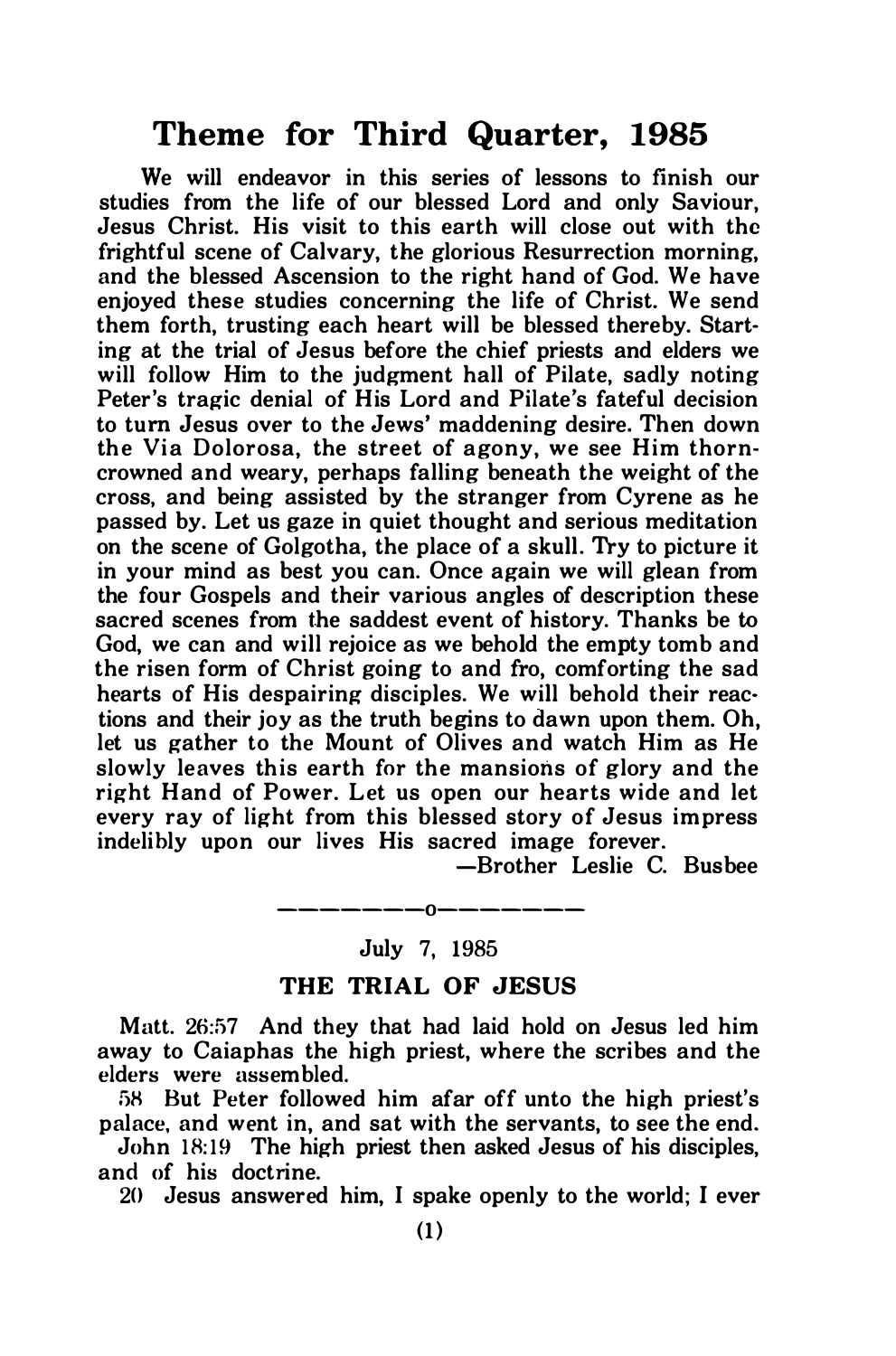# Theme for Third Quarter, 1985

We will endeavor in this series of lessons to finish our studies from the life of our blessed Lord and only Saviour, Jesus Christ. His visit to this earth will close out with the frightful scene of Calvary, the glorious Resurrection morning, and the blessed Ascension to the right hand of God. We have enjoyed these studies concerning the life of Christ. We send them forth, trusting each heart will be blessed thereby. Starting at the trial of Jesus before the chief priests and elders we will follow Him to the judgment hall of Pilate, sadly noting Peter's tragic denial of His Lord and Pilate's fateful decision to turn Jesus over to the Jews' maddening desire. Then down the Via Dolorosa, the street of agony, we see Him thorn-crowned and weary, perhaps falling beneath the weight of the cross, and being assisted by the stranger from Cyrene as he passed by. Let us gaze in quiet thought and serious meditation on the scene of Golgotha, the place of a skull. Try to picture it in your mind as best you can. Once again we will glean from the four Gospels and their various angles of description these sacred scenes from the saddest event of history. Thanks be to God, we can and will rejoice as we behold the empty tomb and the risen form of Christ going to and fro, comforting the sad hearts of His despairing disciples. We will behold their reactions and their joy as the truth begins to dawn upon them. Oh, let us gather to the Mount of Olives and watch Him as He slowly leaves this earth for the mansions of glory and the right Hand of Power. Let us open our hearts wide and let every ray of light from this blessed story of Jesus impress indelibly upon our lives His sacred image forever.

—Brother Leslie C. Busbee

---------o---------

July 7, 1985

## THE TRIAL OF JESUS

Matt. 26:57 And they that had laid hold on Jesus led him away to Caiaphas the high priest, where the scribes and the elders were assembled.

58 But Peter followed him afar off unto the high priest's palace, and went in, and sat with the servants, to see the end.

John 18:19 The high priest then asked Jesus of his disciples, and of his doctrine.

20 Jesus answered him, I spake openly to the world; I ever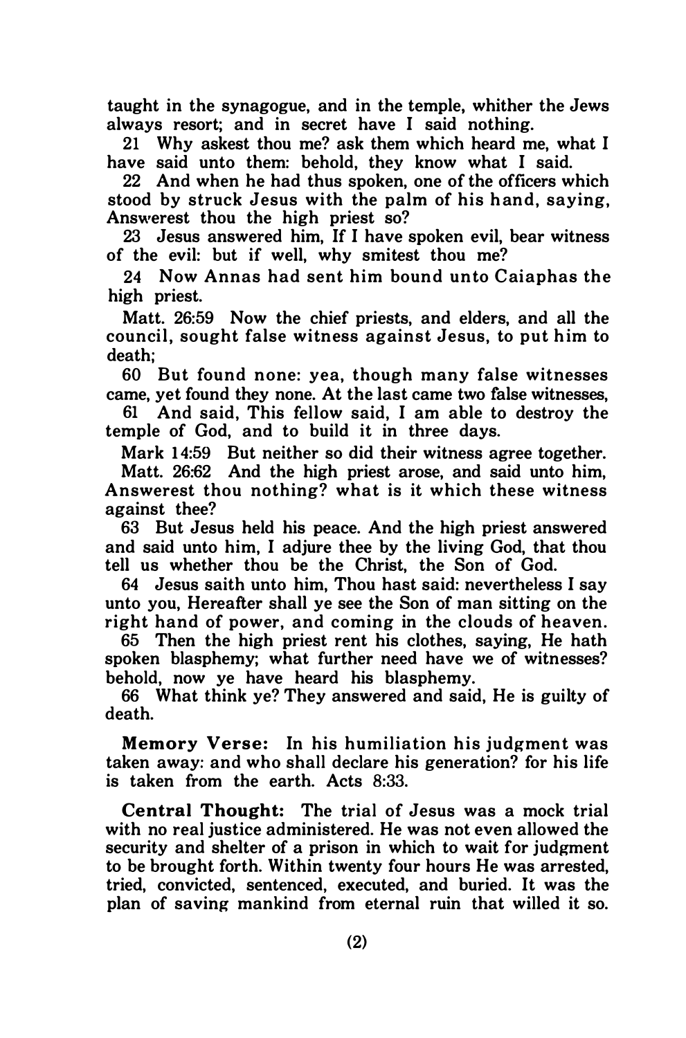taught in the synagogue, and in the temple, whither the Jews always resort; and in secret have I said nothing.

21 Why askest thou me? ask them which heard me, what I have said unto them: behold, they know what I said.

22 And when he had thus spoken, one of the officers which stood by struck Jesus with the palm of his hand, saying, Answerest thou the high priest so?

23 Jesus answered him, If I have spoken evil, bear witness of the evil: but if well, why smitest thou me?

24 Now Annas had sent him bound unto Caiaphas the high priest.

Matt. 26:59 Now the chief priests, and elders, and all the council, sought false witness against Jesus, to put him to death;

60 But found none: yea, though many false witnesses came, yet found they none. At the last came two false witnesses,

61 And said, This fellow said, I am able to destroy the temple of God, and to build it in three days.

Mark 14:59 But neither so did their witness agree together.

Matt. 26:62 And the high priest arose, and said unto him, Answerest thou nothing? what is it which these witness against thee?

63 But Jesus held his peace. And the high priest answered and said unto him, I adjure thee by the living God, that thou tell us whether thou be the Christ, the Son of God.

64 Jesus saith unto him, Thou hast said: nevertheless I say unto you, Hereafter shall ye see the Son of man sitting on the right hand of power, and coming in the clouds of heaven.

65 Then the high priest rent his clothes, saying, He hath spoken blasphemy; what further need have we of witnesses? behold, now ye have heard his blasphemy.

66 What think ye? They answered and said, He is guilty of death.

**Memory Verse:** In his humiliation his judgment was taken away: and who shall declare his generation? for his life is taken from the earth. Acts 8:33.

**Central Thought:** The trial of Jesus was a mock trial with no real justice administered. He was not even allowed the security and shelter of a prison in which to wait for judgment to be brought forth. Within twenty four hours He was arrested, tried, convicted, sentenced, executed, and buried. It was the plan of saving mankind from eternal ruin that willed it so.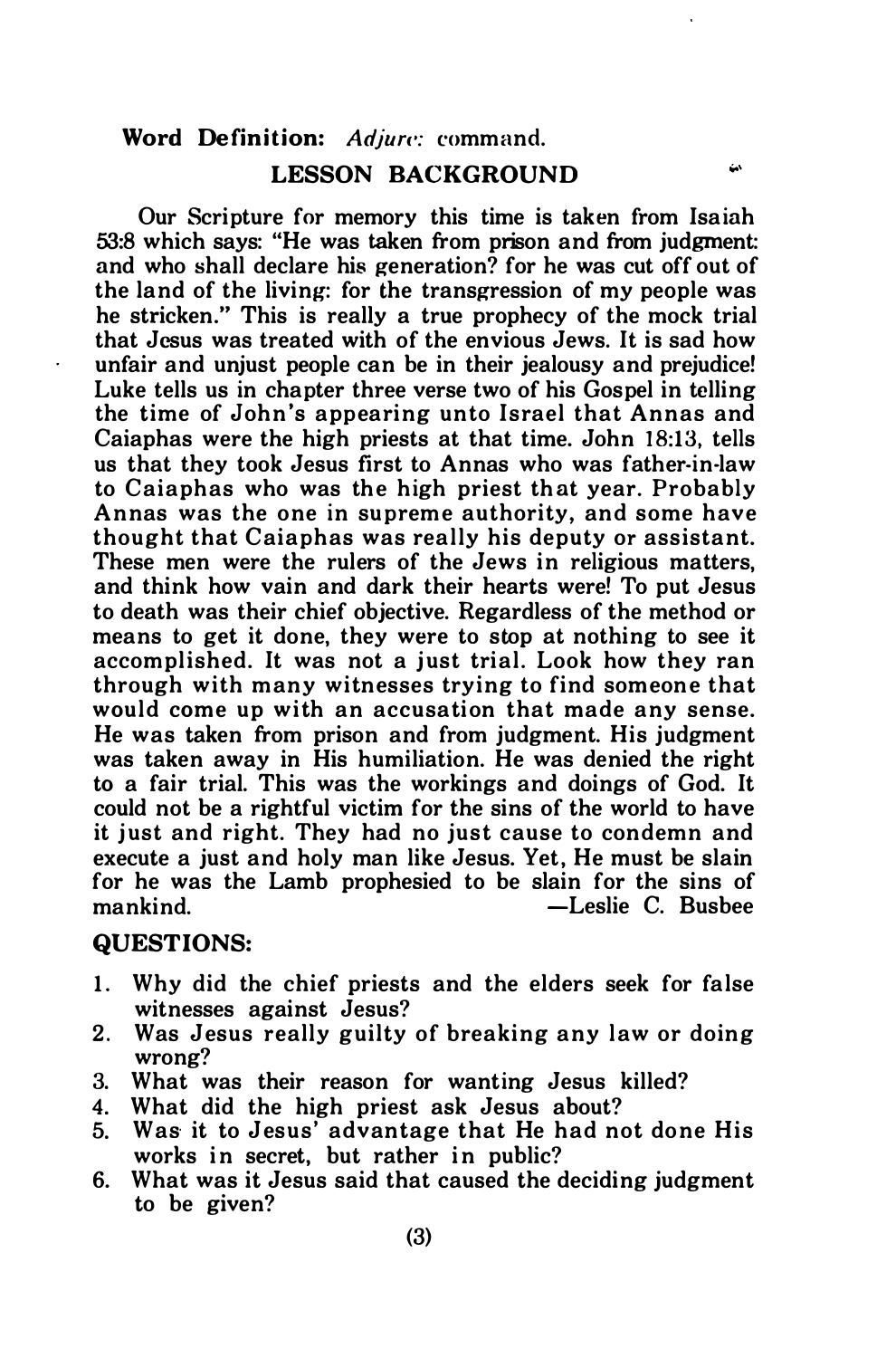**Word Definition:** *Adjure:* command.

## LESSON BACKGROUND

Our Scripture for memory this time is taken from Isaiah 53:8 which says: "He was taken from prison and from judgment: and who shall declare his generation? for he was cut off out of the land of the living: for the transgression of my people was he stricken." This is really a true prophecy of the mock trial that Jesus was treated with of the envious Jews. It is sad how unfair and unjust people can be in their jealousy and prejudice! Luke tells us in chapter three verse two of his Gospel in telling the time of John's appearing unto Israel that Annas and Caiaphas were the high priests at that time. John 18:13, tells us that they took Jesus first to Annas who was father-in-law to Caiaphas who was the high priest that year. Probably Annas was the one in supreme authority, and some have thought that Caiaphas was really his deputy or assistant. These men were the rulers of the Jews in religious matters, and think how vain and dark their hearts were! To put Jesus to death was their chief objective. Regardless of the method or means to get it done, they were to stop at nothing to see it accomplished. It was not a just trial. Look how they ran through with many witnesses trying to find someone that would come up with an accusation that made any sense. He was taken from prison and from judgment. His judgment was taken away in His humiliation. He was denied the right to a fair trial. This was the workings and doings of God. It could not be a rightful victim for the sins of the world to have it just and right. They had no just cause to condemn and execute a just and holy man like Jesus. Yet, He must be slain for he was the Lamb prophesied to be slain for the sins of mankind.

—Leslie C. Busbee

**QUESTIONS:**

1. Why did the chief priests and the elders seek for false witnesses against Jesus?
2. Was Jesus really guilty of breaking any law or doing wrong?
3. What was their reason for wanting Jesus killed?
4. What did the high priest ask Jesus about?
5. Was it to Jesus' advantage that He had not done His works in secret, but rather in public?
6. What was it Jesus said that caused the deciding judgment to be given?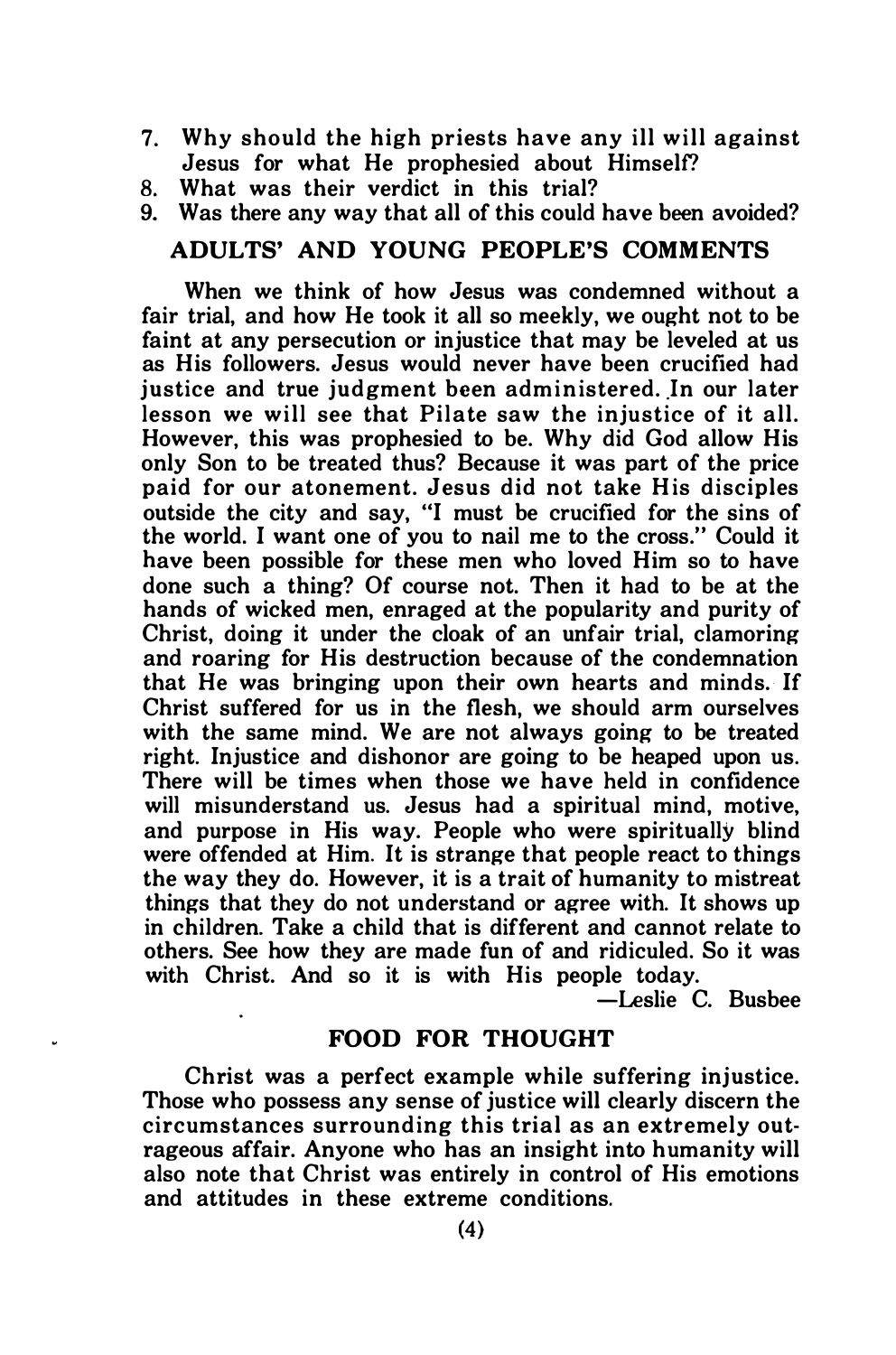7. Why should the high priests have any ill will against Jesus for what He prophesied about Himself?
8. What was their verdict in this trial?
9. Was there any way that all of this could have been avoided?

## ADULTS' AND YOUNG PEOPLE'S COMMENTS

When we think of how Jesus was condemned without a fair trial, and how He took it all so meekly, we ought not to be faint at any persecution or injustice that may be leveled at us as His followers. Jesus would never have been crucified had justice and true judgment been administered. In our later lesson we will see that Pilate saw the injustice of it all. However, this was prophesied to be. Why did God allow His only Son to be treated thus? Because it was part of the price paid for our atonement. Jesus did not take His disciples outside the city and say, "I must be crucified for the sins of the world. I want one of you to nail me to the cross." Could it have been possible for these men who loved Him so to have done such a thing? Of course not. Then it had to be at the hands of wicked men, enraged at the popularity and purity of Christ, doing it under the cloak of an unfair trial, clamoring and roaring for His destruction because of the condemnation that He was bringing upon their own hearts and minds. If Christ suffered for us in the flesh, we should arm ourselves with the same mind. We are not always going to be treated right. Injustice and dishonor are going to be heaped upon us. There will be times when those we have held in confidence will misunderstand us. Jesus had a spiritual mind, motive, and purpose in His way. People who were spiritually blind were offended at Him. It is strange that people react to things the way they do. However, it is a trait of humanity to mistreat things that they do not understand or agree with. It shows up in children. Take a child that is different and cannot relate to others. See how they are made fun of and ridiculed. So it was with Christ. And so it is with His people today.

—Leslie C. Busbee

## FOOD FOR THOUGHT

Christ was a perfect example while suffering injustice. Those who possess any sense of justice will clearly discern the circumstances surrounding this trial as an extremely outrageous affair. Anyone who has an insight into humanity will also note that Christ was entirely in control of His emotions and attitudes in these extreme conditions.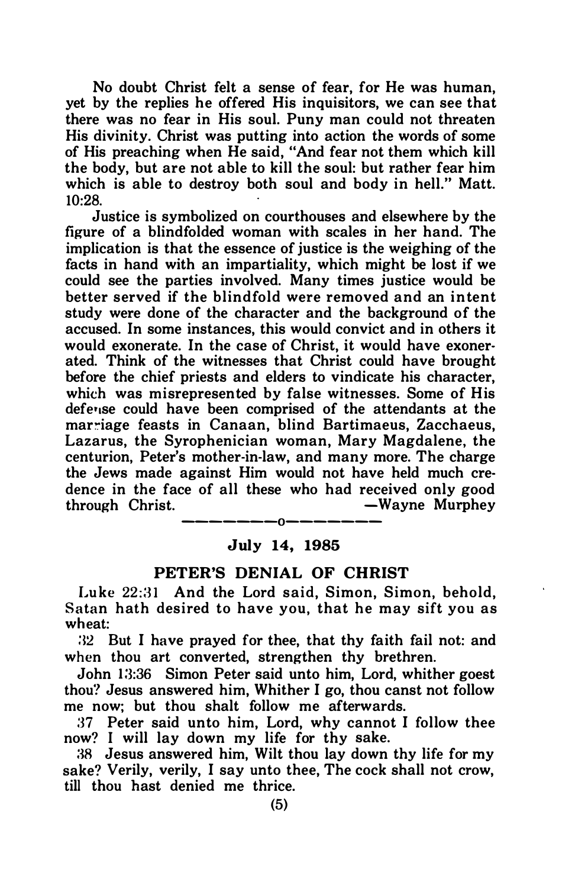No doubt Christ felt a sense of fear, for He was human, yet by the replies he offered His inquisitors, we can see that there was no fear in His soul. Puny man could not threaten His divinity. Christ was putting into action the words of some of His preaching when He said, "And fear not them which kill the body, but are not able to kill the soul: but rather fear him which is able to destroy both soul and body in hell." Matt. 10:28.

Justice is symbolized on courthouses and elsewhere by the figure of a blindfolded woman with scales in her hand. The implication is that the essence of justice is the weighing of the facts in hand with an impartiality, which might be lost if we could see the parties involved. Many times justice would be better served if the blindfold were removed and an intent study were done of the character and the background of the accused. In some instances, this would convict and in others it would exonerate. In the case of Christ, it would have exonerated. Think of the witnesses that Christ could have brought before the chief priests and elders to vindicate his character, which was misrepresented by false witnesses. Some of His defense could have been comprised of the attendants at the marriage feasts in Canaan, blind Bartimaeus, Zacchaeus, Lazarus, the Syrophenician woman, Mary Magdalene, the centurion, Peter's mother-in-law, and many more. The charge the Jews made against Him would not have held much credence in the face of all these who had received only good through Christ. —Wayne Murphey

---

## July 14, 1985

## PETER'S DENIAL OF CHRIST

Luke 22:31 And the Lord said, Simon, Simon, behold, Satan hath desired to have you, that he may sift you as wheat:

32 But I have prayed for thee, that thy faith fail not: and when thou art converted, strengthen thy brethren.

John 13:36 Simon Peter said unto him, Lord, whither goest thou? Jesus answered him, Whither I go, thou canst not follow me now; but thou shalt follow me afterwards.

37 Peter said unto him, Lord, why cannot I follow thee now? I will lay down my life for thy sake.

38 Jesus answered him, Wilt thou lay down thy life for my sake? Verily, verily, I say unto thee, The cock shall not crow, till thou hast denied me thrice.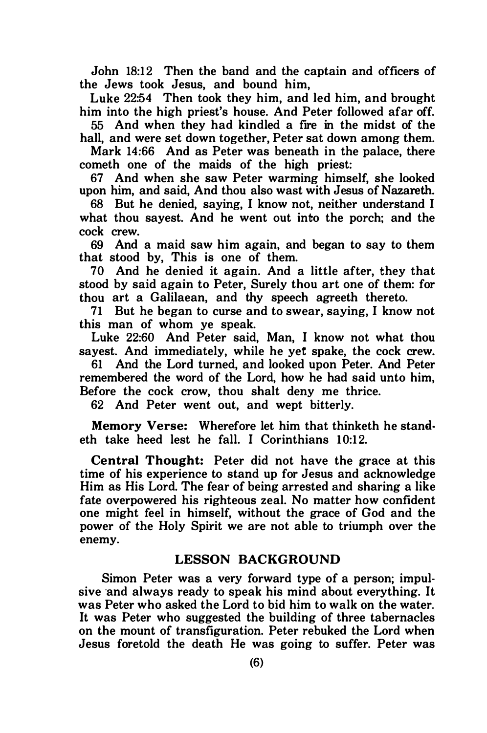John 18:12 Then the band and the captain and officers of the Jews took Jesus, and bound him,

Luke 22:54 Then took they him, and led him, and brought him into the high priest's house. And Peter followed afar off.

55 And when they had kindled a fire in the midst of the hall, and were set down together, Peter sat down among them.

Mark 14:66 And as Peter was beneath in the palace, there cometh one of the maids of the high priest:

67 And when she saw Peter warming himself, she looked upon him, and said, And thou also wast with Jesus of Nazareth.

68 But he denied, saying, I know not, neither understand I what thou sayest. And he went out into the porch; and the cock crew.

69 And a maid saw him again, and began to say to them that stood by, This is one of them.

70 And he denied it again. And a little after, they that stood by said again to Peter, Surely thou art one of them: for thou art a Galilaean, and thy speech agreeth thereto.

71 But he began to curse and to swear, saying, I know not this man of whom ye speak.

Luke 22:60 And Peter said, Man, I know not what thou sayest. And immediately, while he yet spake, the cock crew.

61 And the Lord turned, and looked upon Peter. And Peter remembered the word of the Lord, how he had said unto him, Before the cock crow, thou shalt deny me thrice.

62 And Peter went out, and wept bitterly.

**Memory Verse:** Wherefore let him that thinketh he standeth take heed lest he fall. I Corinthians 10:12.

**Central Thought:** Peter did not have the grace at this time of his experience to stand up for Jesus and acknowledge Him as His Lord. The fear of being arrested and sharing a like fate overpowered his righteous zeal. No matter how confident one might feel in himself, without the grace of God and the power of the Holy Spirit we are not able to triumph over the enemy.

## LESSON BACKGROUND

Simon Peter was a very forward type of a person; impulsive and always ready to speak his mind about everything. It was Peter who asked the Lord to bid him to walk on the water. It was Peter who suggested the building of three tabernacles on the mount of transfiguration. Peter rebuked the Lord when Jesus foretold the death He was going to suffer. Peter was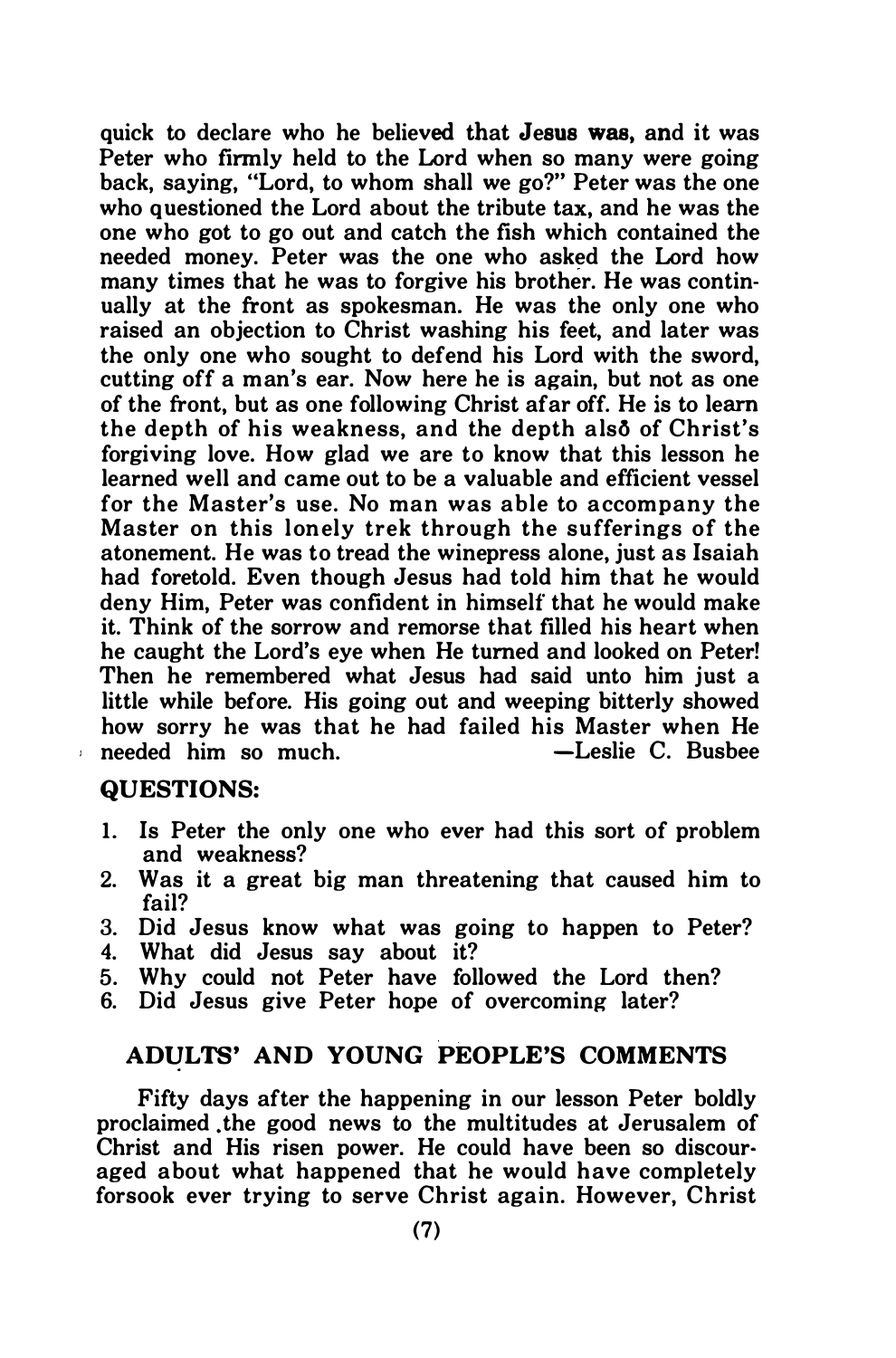quick to declare who he believed that **Jesus was**, and it was Peter who firmly held to the Lord when so many were going back, saying, "Lord, to whom shall we go?" Peter was the one who questioned the Lord about the tribute tax, and he was the one who got to go out and catch the fish which contained the needed money. Peter was the one who asked the Lord how many times that he was to forgive his brother. He was continually at the front as spokesman. He was the only one who raised an objection to Christ washing his feet, and later was the only one who sought to defend his Lord with the sword, cutting off a man's ear. Now here he is again, but not as one of the front, but as one following Christ afar off. He is to learn the depth of his weakness, and the depth also of Christ's forgiving love. How glad we are to know that this lesson he learned well and came out to be a valuable and efficient vessel for the Master's use. No man was able to accompany the Master on this lonely trek through the sufferings of the atonement. He was to tread the winepress alone, just as Isaiah had foretold. Even though Jesus had told him that he would deny Him, Peter was confident in himself that he would make it. Think of the sorrow and remorse that filled his heart when he caught the Lord's eye when He turned and looked on Peter! Then he remembered what Jesus had said unto him just a little while before. His going out and weeping bitterly showed how sorry he was that he had failed his Master when He needed him so much. —Leslie C. Busbee

**QUESTIONS:**

1. Is Peter the only one who ever had this sort of problem and weakness?
2. Was it a great big man threatening that caused him to fail?
3. Did Jesus know what was going to happen to Peter?
4. What did Jesus say about it?
5. Why could not Peter have followed the Lord then?
6. Did Jesus give Peter hope of overcoming later?

## ADULTS' AND YOUNG PEOPLE'S COMMENTS

Fifty days after the happening in our lesson Peter boldly proclaimed the good news to the multitudes at Jerusalem of Christ and His risen power. He could have been so discouraged about what happened that he would have completely forsook ever trying to serve Christ again. However, Christ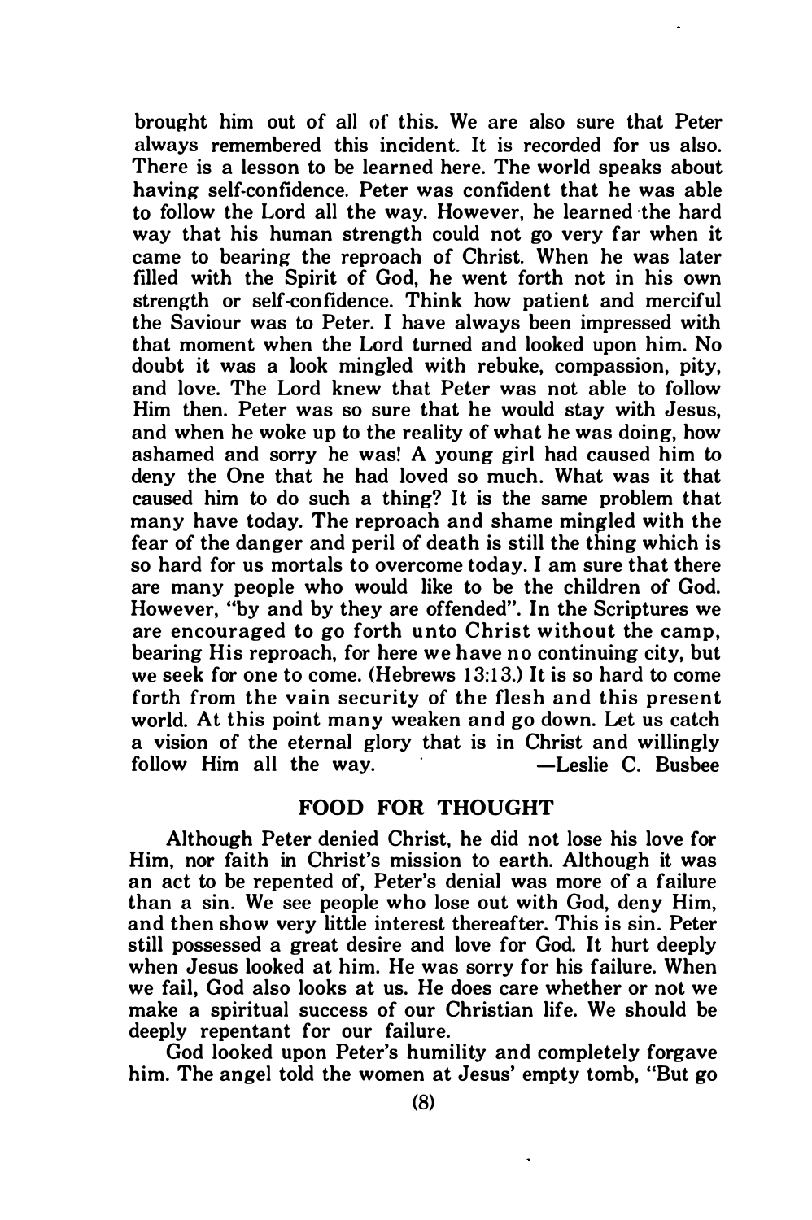brought him out of all of this. We are also sure that Peter always remembered this incident. It is recorded for us also. There is a lesson to be learned here. The world speaks about having self-confidence. Peter was confident that he was able to follow the Lord all the way. However, he learned the hard way that his human strength could not go very far when it came to bearing the reproach of Christ. When he was later filled with the Spirit of God, he went forth not in his own strength or self-confidence. Think how patient and merciful the Saviour was to Peter. I have always been impressed with that moment when the Lord turned and looked upon him. No doubt it was a look mingled with rebuke, compassion, pity, and love. The Lord knew that Peter was not able to follow Him then. Peter was so sure that he would stay with Jesus, and when he woke up to the reality of what he was doing, how ashamed and sorry he was! A young girl had caused him to deny the One that he had loved so much. What was it that caused him to do such a thing? It is the same problem that many have today. The reproach and shame mingled with the fear of the danger and peril of death is still the thing which is so hard for us mortals to overcome today. I am sure that there are many people who would like to be the children of God. However, "by and by they are offended". In the Scriptures we are encouraged to go forth unto Christ without the camp, bearing His reproach, for here we have no continuing city, but we seek for one to come. (Hebrews 13:13.) It is so hard to come forth from the vain security of the flesh and this present world. At this point many weaken and go down. Let us catch a vision of the eternal glory that is in Christ and willingly follow Him all the way. —Leslie C. Busbee

## FOOD FOR THOUGHT

Although Peter denied Christ, he did not lose his love for Him, nor faith in Christ's mission to earth. Although it was an act to be repented of, Peter's denial was more of a failure than a sin. We see people who lose out with God, deny Him, and then show very little interest thereafter. This is sin. Peter still possessed a great desire and love for God. It hurt deeply when Jesus looked at him. He was sorry for his failure. When we fail, God also looks at us. He does care whether or not we make a spiritual success of our Christian life. We should be deeply repentant for our failure.

God looked upon Peter's humility and completely forgave him. The angel told the women at Jesus' empty tomb, "But go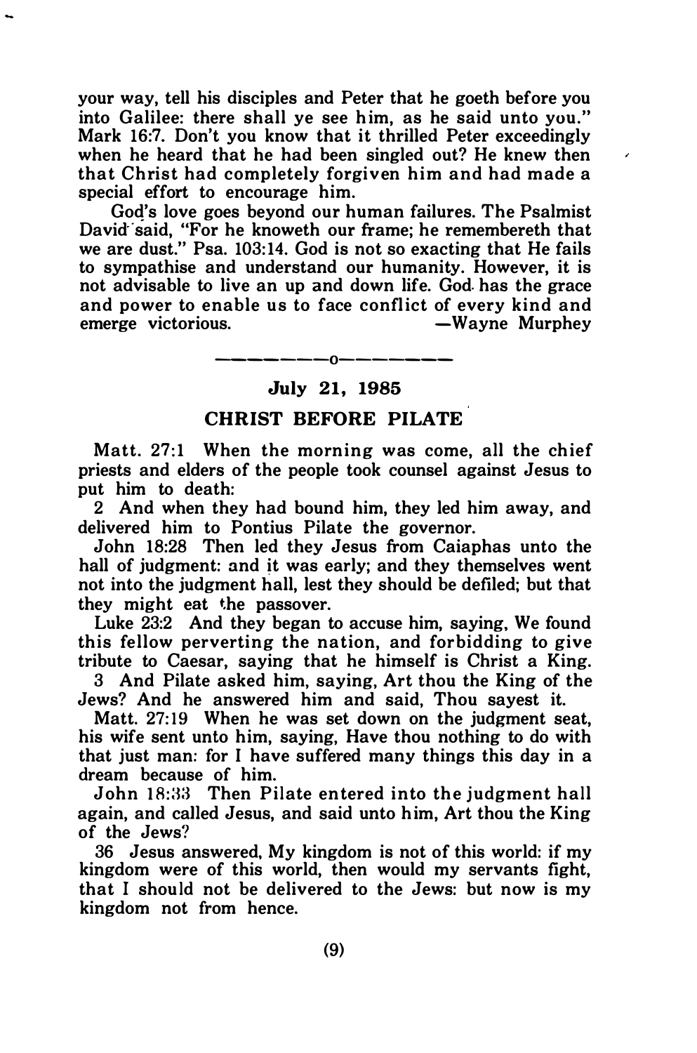your way, tell his disciples and Peter that he goeth before you into Galilee: there shall ye see him, as he said unto you." Mark 16:7. Don't you know that it thrilled Peter exceedingly when he heard that he had been singled out? He knew then that Christ had completely forgiven him and had made a special effort to encourage him.

God's love goes beyond our human failures. The Psalmist David said, "For he knoweth our frame; he remembereth that we are dust." Psa. 103:14. God is not so exacting that He fails to sympathise and understand our humanity. However, it is not advisable to live an up and down life. God has the grace and power to enable us to face conflict of every kind and emerge victorious. —Wayne Murphey

————o————

## July 21, 1985

## CHRIST BEFORE PILATE

Matt. 27:1 When the morning was come, all the chief priests and elders of the people took counsel against Jesus to put him to death:

2 And when they had bound him, they led him away, and delivered him to Pontius Pilate the governor.

John 18:28 Then led they Jesus from Caiaphas unto the hall of judgment: and it was early; and they themselves went not into the judgment hall, lest they should be defiled; but that they might eat the passover.

Luke 23:2 And they began to accuse him, saying, We found this fellow perverting the nation, and forbidding to give tribute to Caesar, saying that he himself is Christ a King.

3 And Pilate asked him, saying, Art thou the King of the Jews? And he answered him and said, Thou sayest it.

Matt. 27:19 When he was set down on the judgment seat, his wife sent unto him, saying, Have thou nothing to do with that just man: for I have suffered many things this day in a dream because of him.

John 18:33 Then Pilate entered into the judgment hall again, and called Jesus, and said unto him, Art thou the King of the Jews?

36 Jesus answered, My kingdom is not of this world: if my kingdom were of this world, then would my servants fight, that I should not be delivered to the Jews: but now is my kingdom not from hence.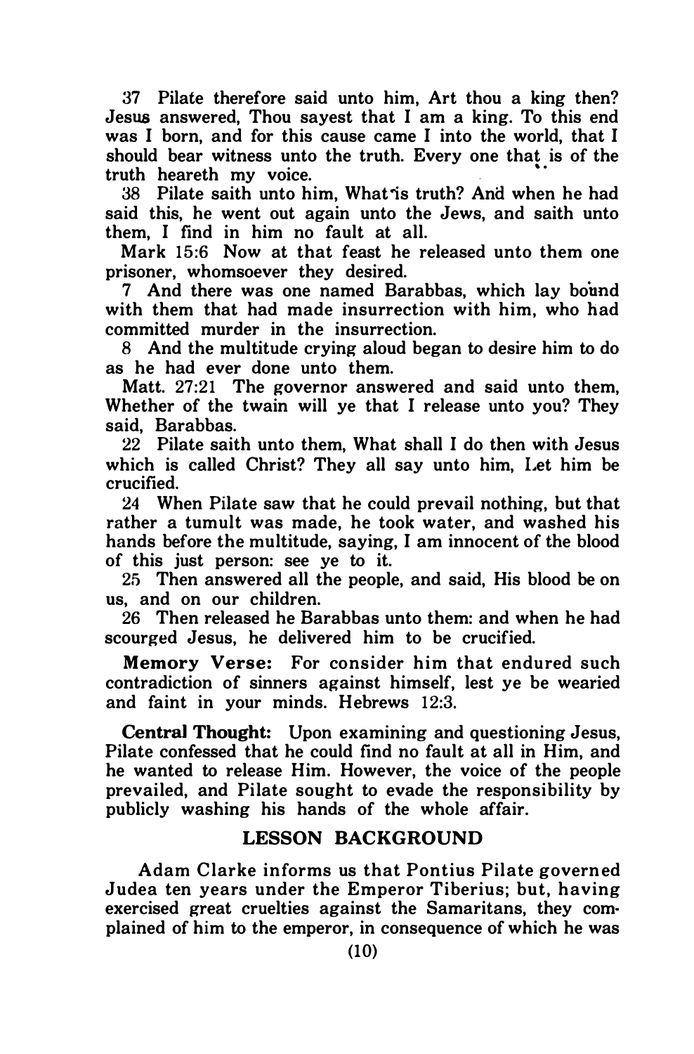37 Pilate therefore said unto him, Art thou a king then? Jesus answered, Thou sayest that I am a king. To this end was I born, and for this cause came I into the world, that I should bear witness unto the truth. Every one that is of the truth heareth my voice.

38 Pilate saith unto him, What is truth? And when he had said this, he went out again unto the Jews, and saith unto them, I find in him no fault at all.

Mark 15:6 Now at that feast he released unto them one prisoner, whomsoever they desired.

7 And there was one named Barabbas, which lay bound with them that had made insurrection with him, who had committed murder in the insurrection.

8 And the multitude crying aloud began to desire him to do as he had ever done unto them.

Matt. 27:21 The governor answered and said unto them, Whether of the twain will ye that I release unto you? They said, Barabbas.

22 Pilate saith unto them, What shall I do then with Jesus which is called Christ? They all say unto him, Let him be crucified.

24 When Pilate saw that he could prevail nothing, but that rather a tumult was made, he took water, and washed his hands before the multitude, saying, I am innocent of the blood of this just person: see ye to it.

25 Then answered all the people, and said, His blood be on us, and on our children.

26 Then released he Barabbas unto them: and when he had scourged Jesus, he delivered him to be crucified.

**Memory Verse:** For consider him that endured such contradiction of sinners against himself, lest ye be wearied and faint in your minds. Hebrews 12:3.

**Central Thought:** Upon examining and questioning Jesus, Pilate confessed that he could find no fault at all in Him, and he wanted to release Him. However, the voice of the people prevailed, and Pilate sought to evade the responsibility by publicly washing his hands of the whole affair.

## LESSON BACKGROUND

Adam Clarke informs us that Pontius Pilate governed Judea ten years under the Emperor Tiberius; but, having exercised great cruelties against the Samaritans, they complained of him to the emperor, in consequence of which he was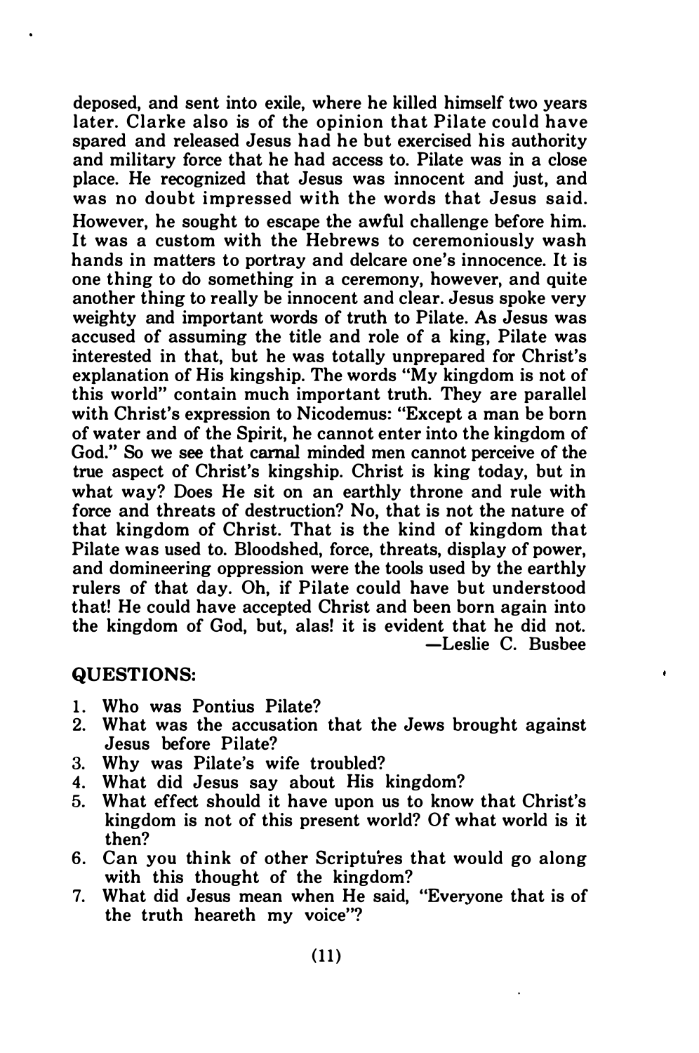deposed, and sent into exile, where he killed himself two years later. Clarke also is of the opinion that Pilate could have spared and released Jesus had he but exercised his authority and military force that he had access to. Pilate was in a close place. He recognized that Jesus was innocent and just, and was no doubt impressed with the words that Jesus said. However, he sought to escape the awful challenge before him. It was a custom with the Hebrews to ceremoniously wash hands in matters to portray and delcare one's innocence. It is one thing to do something in a ceremony, however, and quite another thing to really be innocent and clear. Jesus spoke very weighty and important words of truth to Pilate. As Jesus was accused of assuming the title and role of a king, Pilate was interested in that, but he was totally unprepared for Christ's explanation of His kingship. The words "My kingdom is not of this world" contain much important truth. They are parallel with Christ's expression to Nicodemus: "Except a man be born of water and of the Spirit, he cannot enter into the kingdom of God." So we see that carnal minded men cannot perceive of the true aspect of Christ's kingship. Christ is king today, but in what way? Does He sit on an earthly throne and rule with force and threats of destruction? No, that is not the nature of that kingdom of Christ. That is the kind of kingdom that Pilate was used to. Bloodshed, force, threats, display of power, and domineering oppression were the tools used by the earthly rulers of that day. Oh, if Pilate could have but understood that! He could have accepted Christ and been born again into the kingdom of God, but, alas! it is evident that he did not.

—Leslie C. Busbee

**QUESTIONS:**

1. Who was Pontius Pilate?
2. What was the accusation that the Jews brought against Jesus before Pilate?
3. Why was Pilate's wife troubled?
4. What did Jesus say about His kingdom?
5. What effect should it have upon us to know that Christ's kingdom is not of this present world? Of what world is it then?
6. Can you think of other Scriptures that would go along with this thought of the kingdom?
7. What did Jesus mean when He said, "Everyone that is of the truth heareth my voice"?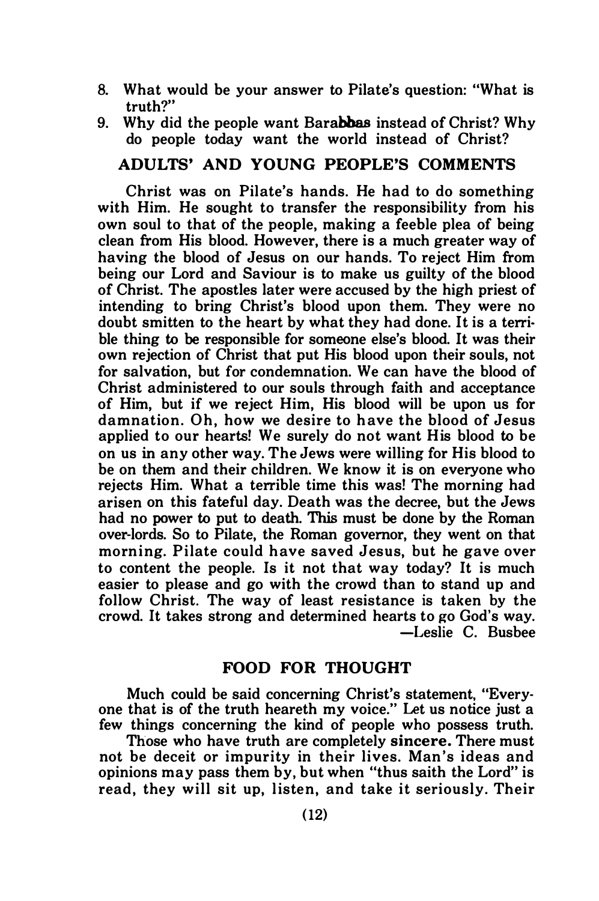8. What would be your answer to Pilate's question: "What is truth?"
9. Why did the people want Barabbas instead of Christ? Why do people today want the world instead of Christ?

## ADULTS' AND YOUNG PEOPLE'S COMMENTS

Christ was on Pilate's hands. He had to do something with Him. He sought to transfer the responsibility from his own soul to that of the people, making a feeble plea of being clean from His blood. However, there is a much greater way of having the blood of Jesus on our hands. To reject Him from being our Lord and Saviour is to make us guilty of the blood of Christ. The apostles later were accused by the high priest of intending to bring Christ's blood upon them. They were no doubt smitten to the heart by what they had done. It is a terrible thing to be responsible for someone else's blood. It was their own rejection of Christ that put His blood upon their souls, not for salvation, but for condemnation. We can have the blood of Christ administered to our souls through faith and acceptance of Him, but if we reject Him, His blood will be upon us for damnation. Oh, how we desire to have the blood of Jesus applied to our hearts! We surely do not want His blood to be on us in any other way. The Jews were willing for His blood to be on them and their children. We know it is on everyone who rejects Him. What a terrible time this was! The morning had arisen on this fateful day. Death was the decree, but the Jews had no power to put to death. This must be done by the Roman over-lords. So to Pilate, the Roman governor, they went on that morning. Pilate could have saved Jesus, but he gave over to content the people. Is it not that way today? It is much easier to please and go with the crowd than to stand up and follow Christ. The way of least resistance is taken by the crowd. It takes strong and determined hearts to go God's way.

—Leslie C. Busbee

## FOOD FOR THOUGHT

Much could be said concerning Christ's statement, "Everyone that is of the truth heareth my voice." Let us notice just a few things concerning the kind of people who possess truth.

Those who have truth are completely **sincere.** There must not be deceit or impurity in their lives. Man's ideas and opinions may pass them by, but when "thus saith the Lord" is read, they will sit up, listen, and take it seriously. Their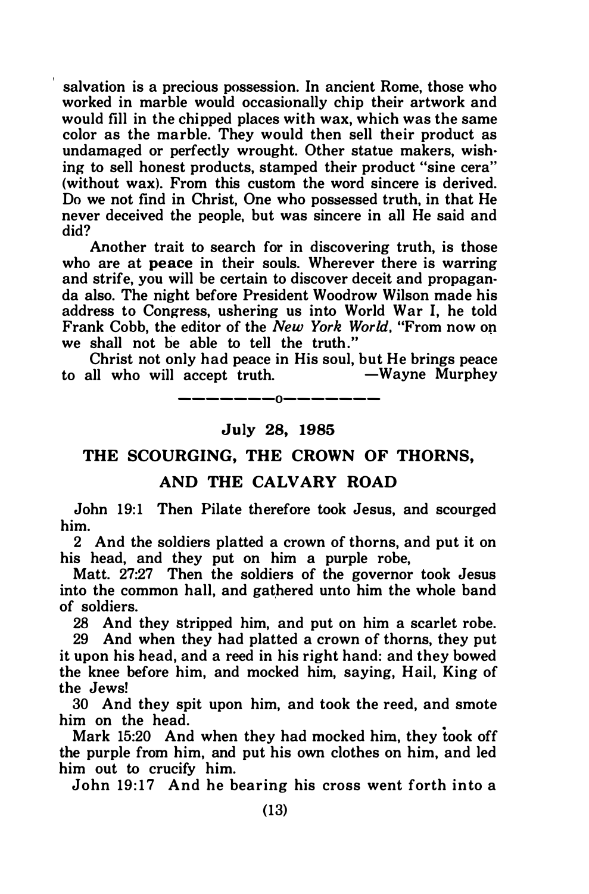salvation is a precious possession. In ancient Rome, those who worked in marble would occasionally chip their artwork and would fill in the chipped places with wax, which was the same color as the marble. They would then sell their product as undamaged or perfectly wrought. Other statue makers, wishing to sell honest products, stamped their product "sine cera" (without wax). From this custom the word sincere is derived. Do we not find in Christ, One who possessed truth, in that He never deceived the people, but was sincere in all He said and did?

Another trait to search for in discovering truth, is those who are at **peace** in their souls. Wherever there is warring and strife, you will be certain to discover deceit and propaganda also. The night before President Woodrow Wilson made his address to Congress, ushering us into World War I, he told Frank Cobb, the editor of the *New York World*, "From now on we shall not be able to tell the truth."

Christ not only had peace in His soul, but He brings peace to all who will accept truth. —Wayne Murphey

---------o---------

**July 28, 1985**

## THE SCOURGING, THE CROWN OF THORNS, AND THE CALVARY ROAD

John 19:1 Then Pilate therefore took Jesus, and scourged him.

2 And the soldiers platted a crown of thorns, and put it on his head, and they put on him a purple robe,

Matt. 27:27 Then the soldiers of the governor took Jesus into the common hall, and gathered unto him the whole band of soldiers.

28 And they stripped him, and put on him a scarlet robe.

29 And when they had platted a crown of thorns, they put it upon his head, and a reed in his right hand: and they bowed the knee before him, and mocked him, saying, Hail, King of the Jews!

30 And they spit upon him, and took the reed, and smote him on the head.

Mark 15:20 And when they had mocked him, they took off the purple from him, and put his own clothes on him, and led him out to crucify him.

John 19:17 And he bearing his cross went forth into a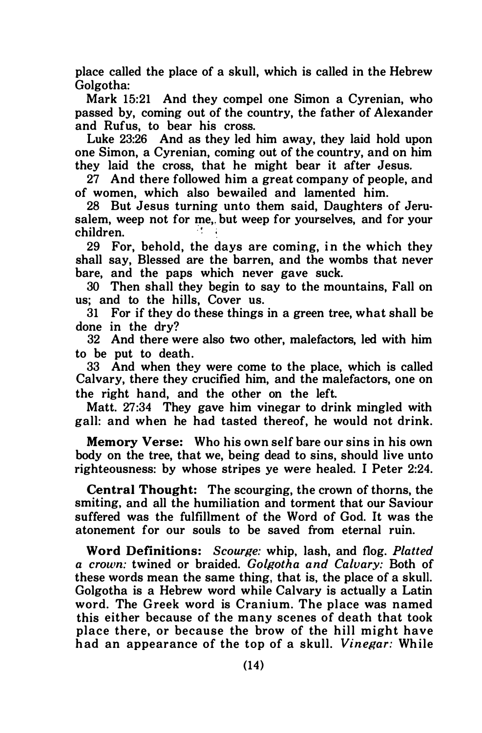place called the place of a skull, which is called in the Hebrew Golgotha:

Mark 15:21 And they compel one Simon a Cyrenian, who passed by, coming out of the country, the father of Alexander and Rufus, to bear his cross.

Luke 23:26 And as they led him away, they laid hold upon one Simon, a Cyrenian, coming out of the country, and on him they laid the cross, that he might bear it after Jesus.

27 And there followed him a great company of people, and of women, which also bewailed and lamented him.

28 But Jesus turning unto them said, Daughters of Jerusalem, weep not for me, but weep for yourselves, and for your children.

29 For, behold, the days are coming, in the which they shall say, Blessed are the barren, and the wombs that never bare, and the paps which never gave suck.

30 Then shall they begin to say to the mountains, Fall on us; and to the hills, Cover us.

31 For if they do these things in a green tree, what shall be done in the dry?

32 And there were also two other, malefactors, led with him to be put to death.

33 And when they were come to the place, which is called Calvary, there they crucified him, and the malefactors, one on the right hand, and the other on the left.

Matt. 27:34 They gave him vinegar to drink mingled with gall: and when he had tasted thereof, he would not drink.

**Memory Verse:** Who his own self bare our sins in his own body on the tree, that we, being dead to sins, should live unto righteousness: by whose stripes ye were healed. I Peter 2:24.

**Central Thought:** The scourging, the crown of thorns, the smiting, and all the humiliation and torment that our Saviour suffered was the fulfillment of the Word of God. It was the atonement for our souls to be saved from eternal ruin.

**Word Definitions:** *Scourge:* whip, lash, and flog. *Platted a crown:* twined or braided. *Golgotha and Calvary:* Both of these words mean the same thing, that is, the place of a skull. Golgotha is a Hebrew word while Calvary is actually a Latin word. The Greek word is Cranium. The place was named this either because of the many scenes of death that took place there, or because the brow of the hill might have had an appearance of the top of a skull. *Vinegar:* While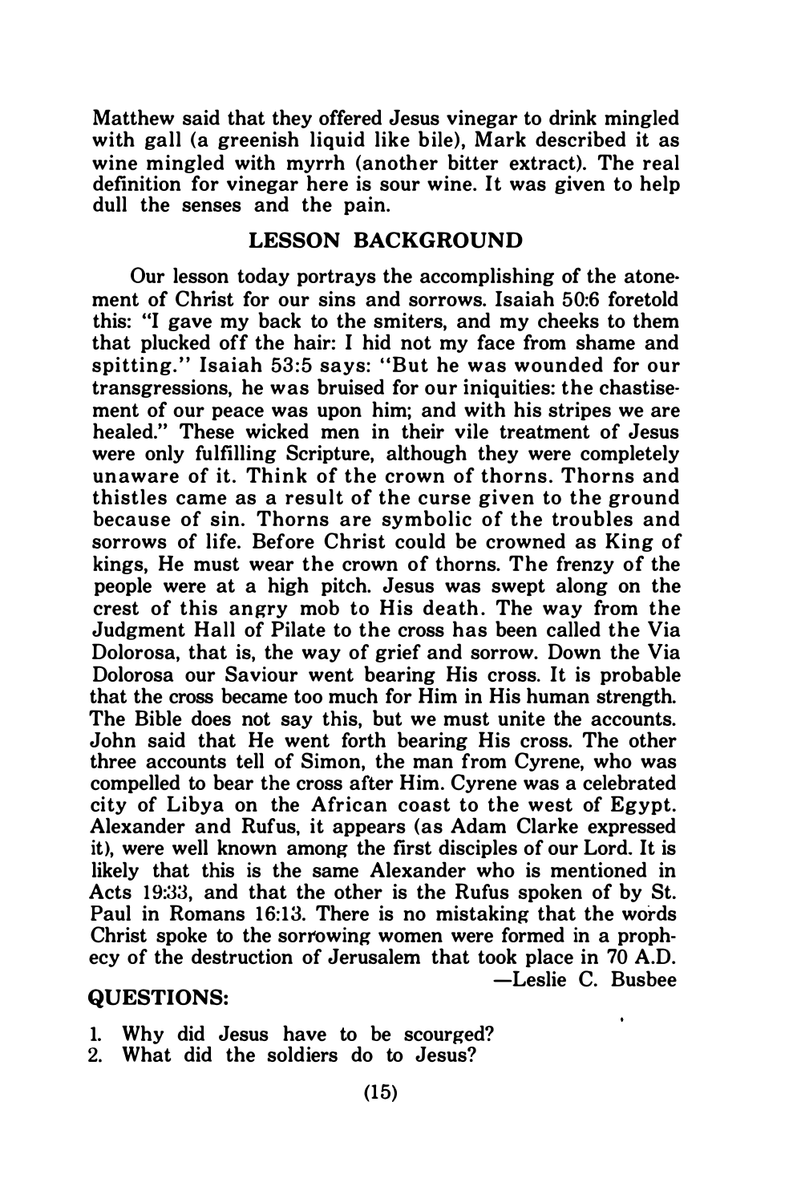Matthew said that they offered Jesus vinegar to drink mingled with gall (a greenish liquid like bile), Mark described it as wine mingled with myrrh (another bitter extract). The real definition for vinegar here is sour wine. It was given to help dull the senses and the pain.

## LESSON BACKGROUND

Our lesson today portrays the accomplishing of the atonement of Christ for our sins and sorrows. Isaiah 50:6 foretold this: "I gave my back to the smiters, and my cheeks to them that plucked off the hair: I hid not my face from shame and spitting." Isaiah 53:5 says: "But he was wounded for our transgressions, he was bruised for our iniquities: the chastisement of our peace was upon him; and with his stripes we are healed." These wicked men in their vile treatment of Jesus were only fulfilling Scripture, although they were completely unaware of it. Think of the crown of thorns. Thorns and thistles came as a result of the curse given to the ground because of sin. Thorns are symbolic of the troubles and sorrows of life. Before Christ could be crowned as King of kings, He must wear the crown of thorns. The frenzy of the people were at a high pitch. Jesus was swept along on the crest of this angry mob to His death. The way from the Judgment Hall of Pilate to the cross has been called the Via Dolorosa, that is, the way of grief and sorrow. Down the Via Dolorosa our Saviour went bearing His cross. It is probable that the cross became too much for Him in His human strength. The Bible does not say this, but we must unite the accounts. John said that He went forth bearing His cross. The other three accounts tell of Simon, the man from Cyrene, who was compelled to bear the cross after Him. Cyrene was a celebrated city of Libya on the African coast to the west of Egypt. Alexander and Rufus, it appears (as Adam Clarke expressed it), were well known among the first disciples of our Lord. It is likely that this is the same Alexander who is mentioned in Acts 19:33, and that the other is the Rufus spoken of by St. Paul in Romans 16:13. There is no mistaking that the words Christ spoke to the sorrowing women were formed in a prophecy of the destruction of Jerusalem that took place in 70 A.D.

—Leslie C. Busbee

## QUESTIONS:

1. Why did Jesus have to be scourged?
2. What did the soldiers do to Jesus?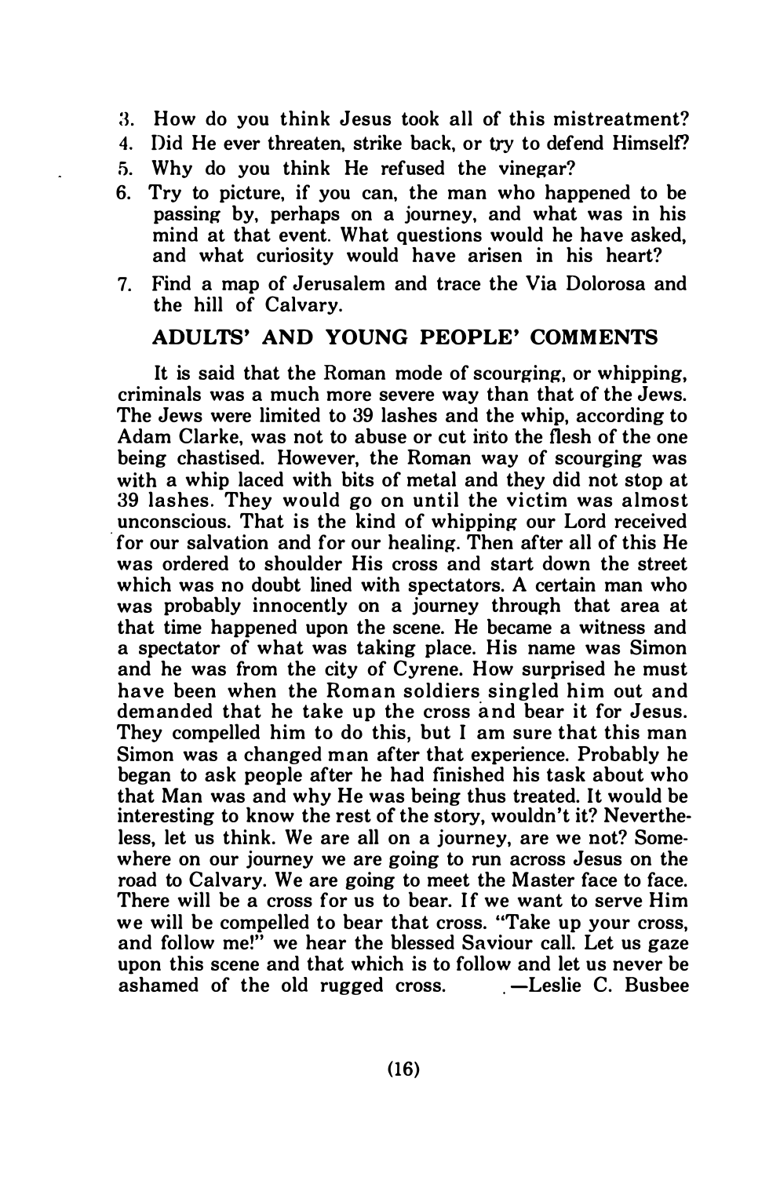3. How do you think Jesus took all of this mistreatment?
4. Did He ever threaten, strike back, or try to defend Himself?
5. Why do you think He refused the vinegar?
6. Try to picture, if you can, the man who happened to be passing by, perhaps on a journey, and what was in his mind at that event. What questions would he have asked, and what curiosity would have arisen in his heart?
7. Find a map of Jerusalem and trace the Via Dolorosa and the hill of Calvary.

## ADULTS' AND YOUNG PEOPLE' COMMENTS

It is said that the Roman mode of scourging, or whipping, criminals was a much more severe way than that of the Jews. The Jews were limited to 39 lashes and the whip, according to Adam Clarke, was not to abuse or cut into the flesh of the one being chastised. However, the Roman way of scourging was with a whip laced with bits of metal and they did not stop at 39 lashes. They would go on until the victim was almost unconscious. That is the kind of whipping our Lord received for our salvation and for our healing. Then after all of this He was ordered to shoulder His cross and start down the street which was no doubt lined with spectators. A certain man who was probably innocently on a journey through that area at that time happened upon the scene. He became a witness and a spectator of what was taking place. His name was Simon and he was from the city of Cyrene. How surprised he must have been when the Roman soldiers singled him out and demanded that he take up the cross and bear it for Jesus. They compelled him to do this, but I am sure that this man Simon was a changed man after that experience. Probably he began to ask people after he had finished his task about who that Man was and why He was being thus treated. It would be interesting to know the rest of the story, wouldn't it? Nevertheless, let us think. We are all on a journey, are we not? Somewhere on our journey we are going to run across Jesus on the road to Calvary. We are going to meet the Master face to face. There will be a cross for us to bear. If we want to serve Him we will be compelled to bear that cross. "Take up your cross, and follow me!" we hear the blessed Saviour call. Let us gaze upon this scene and that which is to follow and let us never be ashamed of the old rugged cross. —Leslie C. Busbee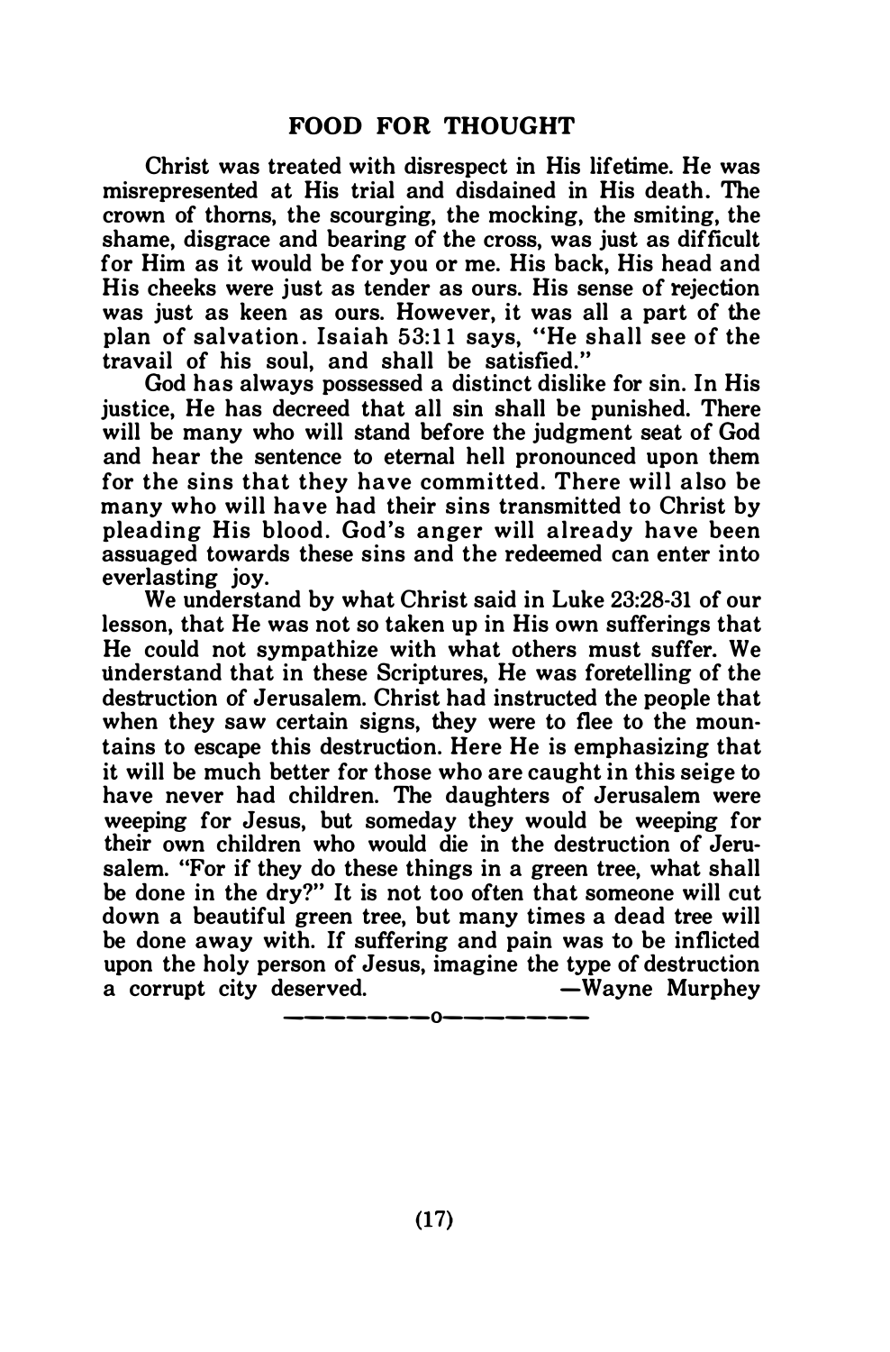## FOOD FOR THOUGHT

Christ was treated with disrespect in His lifetime. He was misrepresented at His trial and disdained in His death. The crown of thorns, the scourging, the mocking, the smiting, the shame, disgrace and bearing of the cross, was just as difficult for Him as it would be for you or me. His back, His head and His cheeks were just as tender as ours. His sense of rejection was just as keen as ours. However, it was all a part of the plan of salvation. Isaiah 53:11 says, "He shall see of the travail of his soul, and shall be satisfied."

God has always possessed a distinct dislike for sin. In His justice, He has decreed that all sin shall be punished. There will be many who will stand before the judgment seat of God and hear the sentence to eternal hell pronounced upon them for the sins that they have committed. There will also be many who will have had their sins transmitted to Christ by pleading His blood. God's anger will already have been assuaged towards these sins and the redeemed can enter into everlasting joy.

We understand by what Christ said in Luke 23:28-31 of our lesson, that He was not so taken up in His own sufferings that He could not sympathize with what others must suffer. We understand that in these Scriptures, He was foretelling of the destruction of Jerusalem. Christ had instructed the people that when they saw certain signs, they were to flee to the mountains to escape this destruction. Here He is emphasizing that it will be much better for those who are caught in this seige to have never had children. The daughters of Jerusalem were weeping for Jesus, but someday they would be weeping for their own children who would die in the destruction of Jerusalem. "For if they do these things in a green tree, what shall be done in the dry?" It is not too often that someone will cut down a beautiful green tree, but many times a dead tree will be done away with. If suffering and pain was to be inflicted upon the holy person of Jesus, imagine the type of destruction a corrupt city deserved. —Wayne Murphey

———————o———————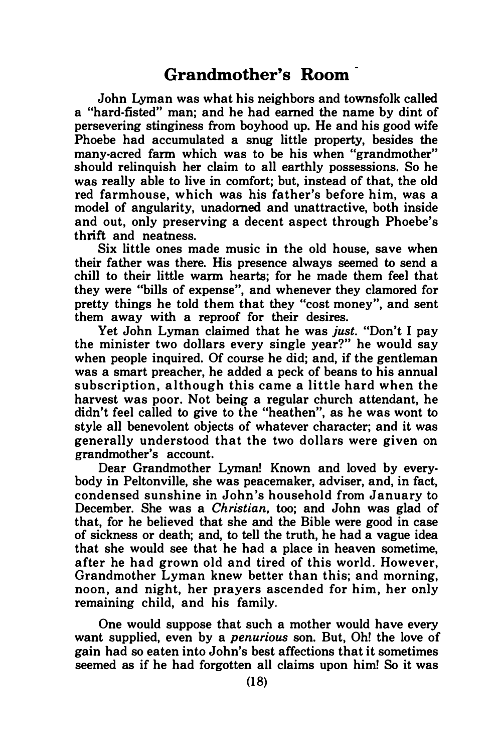## Grandmother's Room

John Lyman was what his neighbors and townsfolk called a "hard-fisted" man; and he had earned the name by dint of persevering stinginess from boyhood up. He and his good wife Phoebe had accumulated a snug little property, besides the many-acred farm which was to be his when "grandmother" should relinquish her claim to all earthly possessions. So he was really able to live in comfort; but, instead of that, the old red farmhouse, which was his father's before him, was a model of angularity, unadorned and unattractive, both inside and out, only preserving a decent aspect through Phoebe's thrift and neatness.

Six little ones made music in the old house, save when their father was there. His presence always seemed to send a chill to their little warm hearts; for he made them feel that they were "bills of expense", and whenever they clamored for pretty things he told them that they "cost money", and sent them away with a reproof for their desires.

Yet John Lyman claimed that he was *just*. "Don't I pay the minister two dollars every single year?" he would say when people inquired. Of course he did; and, if the gentleman was a smart preacher, he added a peck of beans to his annual subscription, although this came a little hard when the harvest was poor. Not being a regular church attendant, he didn't feel called to give to the "heathen", as he was wont to style all benevolent objects of whatever character; and it was generally understood that the two dollars were given on grandmother's account.

Dear Grandmother Lyman! Known and loved by everybody in Peltonville, she was peacemaker, adviser, and, in fact, condensed sunshine in John's household from January to December. She was a *Christian*, too; and John was glad of that, for he believed that she and the Bible were good in case of sickness or death; and, to tell the truth, he had a vague idea that she would see that he had a place in heaven sometime, after he had grown old and tired of this world. However, Grandmother Lyman knew better than this; and morning, noon, and night, her prayers ascended for him, her only remaining child, and his family.

One would suppose that such a mother would have every want supplied, even by a *penurious* son. But, Oh! the love of gain had so eaten into John's best affections that it sometimes seemed as if he had forgotten all claims upon him! So it was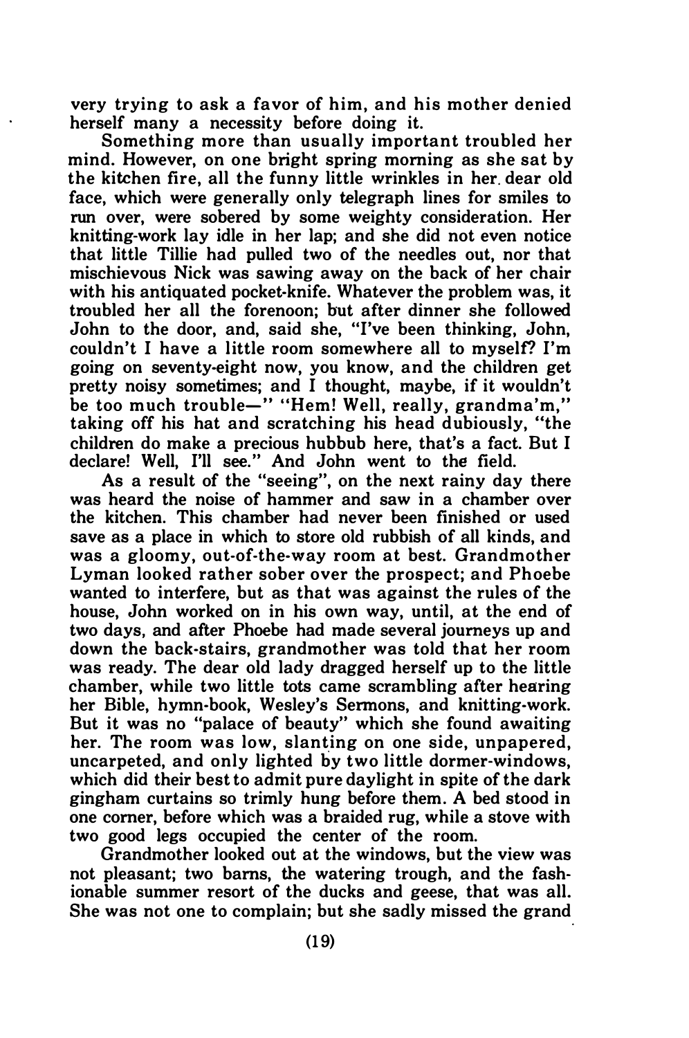very trying to ask a favor of him, and his mother denied herself many a necessity before doing it.

Something more than usually important troubled her mind. However, on one bright spring morning as she sat by the kitchen fire, all the funny little wrinkles in her dear old face, which were generally only telegraph lines for smiles to run over, were sobered by some weighty consideration. Her knitting-work lay idle in her lap; and she did not even notice that little Tillie had pulled two of the needles out, nor that mischievous Nick was sawing away on the back of her chair with his antiquated pocket-knife. Whatever the problem was, it troubled her all the forenoon; but after dinner she followed John to the door, and, said she, "I've been thinking, John, couldn't I have a little room somewhere all to myself? I'm going on seventy-eight now, you know, and the children get pretty noisy sometimes; and I thought, maybe, if it wouldn't be too much trouble—" "Hem! Well, really, grandma'm," taking off his hat and scratching his head dubiously, "the children do make a precious hubbub here, that's a fact. But I declare! Well, I'll see." And John went to the field.

As a result of the "seeing", on the next rainy day there was heard the noise of hammer and saw in a chamber over the kitchen. This chamber had never been finished or used save as a place in which to store old rubbish of all kinds, and was a gloomy, out-of-the-way room at best. Grandmother Lyman looked rather sober over the prospect; and Phoebe wanted to interfere, but as that was against the rules of the house, John worked on in his own way, until, at the end of two days, and after Phoebe had made several journeys up and down the back-stairs, grandmother was told that her room was ready. The dear old lady dragged herself up to the little chamber, while two little tots came scrambling after hearing her Bible, hymn-book, Wesley's Sermons, and knitting-work. But it was no "palace of beauty" which she found awaiting her. The room was low, slanting on one side, unpapered, uncarpeted, and only lighted by two little dormer-windows, which did their best to admit pure daylight in spite of the dark gingham curtains so trimly hung before them. A bed stood in one corner, before which was a braided rug, while a stove with two good legs occupied the center of the room.

Grandmother looked out at the windows, but the view was not pleasant; two barns, the watering trough, and the fashionable summer resort of the ducks and geese, that was all. She was not one to complain; but she sadly missed the grand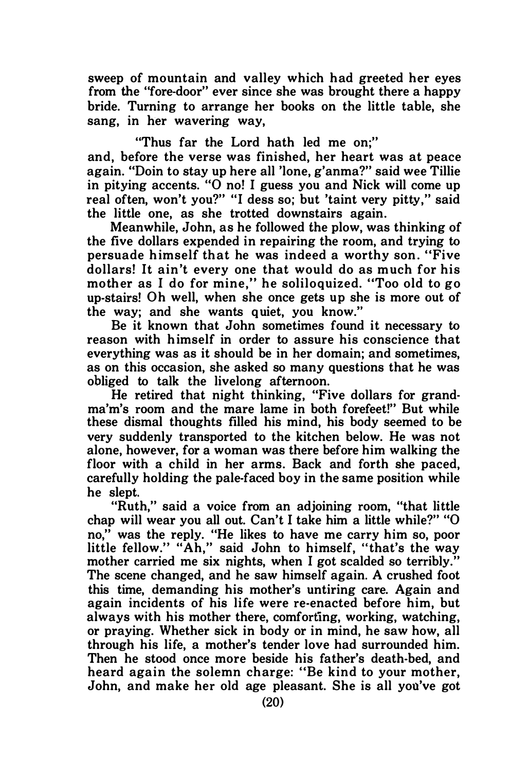sweep of mountain and valley which had greeted her eyes from the "fore-door" ever since she was brought there a happy bride. Turning to arrange her books on the little table, she sang, in her wavering way,

"Thus far the Lord hath led me on;"

and, before the verse was finished, her heart was at peace again. "Doin to stay up here all 'lone, g'anma?" said wee Tillie in pitying accents. "O no! I guess you and Nick will come up real often, won't you?" "I dess so; but 'taint very pitty," said the little one, as she trotted downstairs again.

Meanwhile, John, as he followed the plow, was thinking of the five dollars expended in repairing the room, and trying to persuade himself that he was indeed a worthy son. "Five dollars! It ain't every one that would do as much for his mother as I do for mine," he soliloquized. "Too old to go up-stairs! Oh well, when she once gets up she is more out of the way; and she wants quiet, you know."

Be it known that John sometimes found it necessary to reason with himself in order to assure his conscience that everything was as it should be in her domain; and sometimes, as on this occasion, she asked so many questions that he was obliged to talk the livelong afternoon.

He retired that night thinking, "Five dollars for grandma'm's room and the mare lame in both forefeet!" But while these dismal thoughts filled his mind, his body seemed to be very suddenly transported to the kitchen below. He was not alone, however, for a woman was there before him walking the floor with a child in her arms. Back and forth she paced, carefully holding the pale-faced boy in the same position while he slept.

"Ruth," said a voice from an adjoining room, "that little chap will wear you all out. Can't I take him a little while?" "O no," was the reply. "He likes to have me carry him so, poor little fellow." "Ah," said John to himself, "that's the way mother carried me six nights, when I got scalded so terribly." The scene changed, and he saw himself again. A crushed foot this time, demanding his mother's untiring care. Again and again incidents of his life were re-enacted before him, but always with his mother there, comforting, working, watching, or praying. Whether sick in body or in mind, he saw how, all through his life, a mother's tender love had surrounded him. Then he stood once more beside his father's death-bed, and heard again the solemn charge: "Be kind to your mother, John, and make her old age pleasant. She is all you've got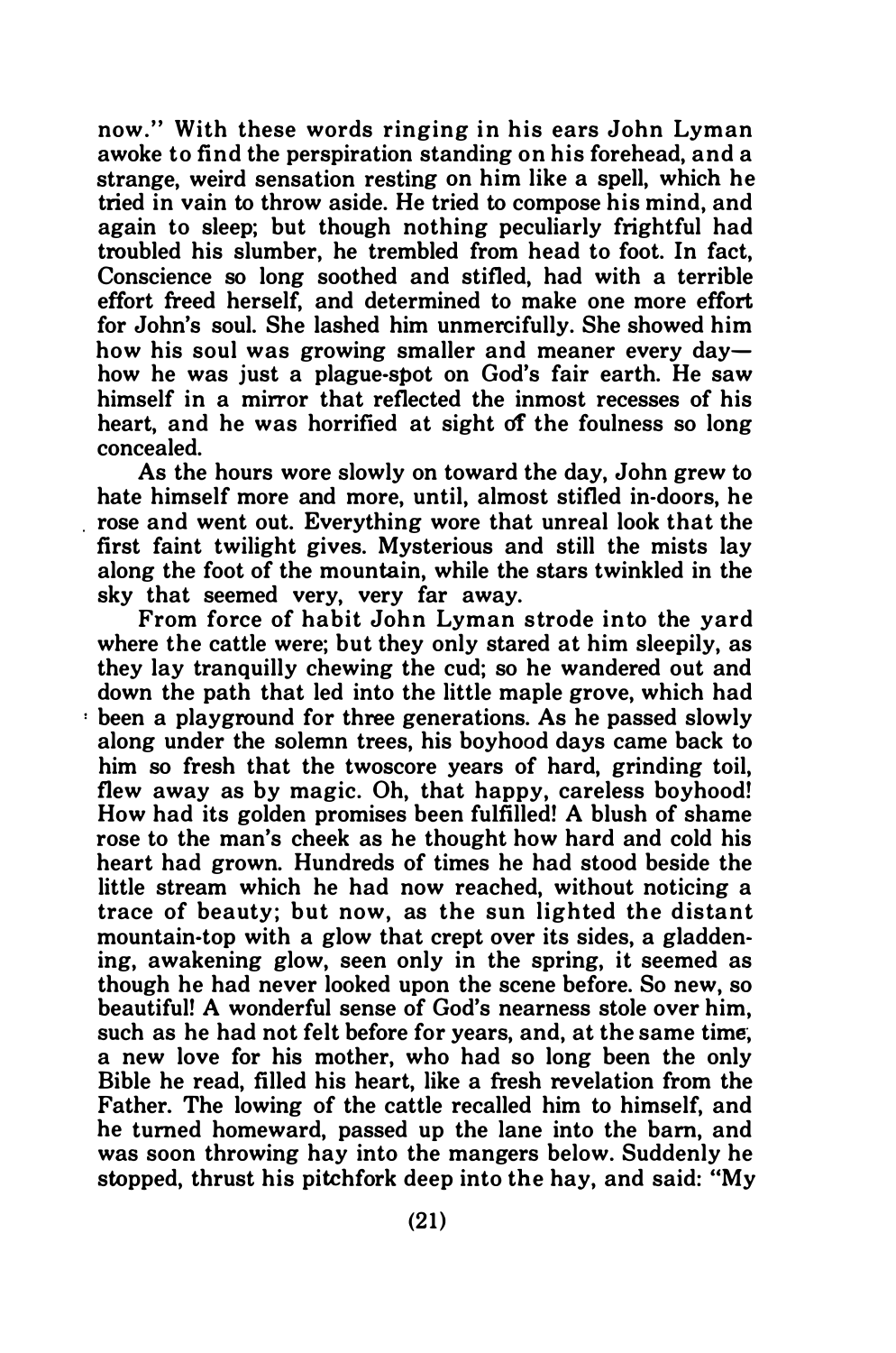now." With these words ringing in his ears John Lyman awoke to find the perspiration standing on his forehead, and a strange, weird sensation resting on him like a spell, which he tried in vain to throw aside. He tried to compose his mind, and again to sleep; but though nothing peculiarly frightful had troubled his slumber, he trembled from head to foot. In fact, Conscience so long soothed and stifled, had with a terrible effort freed herself, and determined to make one more effort for John's soul. She lashed him unmercifully. She showed him how his soul was growing smaller and meaner every day—how he was just a plague-spot on God's fair earth. He saw himself in a mirror that reflected the inmost recesses of his heart, and he was horrified at sight of the foulness so long concealed.

As the hours wore slowly on toward the day, John grew to hate himself more and more, until, almost stifled in-doors, he rose and went out. Everything wore that unreal look that the first faint twilight gives. Mysterious and still the mists lay along the foot of the mountain, while the stars twinkled in the sky that seemed very, very far away.

From force of habit John Lyman strode into the yard where the cattle were; but they only stared at him sleepily, as they lay tranquilly chewing the cud; so he wandered out and down the path that led into the little maple grove, which had been a playground for three generations. As he passed slowly along under the solemn trees, his boyhood days came back to him so fresh that the twoscore years of hard, grinding toil, flew away as by magic. Oh, that happy, careless boyhood! How had its golden promises been fulfilled! A blush of shame rose to the man's cheek as he thought how hard and cold his heart had grown. Hundreds of times he had stood beside the little stream which he had now reached, without noticing a trace of beauty; but now, as the sun lighted the distant mountain-top with a glow that crept over its sides, a gladdening, awakening glow, seen only in the spring, it seemed as though he had never looked upon the scene before. So new, so beautiful! A wonderful sense of God's nearness stole over him, such as he had not felt before for years, and, at the same time, a new love for his mother, who had so long been the only Bible he read, filled his heart, like a fresh revelation from the Father. The lowing of the cattle recalled him to himself, and he turned homeward, passed up the lane into the barn, and was soon throwing hay into the mangers below. Suddenly he stopped, thrust his pitchfork deep into the hay, and said: "My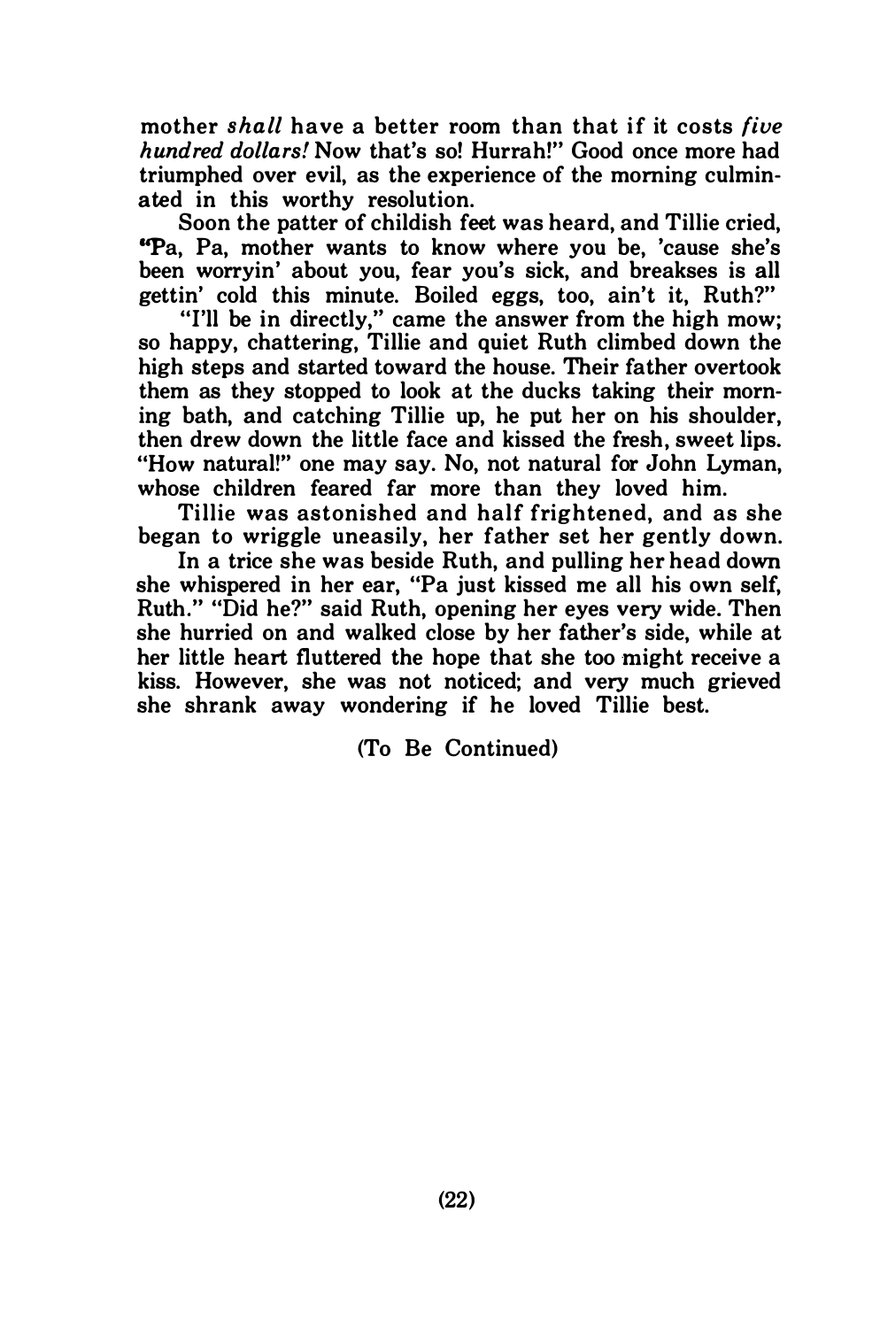mother *shall* have a better room than that if it costs *five hundred dollars!* Now that's so! Hurrah!" Good once more had triumphed over evil, as the experience of the morning culminated in this worthy resolution.

Soon the patter of childish feet was heard, and Tillie cried, "Pa, Pa, mother wants to know where you be, 'cause she's been worryin' about you, fear you's sick, and breakses is all gettin' cold this minute. Boiled eggs, too, ain't it, Ruth?"

"I'll be in directly," came the answer from the high mow; so happy, chattering, Tillie and quiet Ruth climbed down the high steps and started toward the house. Their father overtook them as they stopped to look at the ducks taking their morning bath, and catching Tillie up, he put her on his shoulder, then drew down the little face and kissed the fresh, sweet lips. "How natural!" one may say. No, not natural for John Lyman, whose children feared far more than they loved him.

Tillie was astonished and half frightened, and as she began to wriggle uneasily, her father set her gently down.

In a trice she was beside Ruth, and pulling her head down she whispered in her ear, "Pa just kissed me all his own self, Ruth." "Did he?" said Ruth, opening her eyes very wide. Then she hurried on and walked close by her father's side, while at her little heart fluttered the hope that she too might receive a kiss. However, she was not noticed; and very much grieved she shrank away wondering if he loved Tillie best.

(To Be Continued)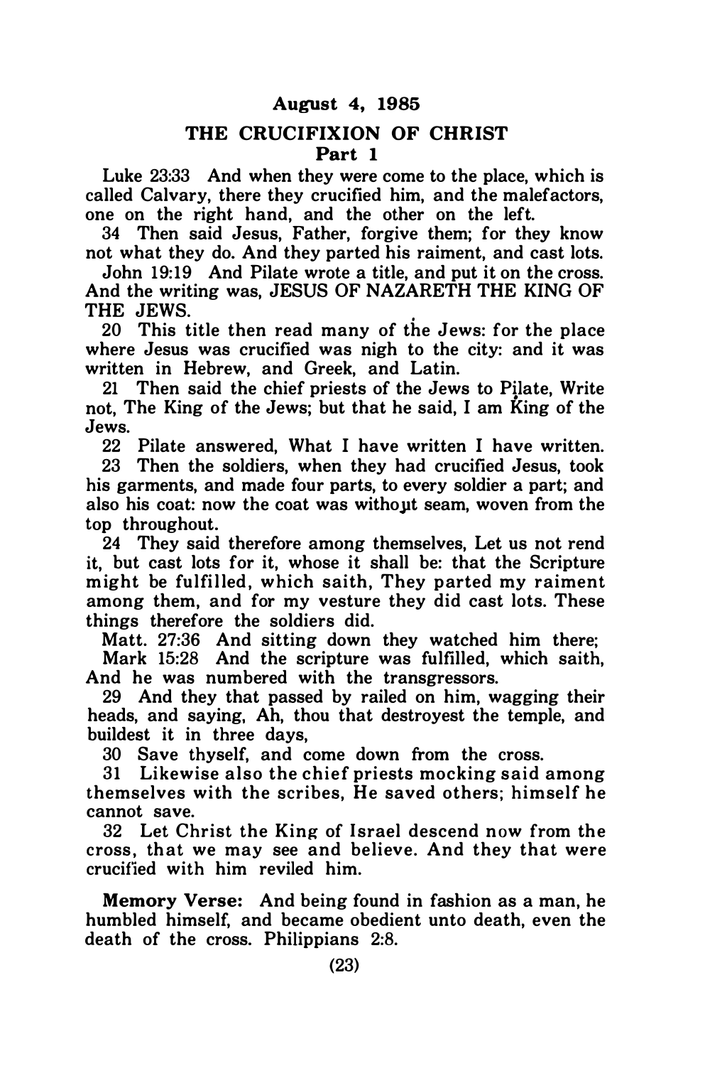**August 4, 1985**

## THE CRUCIFIXION OF CHRIST
### Part 1

Luke 23:33 And when they were come to the place, which is called Calvary, there they crucified him, and the malefactors, one on the right hand, and the other on the left.

34 Then said Jesus, Father, forgive them; for they know not what they do. And they parted his raiment, and cast lots.

John 19:19 And Pilate wrote a title, and put it on the cross. And the writing was, JESUS OF NAZARETH THE KING OF THE JEWS.

20 This title then read many of the Jews: for the place where Jesus was crucified was nigh to the city: and it was written in Hebrew, and Greek, and Latin.

21 Then said the chief priests of the Jews to Pilate, Write not, The King of the Jews; but that he said, I am King of the Jews.

22 Pilate answered, What I have written I have written.

23 Then the soldiers, when they had crucified Jesus, took his garments, and made four parts, to every soldier a part; and also his coat: now the coat was without seam, woven from the top throughout.

24 They said therefore among themselves, Let us not rend it, but cast lots for it, whose it shall be: that the Scripture might be fulfilled, which saith, They parted my raiment among them, and for my vesture they did cast lots. These things therefore the soldiers did.

Matt. 27:36 And sitting down they watched him there;

Mark 15:28 And the scripture was fulfilled, which saith, And he was numbered with the transgressors.

29 And they that passed by railed on him, wagging their heads, and saying, Ah, thou that destroyest the temple, and buildest it in three days,

30 Save thyself, and come down from the cross.

31 Likewise also the chief priests mocking said among themselves with the scribes, He saved others; himself he cannot save.

32 Let Christ the King of Israel descend now from the cross, that we may see and believe. And they that were crucified with him reviled him.

**Memory Verse:** And being found in fashion as a man, he humbled himself, and became obedient unto death, even the death of the cross. Philippians 2:8.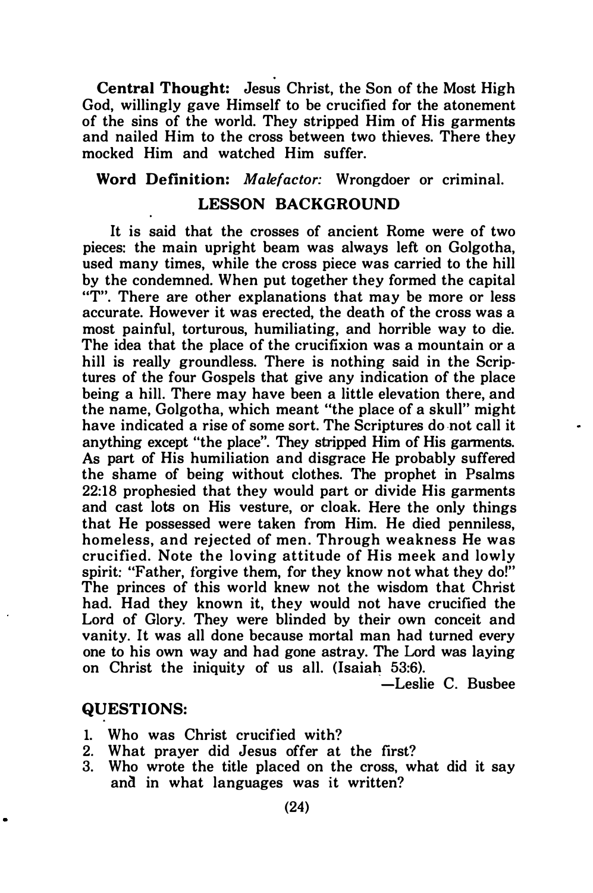**Central Thought:** Jesus Christ, the Son of the Most High God, willingly gave Himself to be crucified for the atonement of the sins of the world. They stripped Him of His garments and nailed Him to the cross between two thieves. There they mocked Him and watched Him suffer.

**Word Definition:** *Malefactor:* Wrongdoer or criminal.

## LESSON BACKGROUND

It is said that the crosses of ancient Rome were of two pieces: the main upright beam was always left on Golgotha, used many times, while the cross piece was carried to the hill by the condemned. When put together they formed the capital "T". There are other explanations that may be more or less accurate. However it was erected, the death of the cross was a most painful, torturous, humiliating, and horrible way to die. The idea that the place of the crucifixion was a mountain or a hill is really groundless. There is nothing said in the Scriptures of the four Gospels that give any indication of the place being a hill. There may have been a little elevation there, and the name, Golgotha, which meant "the place of a skull" might have indicated a rise of some sort. The Scriptures do not call it anything except "the place". They stripped Him of His garments. As part of His humiliation and disgrace He probably suffered the shame of being without clothes. The prophet in Psalms 22:18 prophesied that they would part or divide His garments and cast lots on His vesture, or cloak. Here the only things that He possessed were taken from Him. He died penniless, homeless, and rejected of men. Through weakness He was crucified. Note the loving attitude of His meek and lowly spirit: "Father, forgive them, for they know not what they do!" The princes of this world knew not the wisdom that Christ had. Had they known it, they would not have crucified the Lord of Glory. They were blinded by their own conceit and vanity. It was all done because mortal man had turned every one to his own way and had gone astray. The Lord was laying on Christ the iniquity of us all. (Isaiah 53:6).

—Leslie C. Busbee

### QUESTIONS:

1. Who was Christ crucified with?
2. What prayer did Jesus offer at the first?
3. Who wrote the title placed on the cross, what did it say and in what languages was it written?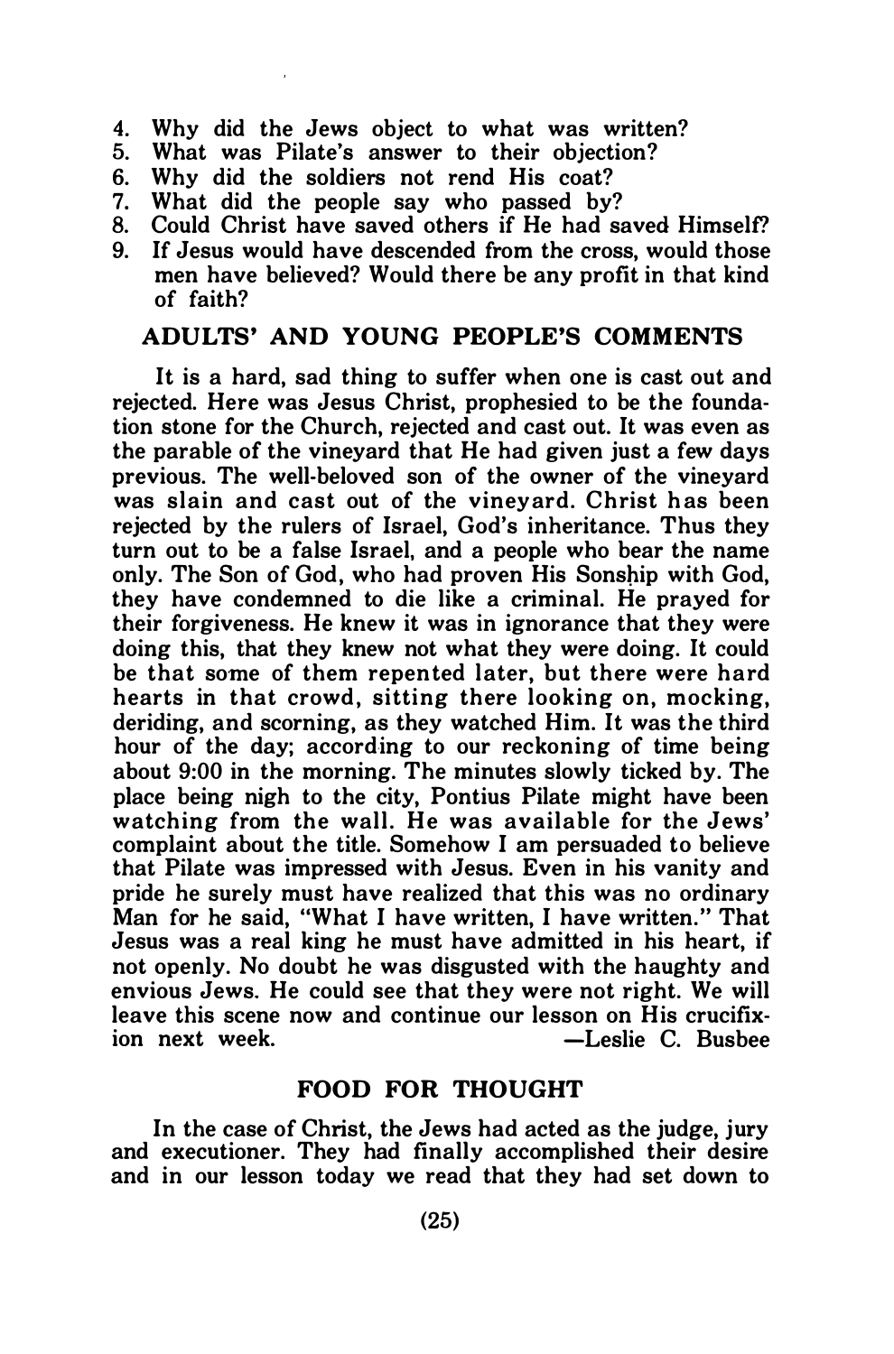4. Why did the Jews object to what was written?
5. What was Pilate's answer to their objection?
6. Why did the soldiers not rend His coat?
7. What did the people say who passed by?
8. Could Christ have saved others if He had saved Himself?
9. If Jesus would have descended from the cross, would those men have believed? Would there be any profit in that kind of faith?

## ADULTS' AND YOUNG PEOPLE'S COMMENTS

It is a hard, sad thing to suffer when one is cast out and rejected. Here was Jesus Christ, prophesied to be the foundation stone for the Church, rejected and cast out. It was even as the parable of the vineyard that He had given just a few days previous. The well-beloved son of the owner of the vineyard was slain and cast out of the vineyard. Christ has been rejected by the rulers of Israel, God's inheritance. Thus they turn out to be a false Israel, and a people who bear the name only. The Son of God, who had proven His Sonship with God, they have condemned to die like a criminal. He prayed for their forgiveness. He knew it was in ignorance that they were doing this, that they knew not what they were doing. It could be that some of them repented later, but there were hard hearts in that crowd, sitting there looking on, mocking, deriding, and scorning, as they watched Him. It was the third hour of the day; according to our reckoning of time being about 9:00 in the morning. The minutes slowly ticked by. The place being nigh to the city, Pontius Pilate might have been watching from the wall. He was available for the Jews' complaint about the title. Somehow I am persuaded to believe that Pilate was impressed with Jesus. Even in his vanity and pride he surely must have realized that this was no ordinary Man for he said, "What I have written, I have written." That Jesus was a real king he must have admitted in his heart, if not openly. No doubt he was disgusted with the haughty and envious Jews. He could see that they were not right. We will leave this scene now and continue our lesson on His crucifixion next week. —Leslie C. Busbee

## FOOD FOR THOUGHT

In the case of Christ, the Jews had acted as the judge, jury and executioner. They had finally accomplished their desire and in our lesson today we read that they had set down to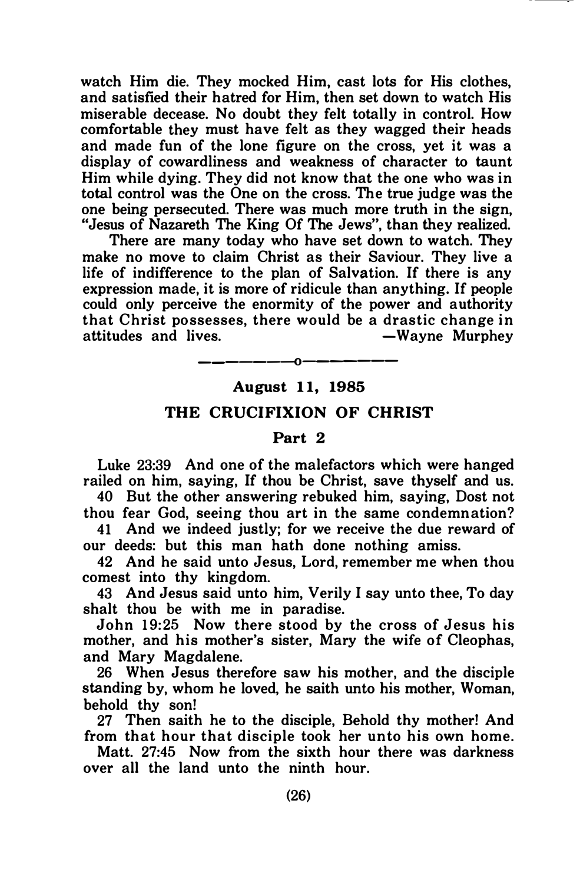watch Him die. They mocked Him, cast lots for His clothes, and satisfied their hatred for Him, then set down to watch His miserable decease. No doubt they felt totally in control. How comfortable they must have felt as they wagged their heads and made fun of the lone figure on the cross, yet it was a display of cowardliness and weakness of character to taunt Him while dying. They did not know that the one who was in total control was the One on the cross. The true judge was the one being persecuted. There was much more truth in the sign, "Jesus of Nazareth The King Of The Jews", than they realized.

There are many today who have set down to watch. They make no move to claim Christ as their Saviour. They live a life of indifference to the plan of Salvation. If there is any expression made, it is more of ridicule than anything. If people could only perceive the enormity of the power and authority that Christ possesses, there would be a drastic change in attitudes and lives. —Wayne Murphey

———————o———————

**August 11, 1985**

## THE CRUCIFIXION OF CHRIST

### Part 2

Luke 23:39 And one of the malefactors which were hanged railed on him, saying, If thou be Christ, save thyself and us.

40 But the other answering rebuked him, saying, Dost not thou fear God, seeing thou art in the same condemnation?

41 And we indeed justly; for we receive the due reward of our deeds: but this man hath done nothing amiss.

42 And he said unto Jesus, Lord, remember me when thou comest into thy kingdom.

43 And Jesus said unto him, Verily I say unto thee, To day shalt thou be with me in paradise.

John 19:25 Now there stood by the cross of Jesus his mother, and his mother's sister, Mary the wife of Cleophas, and Mary Magdalene.

26 When Jesus therefore saw his mother, and the disciple standing by, whom he loved, he saith unto his mother, Woman, behold thy son!

27 Then saith he to the disciple, Behold thy mother! And from that hour that disciple took her unto his own home.

Matt. 27:45 Now from the sixth hour there was darkness over all the land unto the ninth hour.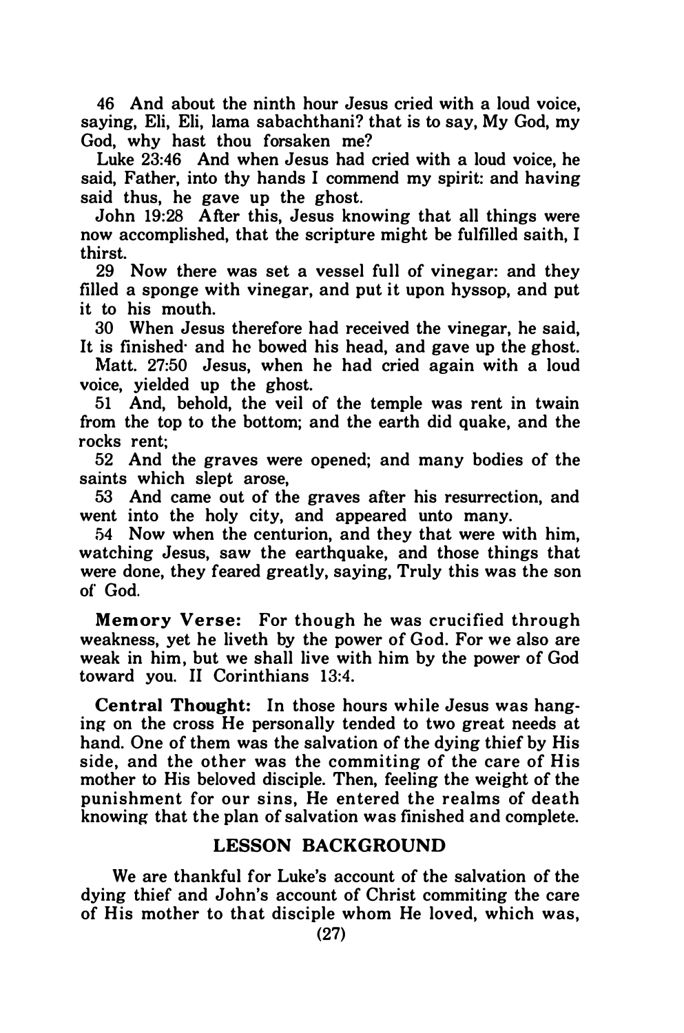46 And about the ninth hour Jesus cried with a loud voice, saying, Eli, Eli, lama sabachthani? that is to say, My God, my God, why hast thou forsaken me?

Luke 23:46 And when Jesus had cried with a loud voice, he said, Father, into thy hands I commend my spirit: and having said thus, he gave up the ghost.

John 19:28 After this, Jesus knowing that all things were now accomplished, that the scripture might be fulfilled saith, I thirst.

29 Now there was set a vessel full of vinegar: and they filled a sponge with vinegar, and put it upon hyssop, and put it to his mouth.

30 When Jesus therefore had received the vinegar, he said, It is finished· and he bowed his head, and gave up the ghost.

Matt. 27:50 Jesus, when he had cried again with a loud voice, yielded up the ghost.

51 And, behold, the veil of the temple was rent in twain from the top to the bottom; and the earth did quake, and the rocks rent;

52 And the graves were opened; and many bodies of the saints which slept arose,

53 And came out of the graves after his resurrection, and went into the holy city, and appeared unto many.

54 Now when the centurion, and they that were with him, watching Jesus, saw the earthquake, and those things that were done, they feared greatly, saying, Truly this was the son of God.

**Memory Verse:** For though he was crucified through weakness, yet he liveth by the power of God. For we also are weak in him, but we shall live with him by the power of God toward you. II Corinthians 13:4.

**Central Thought:** In those hours while Jesus was hanging on the cross He personally tended to two great needs at hand. One of them was the salvation of the dying thief by His side, and the other was the commiting of the care of His mother to His beloved disciple. Then, feeling the weight of the punishment for our sins, He entered the realms of death knowing that the plan of salvation was finished and complete.

## LESSON BACKGROUND

We are thankful for Luke's account of the salvation of the dying thief and John's account of Christ commiting the care of His mother to that disciple whom He loved, which was,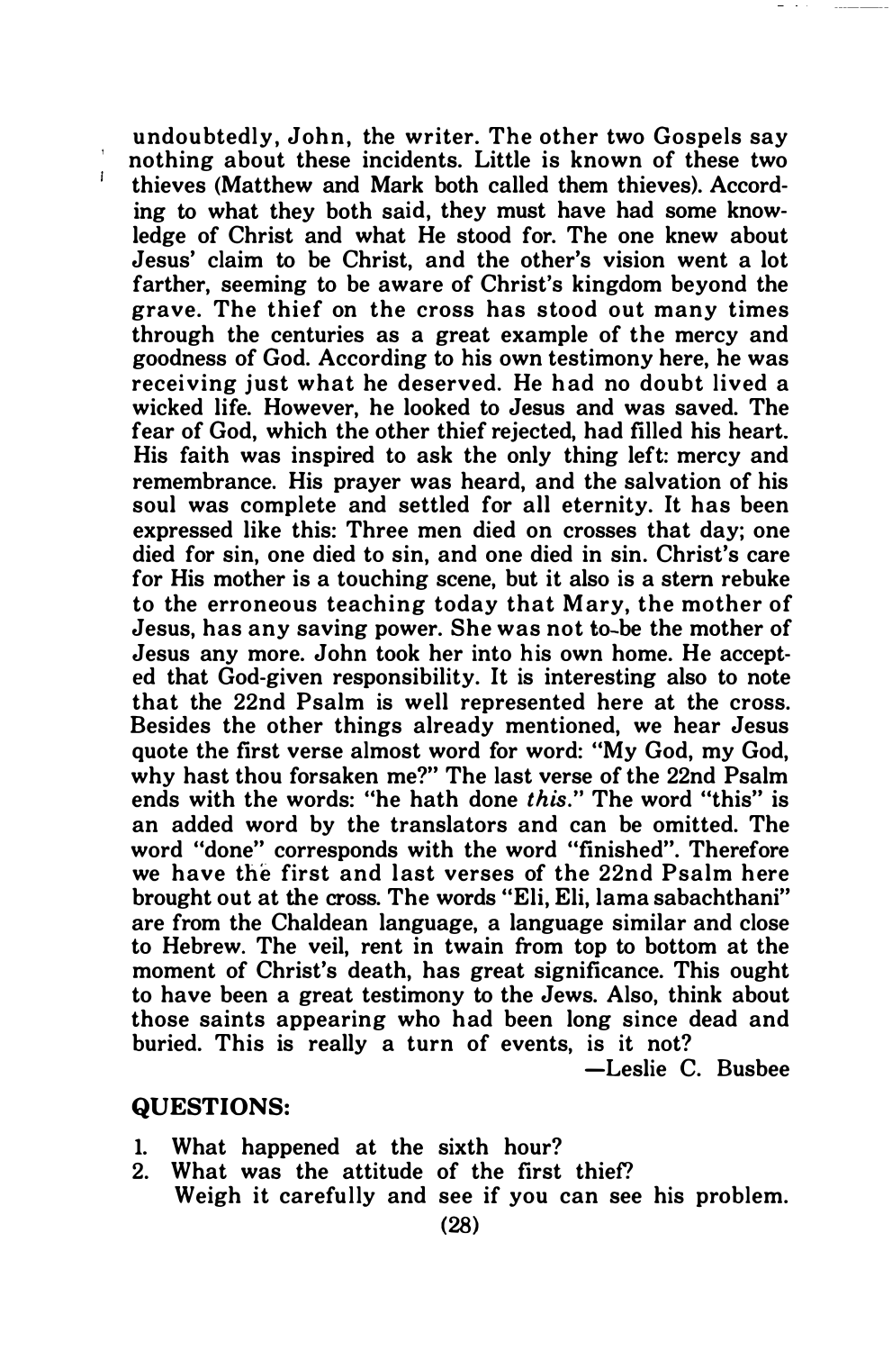undoubtedly, John, the writer. The other two Gospels say nothing about these incidents. Little is known of these two thieves (Matthew and Mark both called them thieves). According to what they both said, they must have had some knowledge of Christ and what He stood for. The one knew about Jesus' claim to be Christ, and the other's vision went a lot farther, seeming to be aware of Christ's kingdom beyond the grave. The thief on the cross has stood out many times through the centuries as a great example of the mercy and goodness of God. According to his own testimony here, he was receiving just what he deserved. He had no doubt lived a wicked life. However, he looked to Jesus and was saved. The fear of God, which the other thief rejected, had filled his heart. His faith was inspired to ask the only thing left: mercy and remembrance. His prayer was heard, and the salvation of his soul was complete and settled for all eternity. It has been expressed like this: Three men died on crosses that day; one died for sin, one died to sin, and one died in sin. Christ's care for His mother is a touching scene, but it also is a stern rebuke to the erroneous teaching today that Mary, the mother of Jesus, has any saving power. She was not to be the mother of Jesus any more. John took her into his own home. He accepted that God-given responsibility. It is interesting also to note that the 22nd Psalm is well represented here at the cross. Besides the other things already mentioned, we hear Jesus quote the first verse almost word for word: "My God, my God, why hast thou forsaken me?" The last verse of the 22nd Psalm ends with the words: "he hath done *this*." The word "this" is an added word by the translators and can be omitted. The word "done" corresponds with the word "finished". Therefore we have the first and last verses of the 22nd Psalm here brought out at the cross. The words "Eli, Eli, lama sabachthani" are from the Chaldean language, a language similar and close to Hebrew. The veil, rent in twain from top to bottom at the moment of Christ's death, has great significance. This ought to have been a great testimony to the Jews. Also, think about those saints appearing who had been long since dead and buried. This is really a turn of events, is it not?

—Leslie C. Busbee

**QUESTIONS:**

1. What happened at the sixth hour?
2. What was the attitude of the first thief?
   Weigh it carefully and see if you can see his problem.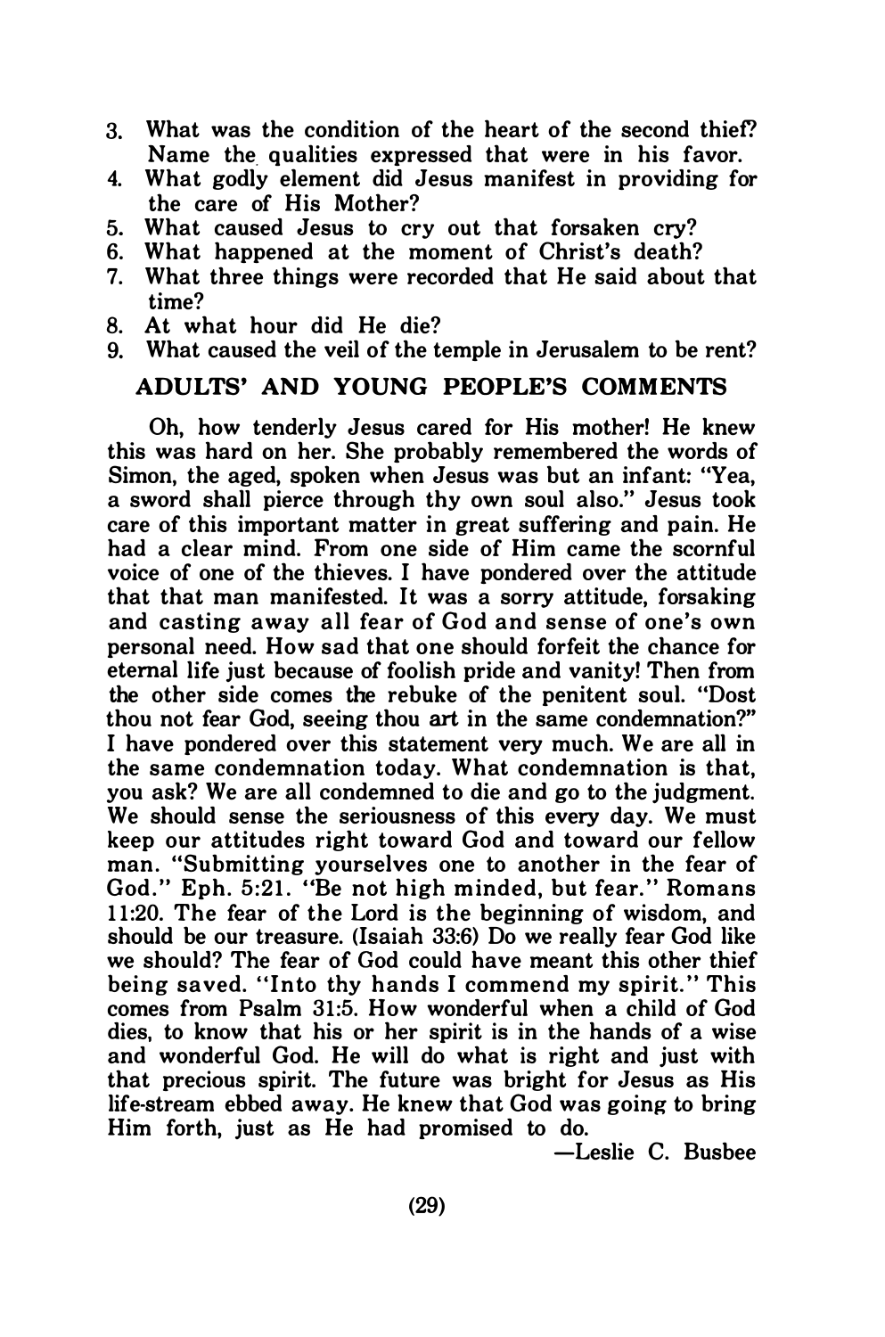3. What was the condition of the heart of the second thief? Name the qualities expressed that were in his favor.
4. What godly element did Jesus manifest in providing for the care of His Mother?
5. What caused Jesus to cry out that forsaken cry?
6. What happened at the moment of Christ's death?
7. What three things were recorded that He said about that time?
8. At what hour did He die?
9. What caused the veil of the temple in Jerusalem to be rent?

## ADULTS' AND YOUNG PEOPLE'S COMMENTS

Oh, how tenderly Jesus cared for His mother! He knew this was hard on her. She probably remembered the words of Simon, the aged, spoken when Jesus was but an infant: "Yea, a sword shall pierce through thy own soul also." Jesus took care of this important matter in great suffering and pain. He had a clear mind. From one side of Him came the scornful voice of one of the thieves. I have pondered over the attitude that that man manifested. It was a sorry attitude, forsaking and casting away all fear of God and sense of one's own personal need. How sad that one should forfeit the chance for eternal life just because of foolish pride and vanity! Then from the other side comes the rebuke of the penitent soul. "Dost thou not fear God, seeing thou art in the same condemnation?" I have pondered over this statement very much. We are all in the same condemnation today. What condemnation is that, you ask? We are all condemned to die and go to the judgment. We should sense the seriousness of this every day. We must keep our attitudes right toward God and toward our fellow man. "Submitting yourselves one to another in the fear of God." Eph. 5:21. "Be not high minded, but fear." Romans 11:20. The fear of the Lord is the beginning of wisdom, and should be our treasure. (Isaiah 33:6) Do we really fear God like we should? The fear of God could have meant this other thief being saved. "Into thy hands I commend my spirit." This comes from Psalm 31:5. How wonderful when a child of God dies, to know that his or her spirit is in the hands of a wise and wonderful God. He will do what is right and just with that precious spirit. The future was bright for Jesus as His life-stream ebbed away. He knew that God was going to bring Him forth, just as He had promised to do.

—Leslie C. Busbee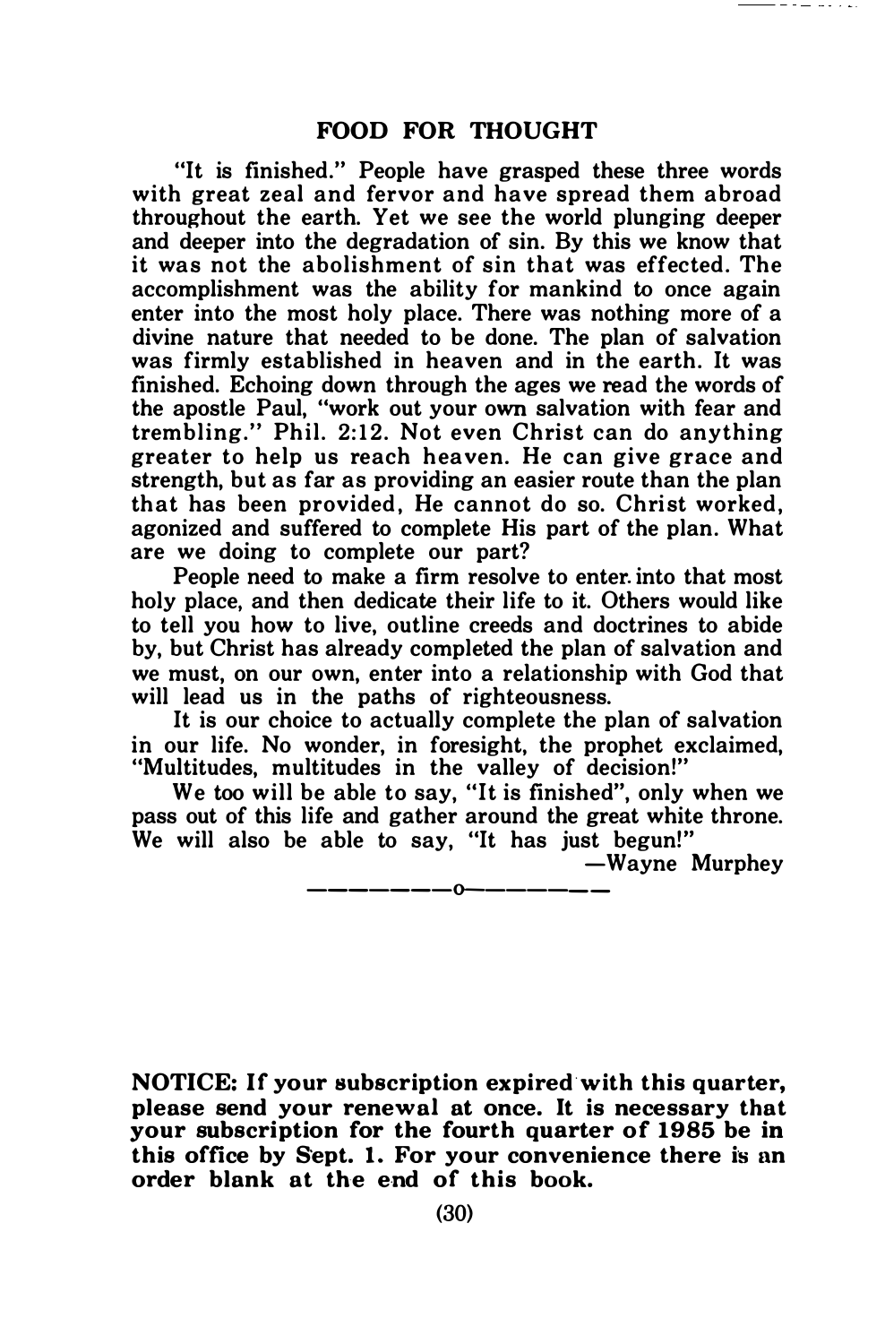## FOOD FOR THOUGHT

"It is finished." People have grasped these three words with great zeal and fervor and have spread them abroad throughout the earth. Yet we see the world plunging deeper and deeper into the degradation of sin. By this we know that it was not the abolishment of sin that was effected. The accomplishment was the ability for mankind to once again enter into the most holy place. There was nothing more of a divine nature that needed to be done. The plan of salvation was firmly established in heaven and in the earth. It was finished. Echoing down through the ages we read the words of the apostle Paul, "work out your own salvation with fear and trembling." Phil. 2:12. Not even Christ can do anything greater to help us reach heaven. He can give grace and strength, but as far as providing an easier route than the plan that has been provided, He cannot do so. Christ worked, agonized and suffered to complete His part of the plan. What are we doing to complete our part?

People need to make a firm resolve to enter into that most holy place, and then dedicate their life to it. Others would like to tell you how to live, outline creeds and doctrines to abide by, but Christ has already completed the plan of salvation and we must, on our own, enter into a relationship with God that will lead us in the paths of righteousness.

It is our choice to actually complete the plan of salvation in our life. No wonder, in foresight, the prophet exclaimed, "Multitudes, multitudes in the valley of decision!"

We too will be able to say, "It is finished", only when we pass out of this life and gather around the great white throne. We will also be able to say, "It has just begun!"

—Wayne Murphey

---

**NOTICE: If your subscription expired with this quarter, please send your renewal at once. It is necessary that your subscription for the fourth quarter of 1985 be in this office by Sept. 1. For your convenience there is an order blank at the end of this book.**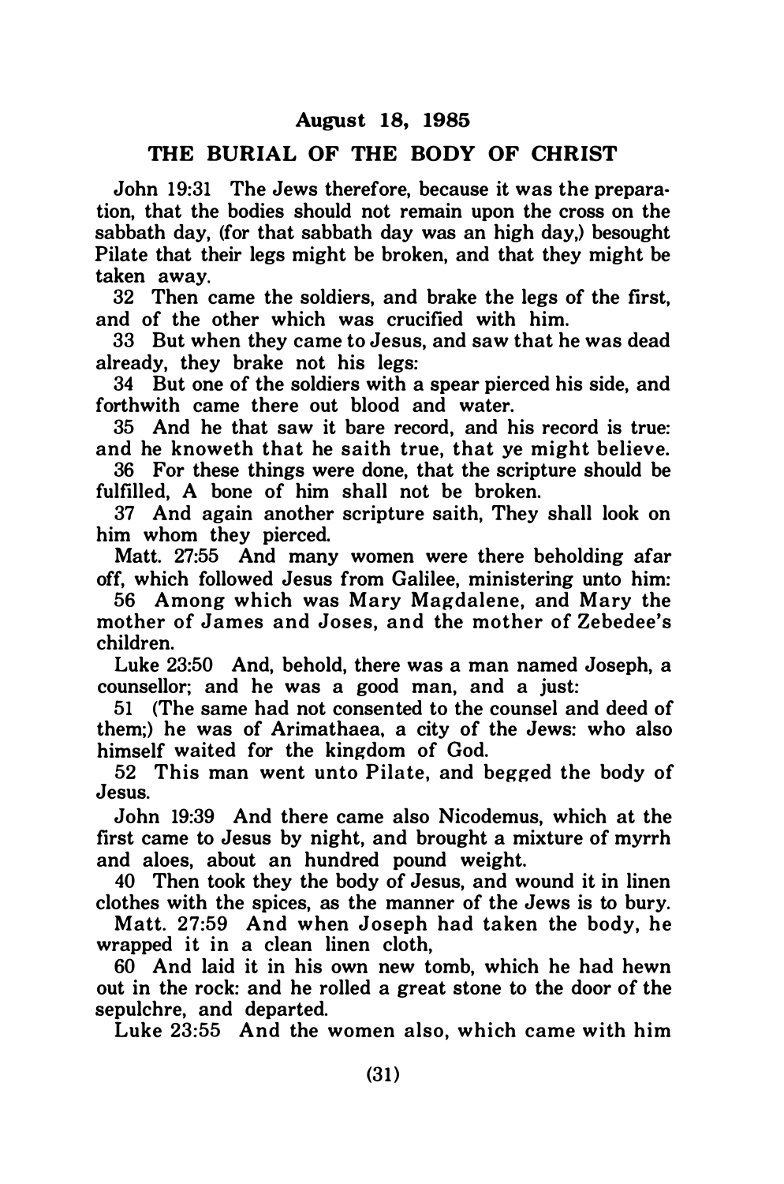**August 18, 1985**

## THE BURIAL OF THE BODY OF CHRIST

John 19:31 The Jews therefore, because it was the preparation, that the bodies should not remain upon the cross on the sabbath day, (for that sabbath day was an high day,) besought Pilate that their legs might be broken, and that they might be taken away.

32 Then came the soldiers, and brake the legs of the first, and of the other which was crucified with him.

33 But when they came to Jesus, and saw that he was dead already, they brake not his legs:

34 But one of the soldiers with a spear pierced his side, and forthwith came there out blood and water.

35 And he that saw it bare record, and his record is true: and he knoweth that he saith true, that ye might believe.

36 For these things were done, that the scripture should be fulfilled, A bone of him shall not be broken.

37 And again another scripture saith, They shall look on him whom they pierced.

Matt. 27:55 And many women were there beholding afar off, which followed Jesus from Galilee, ministering unto him:

56 Among which was Mary Magdalene, and Mary the mother of James and Joses, and the mother of Zebedee's children.

Luke 23:50 And, behold, there was a man named Joseph, a counsellor; and he was a good man, and a just:

51 (The same had not consented to the counsel and deed of them;) he was of Arimathaea, a city of the Jews: who also himself waited for the kingdom of God.

52 This man went unto Pilate, and begged the body of Jesus.

John 19:39 And there came also Nicodemus, which at the first came to Jesus by night, and brought a mixture of myrrh and aloes, about an hundred pound weight.

40 Then took they the body of Jesus, and wound it in linen clothes with the spices, as the manner of the Jews is to bury.

Matt. 27:59 And when Joseph had taken the body, he wrapped it in a clean linen cloth,

60 And laid it in his own new tomb, which he had hewn out in the rock: and he rolled a great stone to the door of the sepulchre, and departed.

Luke 23:55 And the women also, which came with him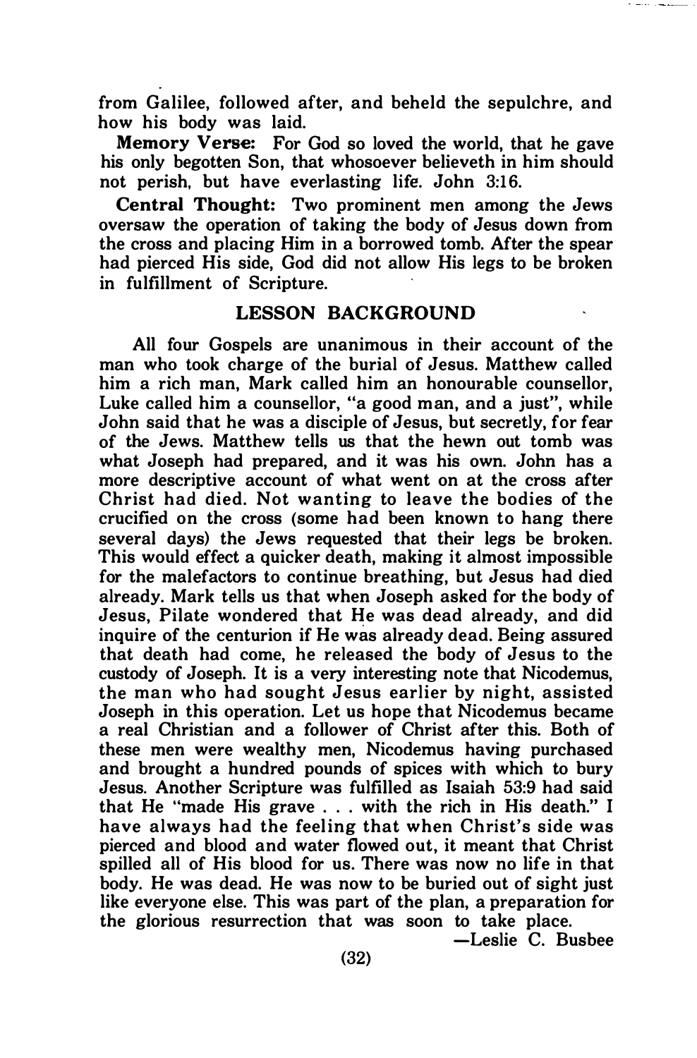from Galilee, followed after, and beheld the sepulchre, and how his body was laid.

**Memory Verse:** For God so loved the world, that he gave his only begotten Son, that whosoever believeth in him should not perish, but have everlasting life. John 3:16.

**Central Thought:** Two prominent men among the Jews oversaw the operation of taking the body of Jesus down from the cross and placing Him in a borrowed tomb. After the spear had pierced His side, God did not allow His legs to be broken in fulfillment of Scripture.

## LESSON BACKGROUND

All four Gospels are unanimous in their account of the man who took charge of the burial of Jesus. Matthew called him a rich man, Mark called him an honourable counsellor, Luke called him a counsellor, "a good man, and a just", while John said that he was a disciple of Jesus, but secretly, for fear of the Jews. Matthew tells us that the hewn out tomb was what Joseph had prepared, and it was his own. John has a more descriptive account of what went on at the cross after Christ had died. Not wanting to leave the bodies of the crucified on the cross (some had been known to hang there several days) the Jews requested that their legs be broken. This would effect a quicker death, making it almost impossible for the malefactors to continue breathing, but Jesus had died already. Mark tells us that when Joseph asked for the body of Jesus, Pilate wondered that He was dead already, and did inquire of the centurion if He was already dead. Being assured that death had come, he released the body of Jesus to the custody of Joseph. It is a very interesting note that Nicodemus, the man who had sought Jesus earlier by night, assisted Joseph in this operation. Let us hope that Nicodemus became a real Christian and a follower of Christ after this. Both of these men were wealthy men, Nicodemus having purchased and brought a hundred pounds of spices with which to bury Jesus. Another Scripture was fulfilled as Isaiah 53:9 had said that He "made His grave . . . with the rich in His death." I have always had the feeling that when Christ's side was pierced and blood and water flowed out, it meant that Christ spilled all of His blood for us. There was now no life in that body. He was dead. He was now to be buried out of sight just like everyone else. This was part of the plan, a preparation for the glorious resurrection that was soon to take place.

—Leslie C. Busbee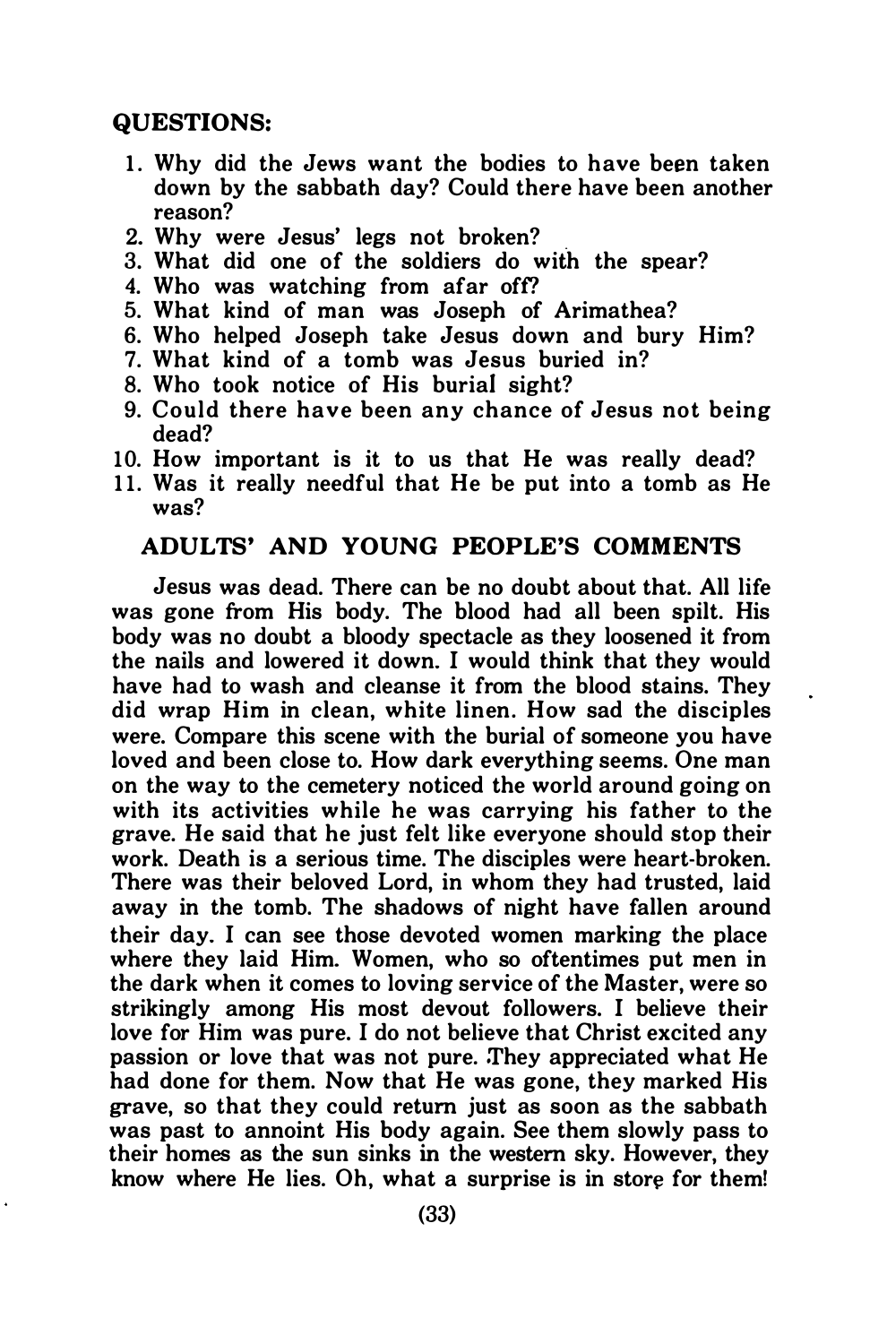## QUESTIONS:

1. Why did the Jews want the bodies to have been taken down by the sabbath day? Could there have been another reason?
2. Why were Jesus' legs not broken?
3. What did one of the soldiers do with the spear?
4. Who was watching from afar off?
5. What kind of man was Joseph of Arimathea?
6. Who helped Joseph take Jesus down and bury Him?
7. What kind of a tomb was Jesus buried in?
8. Who took notice of His burial sight?
9. Could there have been any chance of Jesus not being dead?
10. How important is it to us that He was really dead?
11. Was it really needful that He be put into a tomb as He was?

## ADULTS' AND YOUNG PEOPLE'S COMMENTS

Jesus was dead. There can be no doubt about that. All life was gone from His body. The blood had all been spilt. His body was no doubt a bloody spectacle as they loosened it from the nails and lowered it down. I would think that they would have had to wash and cleanse it from the blood stains. They did wrap Him in clean, white linen. How sad the disciples were. Compare this scene with the burial of someone you have loved and been close to. How dark everything seems. One man on the way to the cemetery noticed the world around going on with its activities while he was carrying his father to the grave. He said that he just felt like everyone should stop their work. Death is a serious time. The disciples were heart-broken. There was their beloved Lord, in whom they had trusted, laid away in the tomb. The shadows of night have fallen around their day. I can see those devoted women marking the place where they laid Him. Women, who so oftentimes put men in the dark when it comes to loving service of the Master, were so strikingly among His most devout followers. I believe their love for Him was pure. I do not believe that Christ excited any passion or love that was not pure. They appreciated what He had done for them. Now that He was gone, they marked His grave, so that they could return just as soon as the sabbath was past to annoint His body again. See them slowly pass to their homes as the sun sinks in the western sky. However, they know where He lies. Oh, what a surprise is in store for them!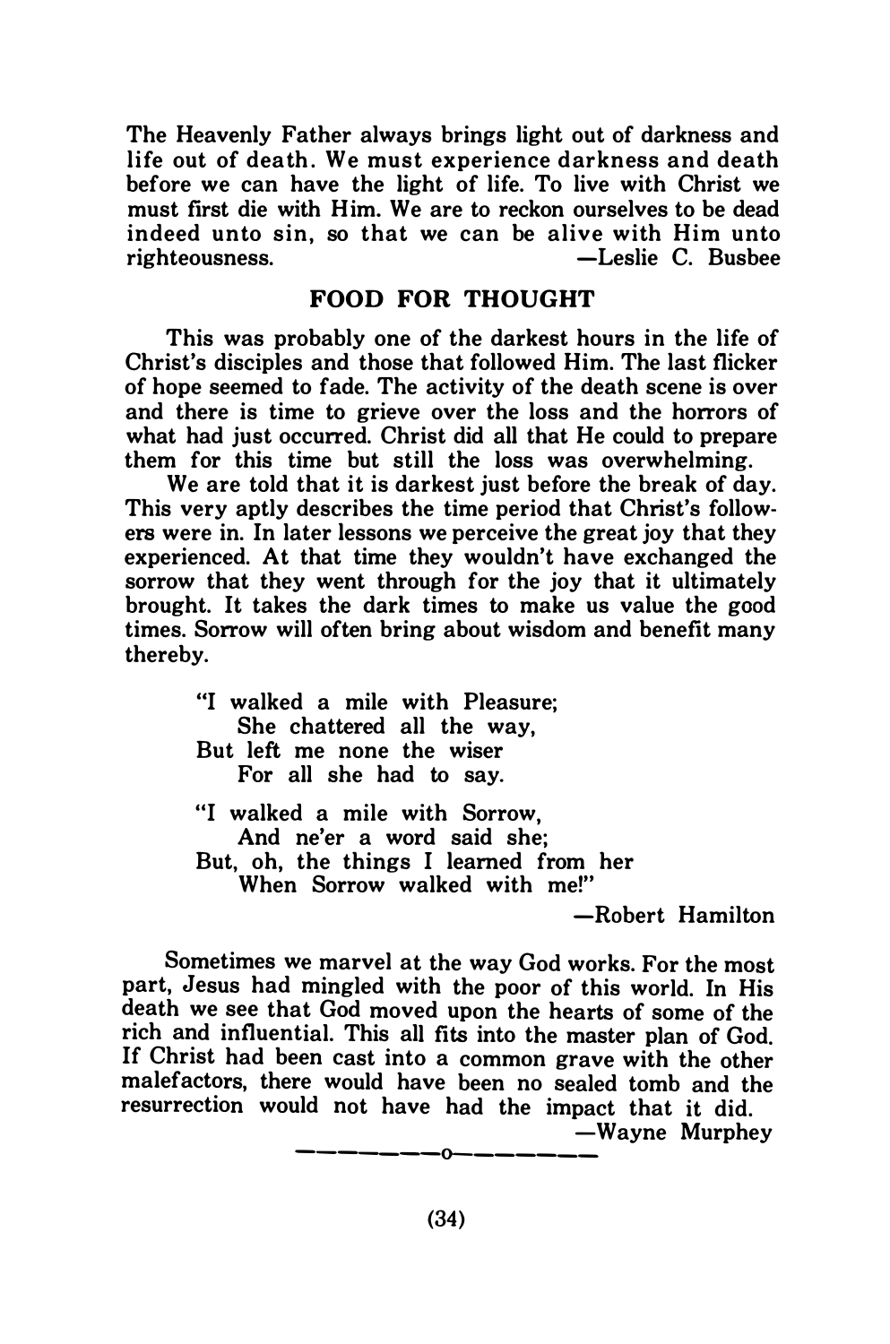The Heavenly Father always brings light out of darkness and life out of death. We must experience darkness and death before we can have the light of life. To live with Christ we must first die with Him. We are to reckon ourselves to be dead indeed unto sin, so that we can be alive with Him unto righteousness. —Leslie C. Busbee

## FOOD FOR THOUGHT

This was probably one of the darkest hours in the life of Christ's disciples and those that followed Him. The last flicker of hope seemed to fade. The activity of the death scene is over and there is time to grieve over the loss and the horrors of what had just occurred. Christ did all that He could to prepare them for this time but still the loss was overwhelming.

We are told that it is darkest just before the break of day. This very aptly describes the time period that Christ's followers were in. In later lessons we perceive the great joy that they experienced. At that time they wouldn't have exchanged the sorrow that they went through for the joy that it ultimately brought. It takes the dark times to make us value the good times. Sorrow will often bring about wisdom and benefit many thereby.

"I walked a mile with Pleasure;
She chattered all the way,
But left me none the wiser
For all she had to say.

"I walked a mile with Sorrow,
And ne'er a word said she;
But, oh, the things I learned from her
When Sorrow walked with me!"

—Robert Hamilton

Sometimes we marvel at the way God works. For the most part, Jesus had mingled with the poor of this world. In His death we see that God moved upon the hearts of some of the rich and influential. This all fits into the master plan of God. If Christ had been cast into a common grave with the other malefactors, there would have been no sealed tomb and the resurrection would not have had the impact that it did.

—Wayne Murphey

———————o———————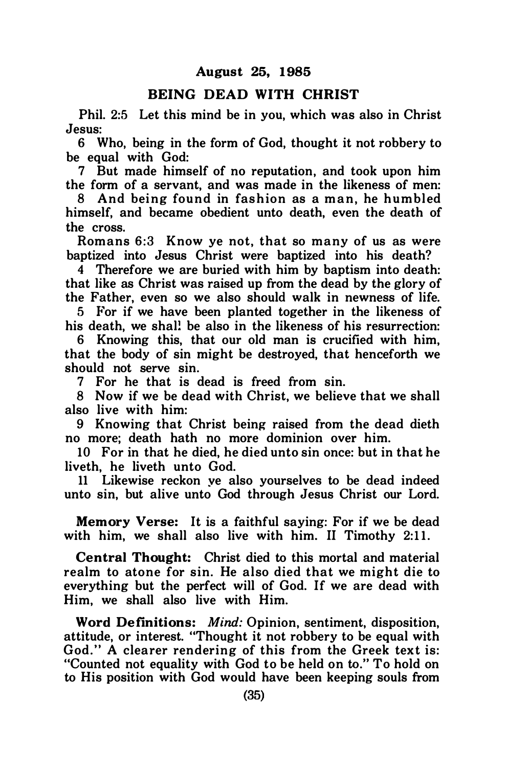**August 25, 1985**

## BEING DEAD WITH CHRIST

Phil. 2:5 Let this mind be in you, which was also in Christ Jesus:

6 Who, being in the form of God, thought it not robbery to be equal with God:

7 But made himself of no reputation, and took upon him the form of a servant, and was made in the likeness of men:

8 And being found in fashion as a man, he humbled himself, and became obedient unto death, even the death of the cross.

Romans 6:3 Know ye not, that so many of us as were baptized into Jesus Christ were baptized into his death?

4 Therefore we are buried with him by baptism into death: that like as Christ was raised up from the dead by the glory of the Father, even so we also should walk in newness of life.

5 For if we have been planted together in the likeness of his death, we shall be also in the likeness of his resurrection:

6 Knowing this, that our old man is crucified with him, that the body of sin might be destroyed, that henceforth we should not serve sin.

7 For he that is dead is freed from sin.

8 Now if we be dead with Christ, we believe that we shall also live with him:

9 Knowing that Christ being raised from the dead dieth no more; death hath no more dominion over him.

10 For in that he died, he died unto sin once: but in that he liveth, he liveth unto God.

11 Likewise reckon ye also yourselves to be dead indeed unto sin, but alive unto God through Jesus Christ our Lord.

**Memory Verse:** It is a faithful saying: For if we be dead with him, we shall also live with him. II Timothy 2:11.

**Central Thought:** Christ died to this mortal and material realm to atone for sin. He also died that we might die to everything but the perfect will of God. If we are dead with Him, we shall also live with Him.

**Word Definitions:** *Mind:* Opinion, sentiment, disposition, attitude, or interest. "Thought it not robbery to be equal with God." A clearer rendering of this from the Greek text is: "Counted not equality with God to be held on to." To hold on to His position with God would have been keeping souls from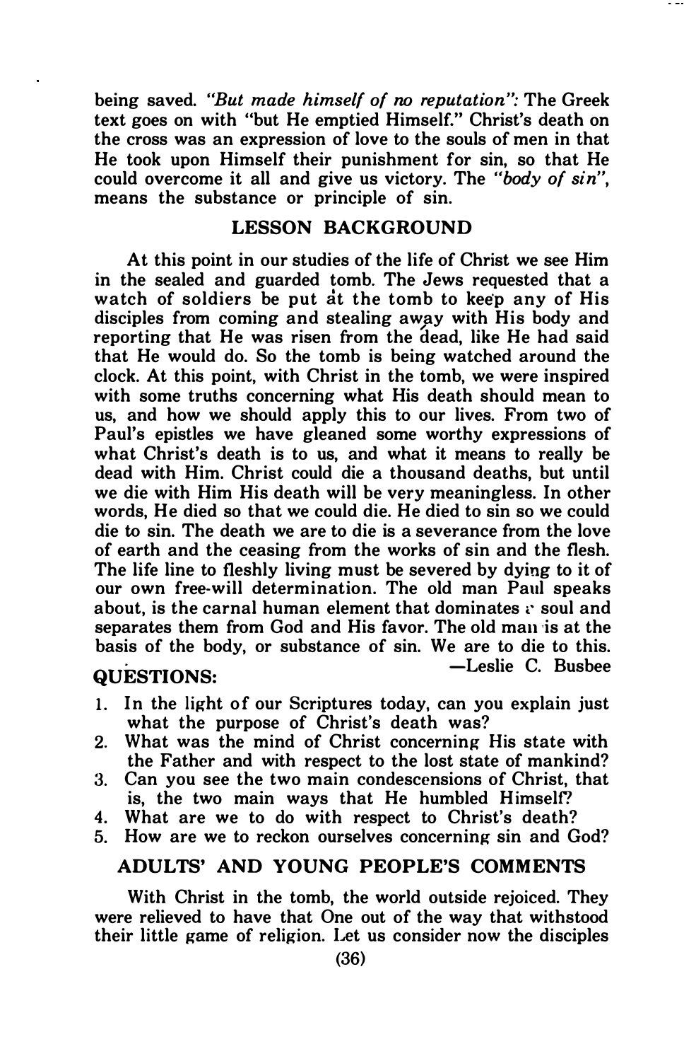being saved. *"But made himself of no reputation"*: The Greek text goes on with "but He emptied Himself." Christ's death on the cross was an expression of love to the souls of men in that He took upon Himself their punishment for sin, so that He could overcome it all and give us victory. The *"body of sin"*, means the substance or principle of sin.

## LESSON BACKGROUND

At this point in our studies of the life of Christ we see Him in the sealed and guarded tomb. The Jews requested that a watch of soldiers be put at the tomb to keep any of His disciples from coming and stealing away with His body and reporting that He was risen from the dead, like He had said that He would do. So the tomb is being watched around the clock. At this point, with Christ in the tomb, we were inspired with some truths concerning what His death should mean to us, and how we should apply this to our lives. From two of Paul's epistles we have gleaned some worthy expressions of what Christ's death is to us, and what it means to really be dead with Him. Christ could die a thousand deaths, but until we die with Him His death will be very meaningless. In other words, He died so that we could die. He died to sin so we could die to sin. The death we are to die is a severance from the love of earth and the ceasing from the works of sin and the flesh. The life line to fleshly living must be severed by dying to it of our own free-will determination. The old man Paul speaks about, is the carnal human element that dominates a soul and separates them from God and His favor. The old man is at the basis of the body, or substance of sin. We are to die to this.

—Leslie C. Busbee

## QUESTIONS:

1. In the light of our Scriptures today, can you explain just what the purpose of Christ's death was?
2. What was the mind of Christ concerning His state with the Father and with respect to the lost state of mankind?
3. Can you see the two main condescensions of Christ, that is, the two main ways that He humbled Himself?
4. What are we to do with respect to Christ's death?
5. How are we to reckon ourselves concerning sin and God?

## ADULTS' AND YOUNG PEOPLE'S COMMENTS

With Christ in the tomb, the world outside rejoiced. They were relieved to have that One out of the way that withstood their little game of religion. Let us consider now the disciples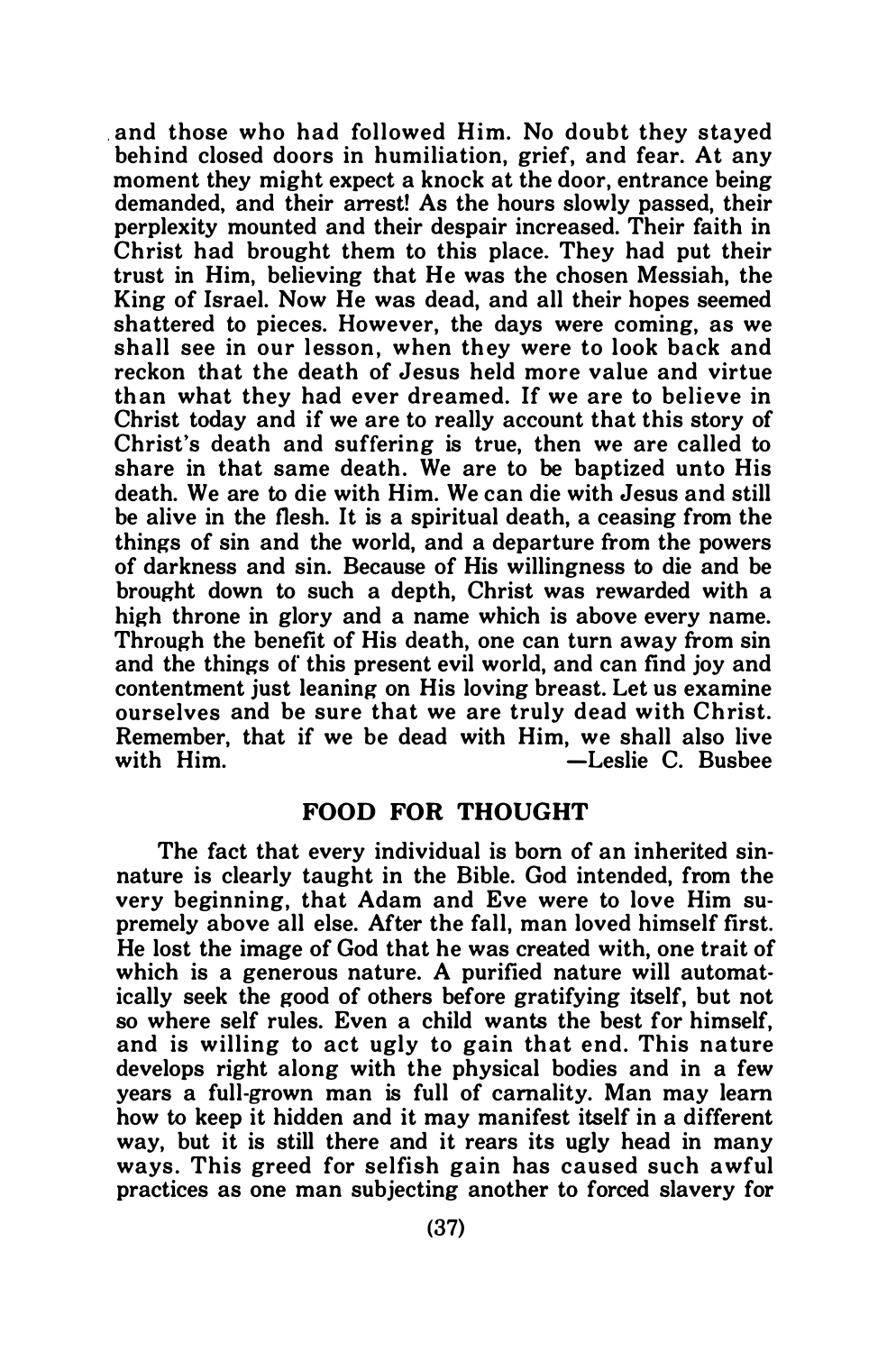and those who had followed Him. No doubt they stayed behind closed doors in humiliation, grief, and fear. At any moment they might expect a knock at the door, entrance being demanded, and their arrest! As the hours slowly passed, their perplexity mounted and their despair increased. Their faith in Christ had brought them to this place. They had put their trust in Him, believing that He was the chosen Messiah, the King of Israel. Now He was dead, and all their hopes seemed shattered to pieces. However, the days were coming, as we shall see in our lesson, when they were to look back and reckon that the death of Jesus held more value and virtue than what they had ever dreamed. If we are to believe in Christ today and if we are to really account that this story of Christ's death and suffering is true, then we are called to share in that same death. We are to be baptized unto His death. We are to die with Him. We can die with Jesus and still be alive in the flesh. It is a spiritual death, a ceasing from the things of sin and the world, and a departure from the powers of darkness and sin. Because of His willingness to die and be brought down to such a depth, Christ was rewarded with a high throne in glory and a name which is above every name. Through the benefit of His death, one can turn away from sin and the things of this present evil world, and can find joy and contentment just leaning on His loving breast. Let us examine ourselves and be sure that we are truly dead with Christ. Remember, that if we be dead with Him, we shall also live with Him. —Leslie C. Busbee

## FOOD FOR THOUGHT

The fact that every individual is born of an inherited sin-nature is clearly taught in the Bible. God intended, from the very beginning, that Adam and Eve were to love Him supremely above all else. After the fall, man loved himself first. He lost the image of God that he was created with, one trait of which is a generous nature. A purified nature will automatically seek the good of others before gratifying itself, but not so where self rules. Even a child wants the best for himself, and is willing to act ugly to gain that end. This nature develops right along with the physical bodies and in a few years a full-grown man is full of carnality. Man may learn how to keep it hidden and it may manifest itself in a different way, but it is still there and it rears its ugly head in many ways. This greed for selfish gain has caused such awful practices as one man subjecting another to forced slavery for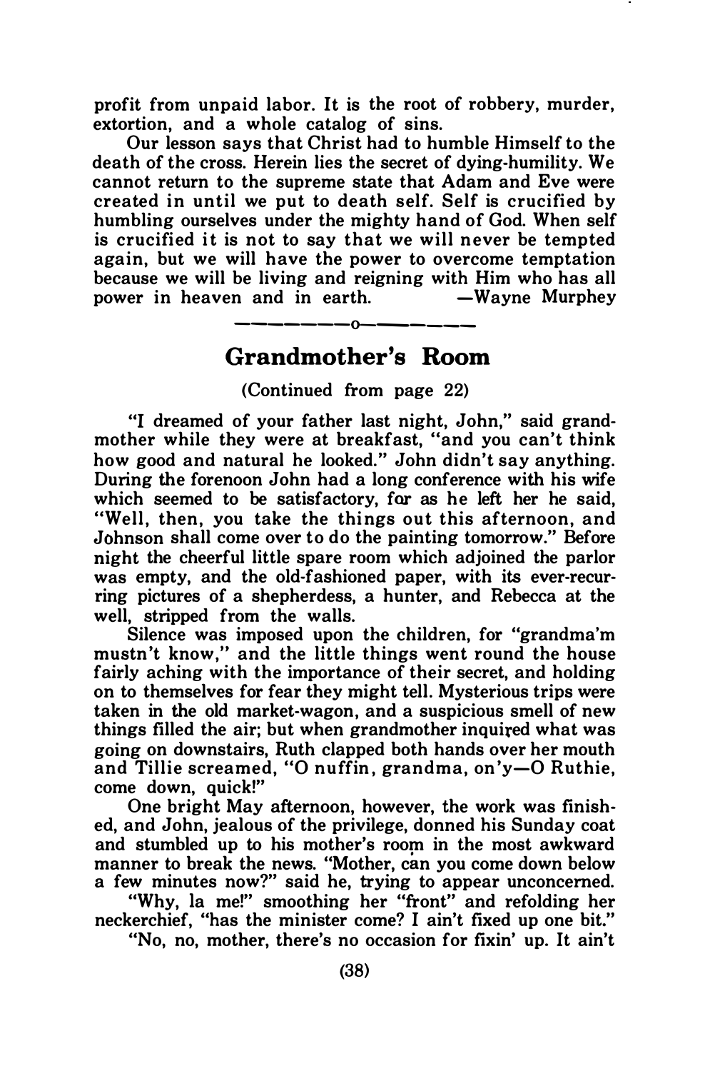profit from unpaid labor. It is the root of robbery, murder, extortion, and a whole catalog of sins.

Our lesson says that Christ had to humble Himself to the death of the cross. Herein lies the secret of dying-humility. We cannot return to the supreme state that Adam and Eve were created in until we put to death self. Self is crucified by humbling ourselves under the mighty hand of God. When self is crucified it is not to say that we will never be tempted again, but we will have the power to overcome temptation because we will be living and reigning with Him who has all power in heaven and in earth. —Wayne Murphey

———————o———————

## Grandmother's Room

(Continued from page 22)

"I dreamed of your father last night, John," said grandmother while they were at breakfast, "and you can't think how good and natural he looked." John didn't say anything. During the forenoon John had a long conference with his wife which seemed to be satisfactory, for as he left her he said, "Well, then, you take the things out this afternoon, and Johnson shall come over to do the painting tomorrow." Before night the cheerful little spare room which adjoined the parlor was empty, and the old-fashioned paper, with its ever-recurring pictures of a shepherdess, a hunter, and Rebecca at the well, stripped from the walls.

Silence was imposed upon the children, for "grandma'm mustn't know," and the little things went round the house fairly aching with the importance of their secret, and holding on to themselves for fear they might tell. Mysterious trips were taken in the old market-wagon, and a suspicious smell of new things filled the air; but when grandmother inquired what was going on downstairs, Ruth clapped both hands over her mouth and Tillie screamed, "O nuffin, grandma, on'y—O Ruthie, come down, quick!"

One bright May afternoon, however, the work was finished, and John, jealous of the privilege, donned his Sunday coat and stumbled up to his mother's room in the most awkward manner to break the news. "Mother, can you come down below a few minutes now?" said he, trying to appear unconcerned.

"Why, la me!" smoothing her "front" and refolding her neckerchief, "has the minister come? I ain't fixed up one bit."

"No, no, mother, there's no occasion for fixin' up. It ain't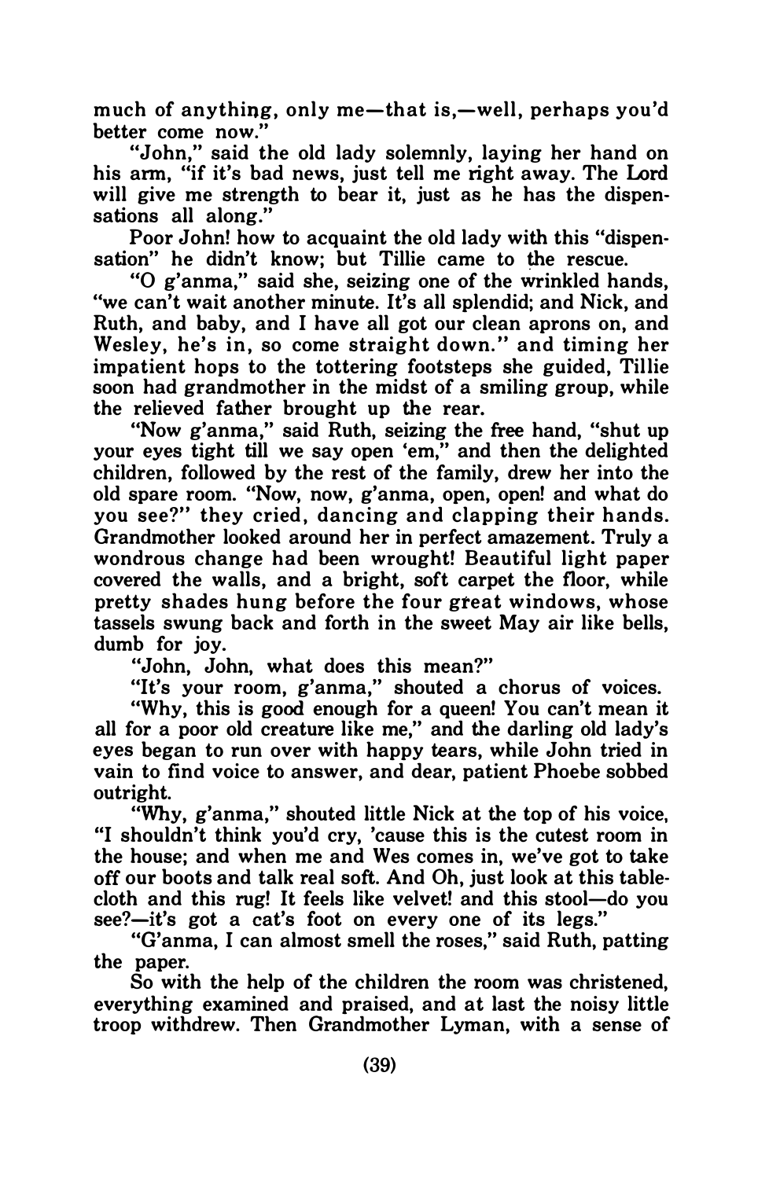much of anything, only me—that is,—well, perhaps you'd better come now."

"John," said the old lady solemnly, laying her hand on his arm, "if it's bad news, just tell me right away. The Lord will give me strength to bear it, just as he has the dispensations all along."

Poor John! how to acquaint the old lady with this "dispensation" he didn't know; but Tillie came to the rescue.

"O g'anma," said she, seizing one of the wrinkled hands, "we can't wait another minute. It's all splendid; and Nick, and Ruth, and baby, and I have all got our clean aprons on, and Wesley, he's in, so come straight down." and timing her impatient hops to the tottering footsteps she guided, Tillie soon had grandmother in the midst of a smiling group, while the relieved father brought up the rear.

"Now g'anma," said Ruth, seizing the free hand, "shut up your eyes tight till we say open 'em," and then the delighted children, followed by the rest of the family, drew her into the old spare room. "Now, now, g'anma, open, open! and what do you see?" they cried, dancing and clapping their hands. Grandmother looked around her in perfect amazement. Truly a wondrous change had been wrought! Beautiful light paper covered the walls, and a bright, soft carpet the floor, while pretty shades hung before the four great windows, whose tassels swung back and forth in the sweet May air like bells, dumb for joy.

"John, John, what does this mean?"

"It's your room, g'anma," shouted a chorus of voices.

"Why, this is good enough for a queen! You can't mean it all for a poor old creature like me," and the darling old lady's eyes began to run over with happy tears, while John tried in vain to find voice to answer, and dear, patient Phoebe sobbed outright.

"Why, g'anma," shouted little Nick at the top of his voice, "I shouldn't think you'd cry, 'cause this is the cutest room in the house; and when me and Wes comes in, we've got to take off our boots and talk real soft. And Oh, just look at this tablecloth and this rug! It feels like velvet! and this stool—do you see?—it's got a cat's foot on every one of its legs."

"G'anma, I can almost smell the roses," said Ruth, patting the paper.

So with the help of the children the room was christened, everything examined and praised, and at last the noisy little troop withdrew. Then Grandmother Lyman, with a sense of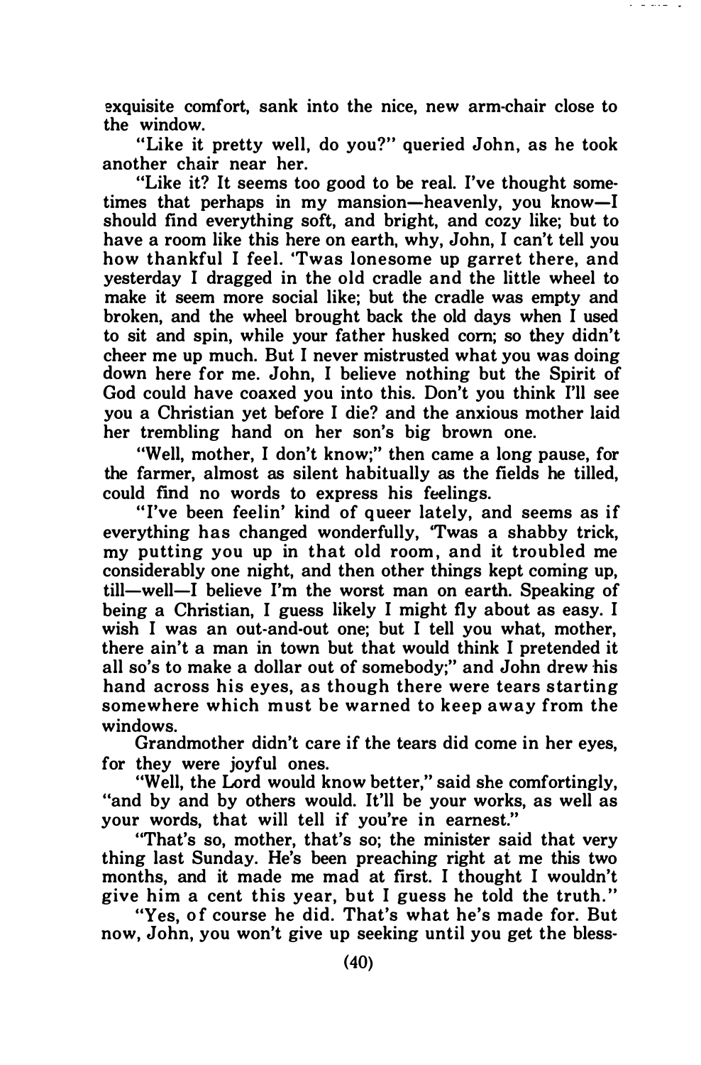exquisite comfort, sank into the nice, new arm-chair close to the window.

"Like it pretty well, do you?" queried John, as he took another chair near her.

"Like it? It seems too good to be real. I've thought sometimes that perhaps in my mansion—heavenly, you know—I should find everything soft, and bright, and cozy like; but to have a room like this here on earth, why, John, I can't tell you how thankful I feel. 'Twas lonesome up garret there, and yesterday I dragged in the old cradle and the little wheel to make it seem more social like; but the cradle was empty and broken, and the wheel brought back the old days when I used to sit and spin, while your father husked corn; so they didn't cheer me up much. But I never mistrusted what you was doing down here for me. John, I believe nothing but the Spirit of God could have coaxed you into this. Don't you think I'll see you a Christian yet before I die? and the anxious mother laid her trembling hand on her son's big brown one.

"Well, mother, I don't know;" then came a long pause, for the farmer, almost as silent habitually as the fields he tilled, could find no words to express his feelings.

"I've been feelin' kind of queer lately, and seems as if everything has changed wonderfully, 'Twas a shabby trick, my putting you up in that old room, and it troubled me considerably one night, and then other things kept coming up, till—well—I believe I'm the worst man on earth. Speaking of being a Christian, I guess likely I might fly about as easy. I wish I was an out-and-out one; but I tell you what, mother, there ain't a man in town but that would think I pretended it all so's to make a dollar out of somebody;" and John drew his hand across his eyes, as though there were tears starting somewhere which must be warned to keep away from the windows.

Grandmother didn't care if the tears did come in her eyes, for they were joyful ones.

"Well, the Lord would know better," said she comfortingly, "and by and by others would. It'll be your works, as well as your words, that will tell if you're in earnest."

"That's so, mother, that's so; the minister said that very thing last Sunday. He's been preaching right at me this two months, and it made me mad at first. I thought I wouldn't give him a cent this year, but I guess he told the truth."

"Yes, of course he did. That's what he's made for. But now, John, you won't give up seeking until you get the bless-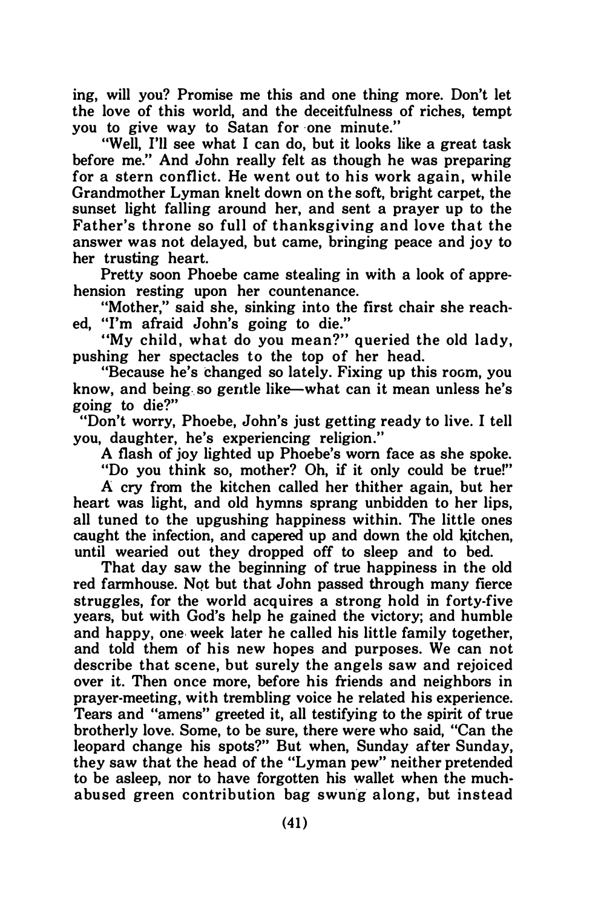ing, will you? Promise me this and one thing more. Don't let the love of this world, and the deceitfulness of riches, tempt you to give way to Satan for one minute."

"Well, I'll see what I can do, but it looks like a great task before me." And John really felt as though he was preparing for a stern conflict. He went out to his work again, while Grandmother Lyman knelt down on the soft, bright carpet, the sunset light falling around her, and sent a prayer up to the Father's throne so full of thanksgiving and love that the answer was not delayed, but came, bringing peace and joy to her trusting heart.

Pretty soon Phoebe came stealing in with a look of apprehension resting upon her countenance.

"Mother," said she, sinking into the first chair she reached, "I'm afraid John's going to die."

"My child, what do you mean?" queried the old lady, pushing her spectacles to the top of her head.

"Because he's changed so lately. Fixing up this room, you know, and being so gentle like—what can it mean unless he's going to die?"

"Don't worry, Phoebe, John's just getting ready to live. I tell you, daughter, he's experiencing religion."

A flash of joy lighted up Phoebe's worn face as she spoke.

"Do you think so, mother? Oh, if it only could be true!"

A cry from the kitchen called her thither again, but her heart was light, and old hymns sprang unbidden to her lips, all tuned to the upgushing happiness within. The little ones caught the infection, and capered up and down the old kitchen, until wearied out they dropped off to sleep and to bed.

That day saw the beginning of true happiness in the old red farmhouse. Not but that John passed through many fierce struggles, for the world acquires a strong hold in forty-five years, but with God's help he gained the victory; and humble and happy, one week later he called his little family together, and told them of his new hopes and purposes. We can not describe that scene, but surely the angels saw and rejoiced over it. Then once more, before his friends and neighbors in prayer-meeting, with trembling voice he related his experience. Tears and "amens" greeted it, all testifying to the spirit of true brotherly love. Some, to be sure, there were who said, "Can the leopard change his spots?" But when, Sunday after Sunday, they saw that the head of the "Lyman pew" neither pretended to be asleep, nor to have forgotten his wallet when the much-abused green contribution bag swung along, but instead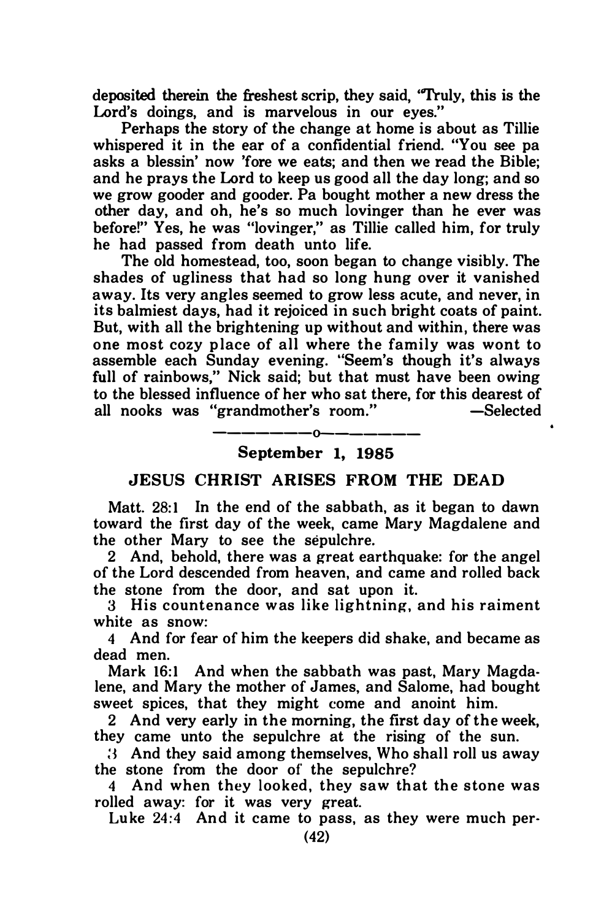deposited therein the freshest scrip, they said, "Truly, this is the Lord's doings, and is marvelous in our eyes."

Perhaps the story of the change at home is about as Tillie whispered it in the ear of a confidential friend. "You see pa asks a blessin' now 'fore we eats; and then we read the Bible; and he prays the Lord to keep us good all the day long; and so we grow gooder and gooder. Pa bought mother a new dress the other day, and oh, he's so much lovinger than he ever was before!" Yes, he was "lovinger," as Tillie called him, for truly he had passed from death unto life.

The old homestead, too, soon began to change visibly. The shades of ugliness that had so long hung over it vanished away. Its very angles seemed to grow less acute, and never, in its balmiest days, had it rejoiced in such bright coats of paint. But, with all the brightening up without and within, there was one most cozy place of all where the family was wont to assemble each Sunday evening. "Seem's though it's always full of rainbows," Nick said; but that must have been owing to the blessed influence of her who sat there, for this dearest of all nooks was "grandmother's room." —Selected

---o---

**September 1, 1985**

## JESUS CHRIST ARISES FROM THE DEAD

Matt. 28:1 In the end of the sabbath, as it began to dawn toward the first day of the week, came Mary Magdalene and the other Mary to see the sepulchre.

2 And, behold, there was a great earthquake: for the angel of the Lord descended from heaven, and came and rolled back the stone from the door, and sat upon it.

3 His countenance was like lightning, and his raiment white as snow:

4 And for fear of him the keepers did shake, and became as dead men.

Mark 16:1 And when the sabbath was past, Mary Magdalene, and Mary the mother of James, and Salome, had bought sweet spices, that they might come and anoint him.

2 And very early in the morning, the first day of the week, they came unto the sepulchre at the rising of the sun.

3 And they said among themselves, Who shall roll us away the stone from the door of the sepulchre?

4 And when they looked, they saw that the stone was rolled away: for it was very great.

Luke 24:4 And it came to pass, as they were much per-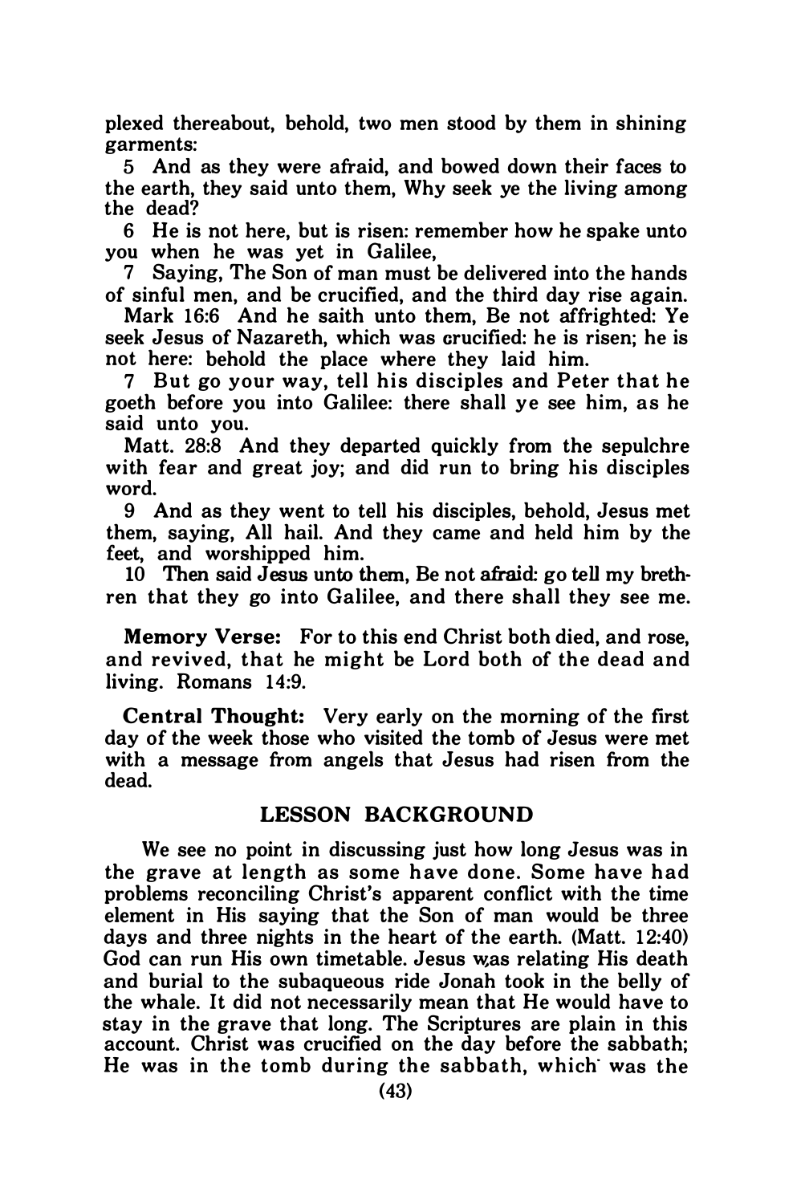plexed thereabout, behold, two men stood by them in shining garments:

5 And as they were afraid, and bowed down their faces to the earth, they said unto them, Why seek ye the living among the dead?

6 He is not here, but is risen: remember how he spake unto you when he was yet in Galilee,

7 Saying, The Son of man must be delivered into the hands of sinful men, and be crucified, and the third day rise again.

Mark 16:6 And he saith unto them, Be not affrighted: Ye seek Jesus of Nazareth, which was crucified: he is risen; he is not here: behold the place where they laid him.

7 But go your way, tell his disciples and Peter that he goeth before you into Galilee: there shall ye see him, as he said unto you.

Matt. 28:8 And they departed quickly from the sepulchre with fear and great joy; and did run to bring his disciples word.

9 And as they went to tell his disciples, behold, Jesus met them, saying, All hail. And they came and held him by the feet, and worshipped him.

10 Then said Jesus unto them, Be not afraid: go tell my brethren that they go into Galilee, and there shall they see me.

**Memory Verse:** For to this end Christ both died, and rose, and revived, that he might be Lord both of the dead and living. Romans 14:9.

**Central Thought:** Very early on the morning of the first day of the week those who visited the tomb of Jesus were met with a message from angels that Jesus had risen from the dead.

## LESSON BACKGROUND

We see no point in discussing just how long Jesus was in the grave at length as some have done. Some have had problems reconciling Christ's apparent conflict with the time element in His saying that the Son of man would be three days and three nights in the heart of the earth. (Matt. 12:40) God can run His own timetable. Jesus was relating His death and burial to the subaqueous ride Jonah took in the belly of the whale. It did not necessarily mean that He would have to stay in the grave that long. The Scriptures are plain in this account. Christ was crucified on the day before the sabbath; He was in the tomb during the sabbath, which was the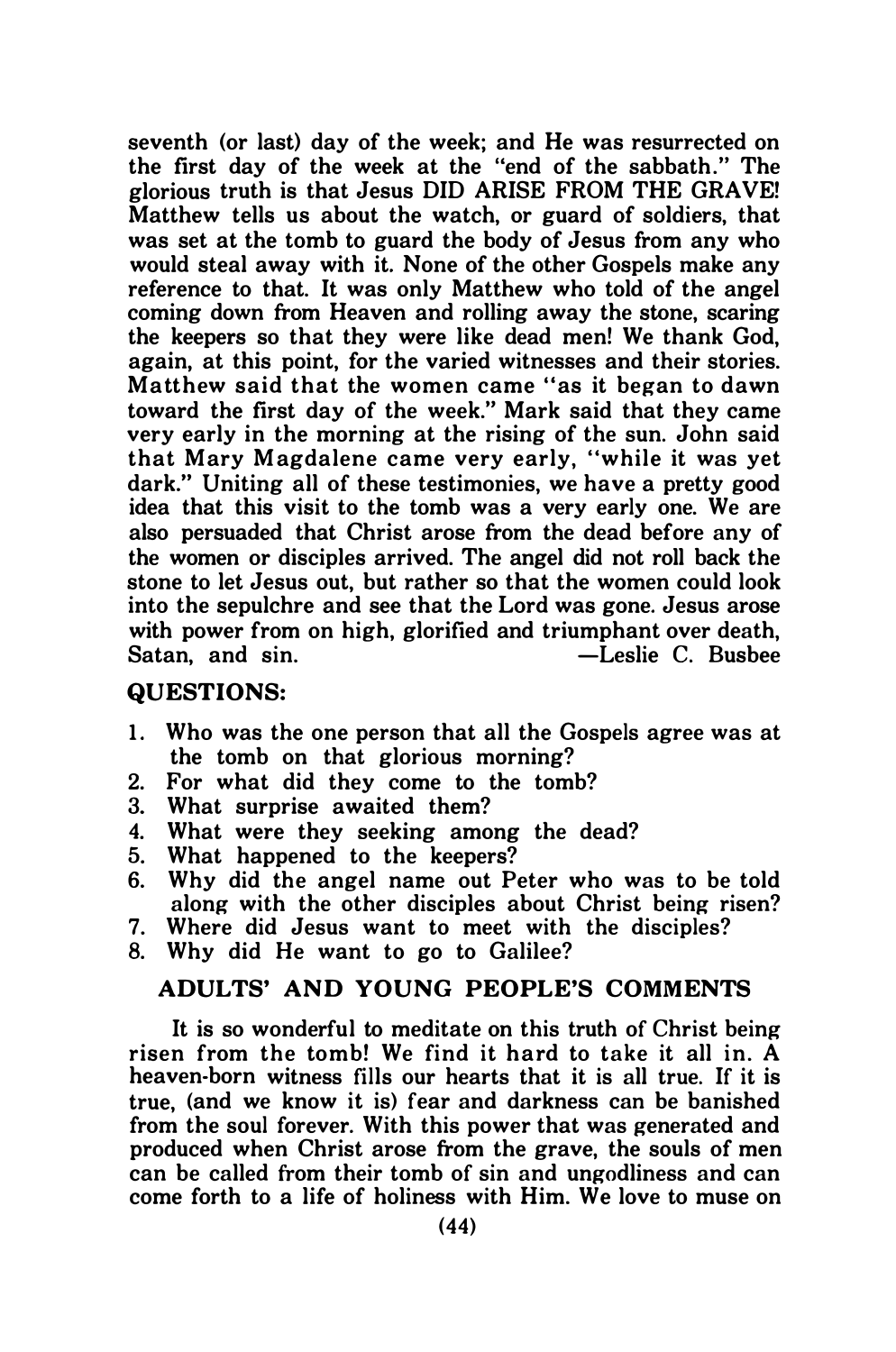seventh (or last) day of the week; and He was resurrected on the first day of the week at the "end of the sabbath." The glorious truth is that Jesus DID ARISE FROM THE GRAVE! Matthew tells us about the watch, or guard of soldiers, that was set at the tomb to guard the body of Jesus from any who would steal away with it. None of the other Gospels make any reference to that. It was only Matthew who told of the angel coming down from Heaven and rolling away the stone, scaring the keepers so that they were like dead men! We thank God, again, at this point, for the varied witnesses and their stories. Matthew said that the women came "as it began to dawn toward the first day of the week." Mark said that they came very early in the morning at the rising of the sun. John said that Mary Magdalene came very early, "while it was yet dark." Uniting all of these testimonies, we have a pretty good idea that this visit to the tomb was a very early one. We are also persuaded that Christ arose from the dead before any of the women or disciples arrived. The angel did not roll back the stone to let Jesus out, but rather so that the women could look into the sepulchre and see that the Lord was gone. Jesus arose with power from on high, glorified and triumphant over death, Satan, and sin. —Leslie C. Busbee

## QUESTIONS:

1. Who was the one person that all the Gospels agree was at the tomb on that glorious morning?
2. For what did they come to the tomb?
3. What surprise awaited them?
4. What were they seeking among the dead?
5. What happened to the keepers?
6. Why did the angel name out Peter who was to be told along with the other disciples about Christ being risen?
7. Where did Jesus want to meet with the disciples?
8. Why did He want to go to Galilee?

## ADULTS' AND YOUNG PEOPLE'S COMMENTS

It is so wonderful to meditate on this truth of Christ being risen from the tomb! We find it hard to take it all in. A heaven-born witness fills our hearts that it is all true. If it is true, (and we know it is) fear and darkness can be banished from the soul forever. With this power that was generated and produced when Christ arose from the grave, the souls of men can be called from their tomb of sin and ungodliness and can come forth to a life of holiness with Him. We love to muse on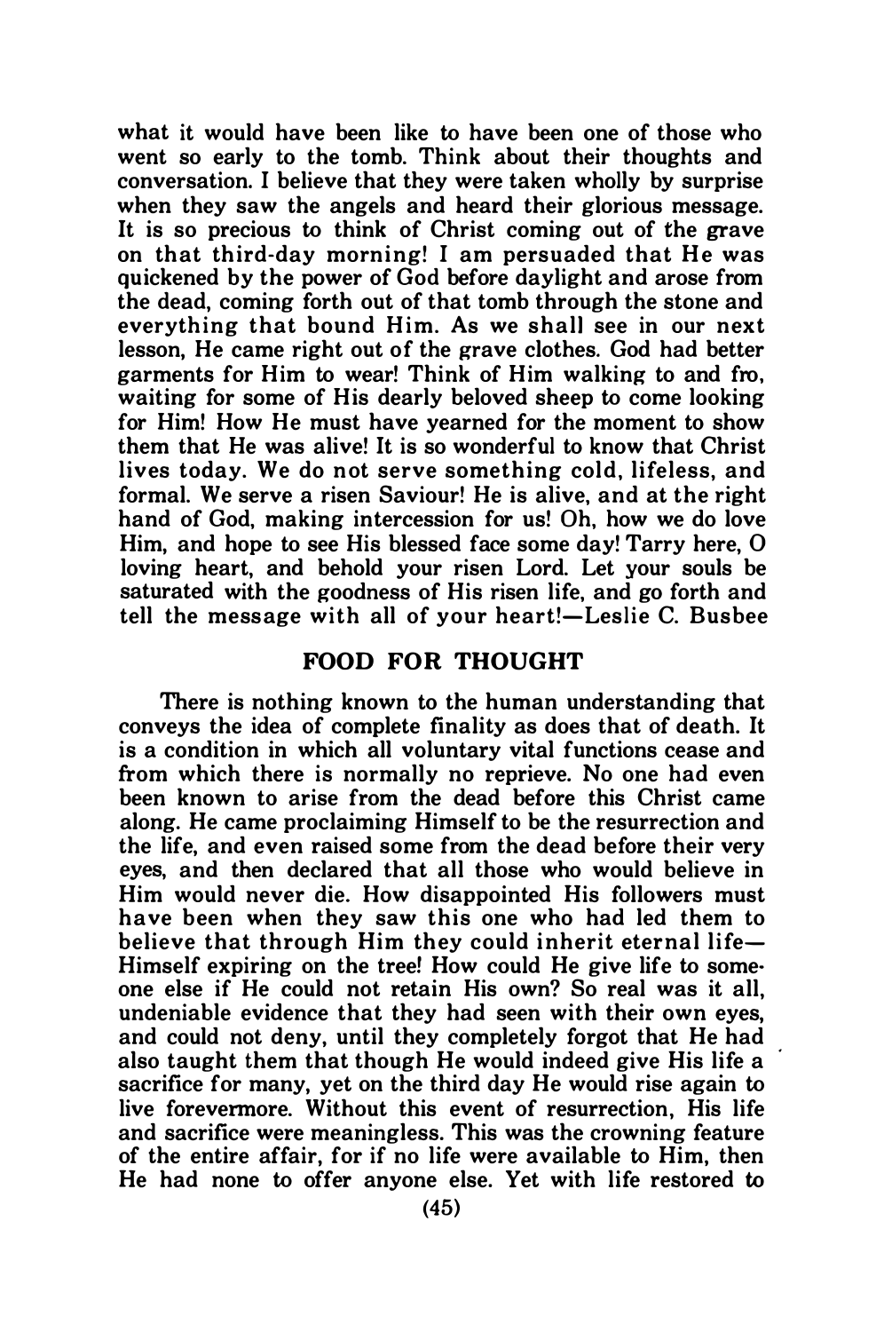what it would have been like to have been one of those who went so early to the tomb. Think about their thoughts and conversation. I believe that they were taken wholly by surprise when they saw the angels and heard their glorious message. It is so precious to think of Christ coming out of the grave on that third-day morning! I am persuaded that He was quickened by the power of God before daylight and arose from the dead, coming forth out of that tomb through the stone and everything that bound Him. As we shall see in our next lesson, He came right out of the grave clothes. God had better garments for Him to wear! Think of Him walking to and fro, waiting for some of His dearly beloved sheep to come looking for Him! How He must have yearned for the moment to show them that He was alive! It is so wonderful to know that Christ lives today. We do not serve something cold, lifeless, and formal. We serve a risen Saviour! He is alive, and at the right hand of God, making intercession for us! Oh, how we do love Him, and hope to see His blessed face some day! Tarry here, O loving heart, and behold your risen Lord. Let your souls be saturated with the goodness of His risen life, and go forth and tell the message with all of your heart!—Leslie C. Busbee

## FOOD FOR THOUGHT

There is nothing known to the human understanding that conveys the idea of complete finality as does that of death. It is a condition in which all voluntary vital functions cease and from which there is normally no reprieve. No one had even been known to arise from the dead before this Christ came along. He came proclaiming Himself to be the resurrection and the life, and even raised some from the dead before their very eyes, and then declared that all those who would believe in Him would never die. How disappointed His followers must have been when they saw this one who had led them to believe that through Him they could inherit eternal life—Himself expiring on the tree! How could He give life to someone else if He could not retain His own? So real was it all, undeniable evidence that they had seen with their own eyes, and could not deny, until they completely forgot that He had also taught them that though He would indeed give His life a sacrifice for many, yet on the third day He would rise again to live forevermore. Without this event of resurrection, His life and sacrifice were meaningless. This was the crowning feature of the entire affair, for if no life were available to Him, then He had none to offer anyone else. Yet with life restored to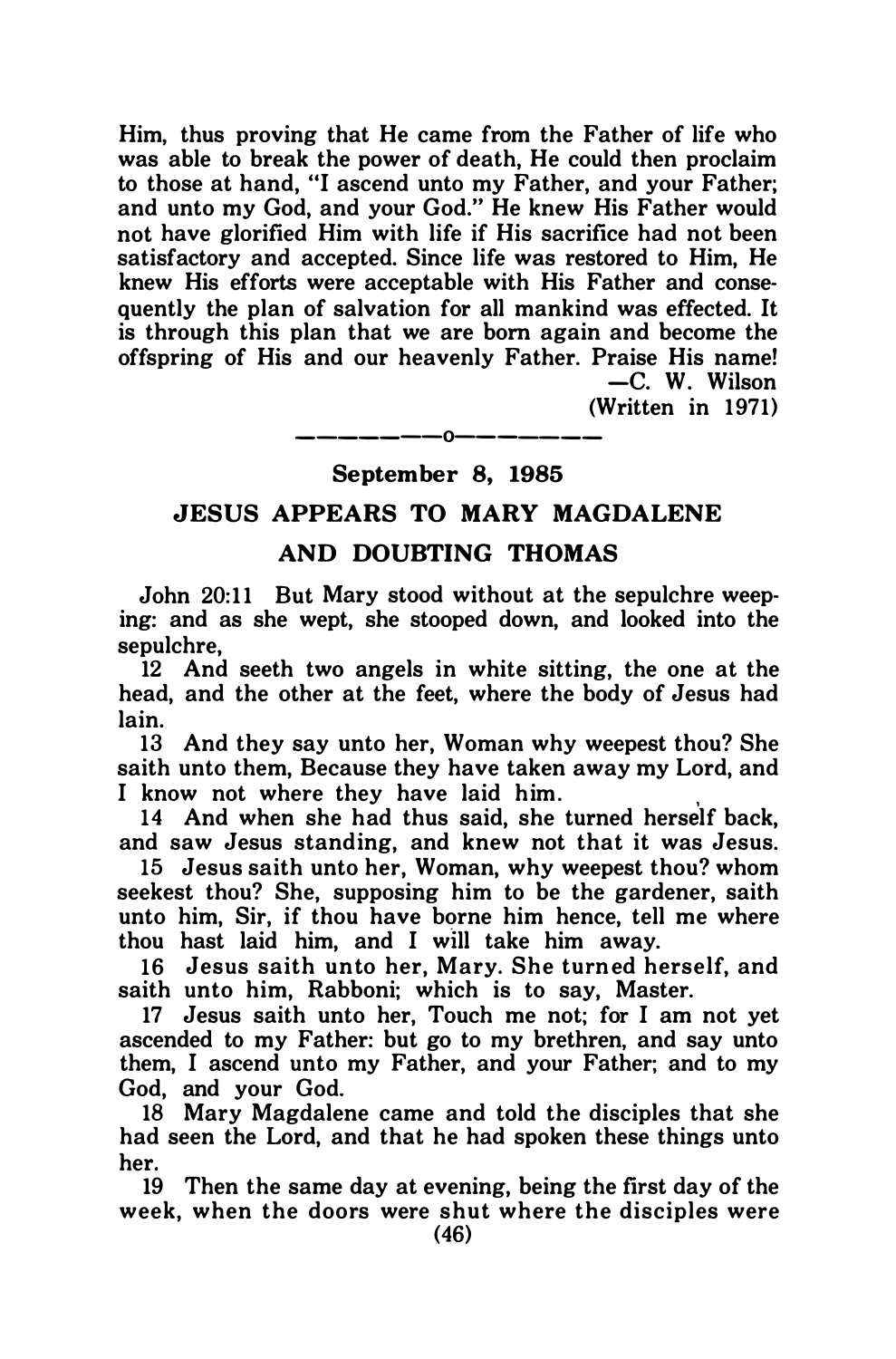Him, thus proving that He came from the Father of life who was able to break the power of death, He could then proclaim to those at hand, "I ascend unto my Father, and your Father; and unto my God, and your God." He knew His Father would not have glorified Him with life if His sacrifice had not been satisfactory and accepted. Since life was restored to Him, He knew His efforts were acceptable with His Father and consequently the plan of salvation for all mankind was effected. It is through this plan that we are born again and become the offspring of His and our heavenly Father. Praise His name!

—C. W. Wilson
(Written in 1971)

---

**September 8, 1985**

## JESUS APPEARS TO MARY MAGDALENE AND DOUBTING THOMAS

John 20:11 But Mary stood without at the sepulchre weeping: and as she wept, she stooped down, and looked into the sepulchre,

12 And seeth two angels in white sitting, the one at the head, and the other at the feet, where the body of Jesus had lain.

13 And they say unto her, Woman why weepest thou? She saith unto them, Because they have taken away my Lord, and I know not where they have laid him.

14 And when she had thus said, she turned herself back, and saw Jesus standing, and knew not that it was Jesus.

15 Jesus saith unto her, Woman, why weepest thou? whom seekest thou? She, supposing him to be the gardener, saith unto him, Sir, if thou have borne him hence, tell me where thou hast laid him, and I will take him away.

16 Jesus saith unto her, Mary. She turned herself, and saith unto him, Rabboni; which is to say, Master.

17 Jesus saith unto her, Touch me not; for I am not yet ascended to my Father: but go to my brethren, and say unto them, I ascend unto my Father, and your Father; and to my God, and your God.

18 Mary Magdalene came and told the disciples that she had seen the Lord, and that he had spoken these things unto her.

19 Then the same day at evening, being the first day of the week, when the doors were shut where the disciples were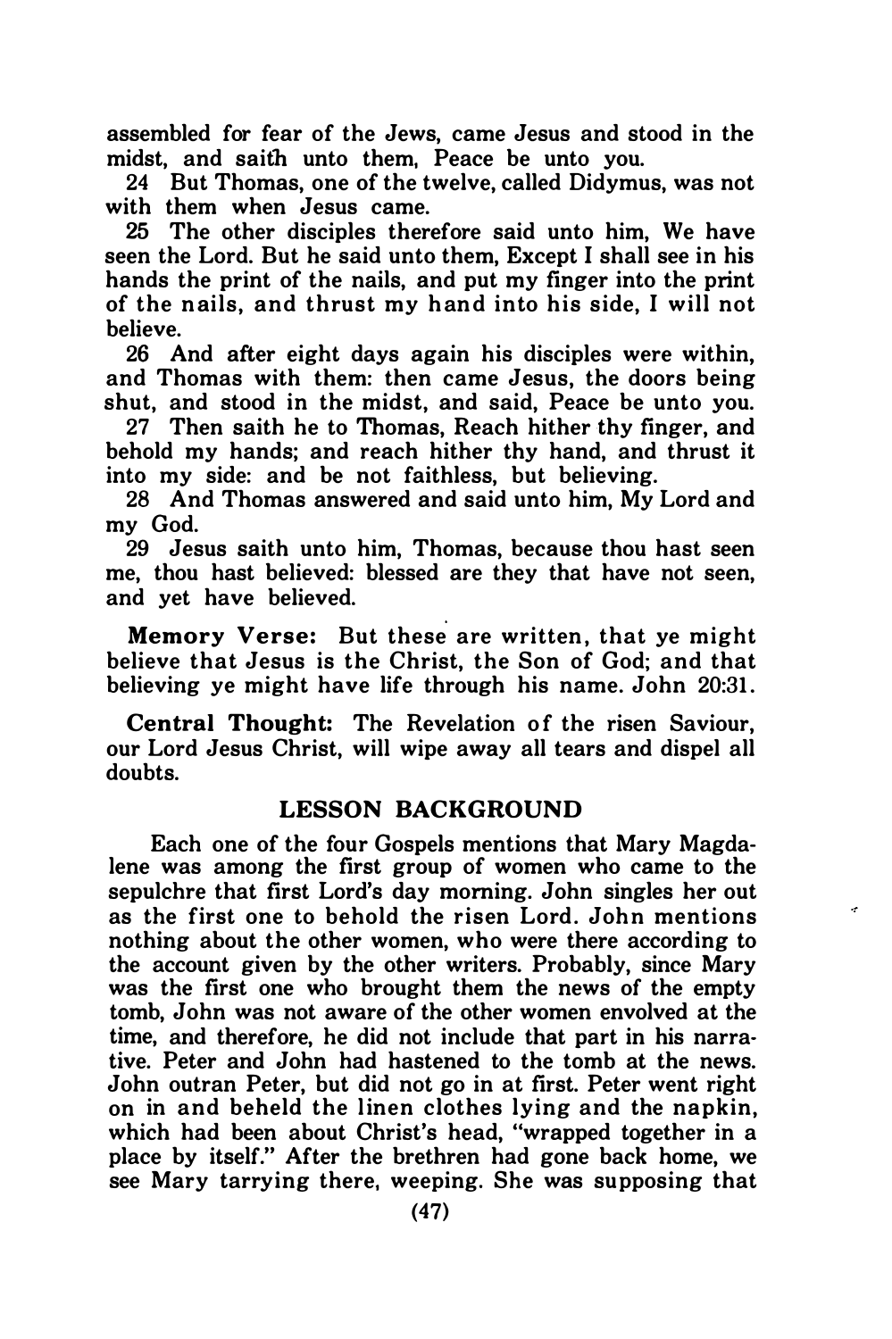assembled for fear of the Jews, came Jesus and stood in the midst, and saith unto them, Peace be unto you.

24 But Thomas, one of the twelve, called Didymus, was not with them when Jesus came.

25 The other disciples therefore said unto him, We have seen the Lord. But he said unto them, Except I shall see in his hands the print of the nails, and put my finger into the print of the nails, and thrust my hand into his side, I will not believe.

26 And after eight days again his disciples were within, and Thomas with them: then came Jesus, the doors being shut, and stood in the midst, and said, Peace be unto you.

27 Then saith he to Thomas, Reach hither thy finger, and behold my hands; and reach hither thy hand, and thrust it into my side: and be not faithless, but believing.

28 And Thomas answered and said unto him, My Lord and my God.

29 Jesus saith unto him, Thomas, because thou hast seen me, thou hast believed: blessed are they that have not seen, and yet have believed.

**Memory Verse:** But these are written, that ye might believe that Jesus is the Christ, the Son of God; and that believing ye might have life through his name. John 20:31.

**Central Thought:** The Revelation of the risen Saviour, our Lord Jesus Christ, will wipe away all tears and dispel all doubts.

## LESSON BACKGROUND

Each one of the four Gospels mentions that Mary Magdalene was among the first group of women who came to the sepulchre that first Lord's day morning. John singles her out as the first one to behold the risen Lord. John mentions nothing about the other women, who were there according to the account given by the other writers. Probably, since Mary was the first one who brought them the news of the empty tomb, John was not aware of the other women envolved at the time, and therefore, he did not include that part in his narrative. Peter and John had hastened to the tomb at the news. John outran Peter, but did not go in at first. Peter went right on in and beheld the linen clothes lying and the napkin, which had been about Christ's head, "wrapped together in a place by itself." After the brethren had gone back home, we see Mary tarrying there, weeping. She was supposing that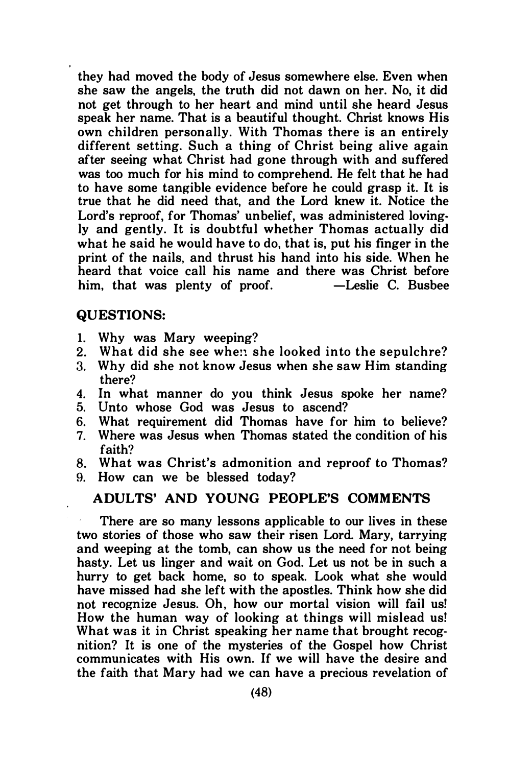they had moved the body of Jesus somewhere else. Even when she saw the angels, the truth did not dawn on her. No, it did not get through to her heart and mind until she heard Jesus speak her name. That is a beautiful thought. Christ knows His own children personally. With Thomas there is an entirely different setting. Such a thing of Christ being alive again after seeing what Christ had gone through with and suffered was too much for his mind to comprehend. He felt that he had to have some tangible evidence before he could grasp it. It is true that he did need that, and the Lord knew it. Notice the Lord's reproof, for Thomas' unbelief, was administered lovingly and gently. It is doubtful whether Thomas actually did what he said he would have to do, that is, put his finger in the print of the nails, and thrust his hand into his side. When he heard that voice call his name and there was Christ before him, that was plenty of proof. —Leslie C. Busbee

## QUESTIONS:

1. Why was Mary weeping?
2. What did she see when she looked into the sepulchre?
3. Why did she not know Jesus when she saw Him standing there?
4. In what manner do you think Jesus spoke her name?
5. Unto whose God was Jesus to ascend?
6. What requirement did Thomas have for him to believe?
7. Where was Jesus when Thomas stated the condition of his faith?
8. What was Christ's admonition and reproof to Thomas?
9. How can we be blessed today?

## ADULTS' AND YOUNG PEOPLE'S COMMENTS

There are so many lessons applicable to our lives in these two stories of those who saw their risen Lord. Mary, tarrying and weeping at the tomb, can show us the need for not being hasty. Let us linger and wait on God. Let us not be in such a hurry to get back home, so to speak. Look what she would have missed had she left with the apostles. Think how she did not recognize Jesus. Oh, how our mortal vision will fail us! How the human way of looking at things will mislead us! What was it in Christ speaking her name that brought recognition? It is one of the mysteries of the Gospel how Christ communicates with His own. If we will have the desire and the faith that Mary had we can have a precious revelation of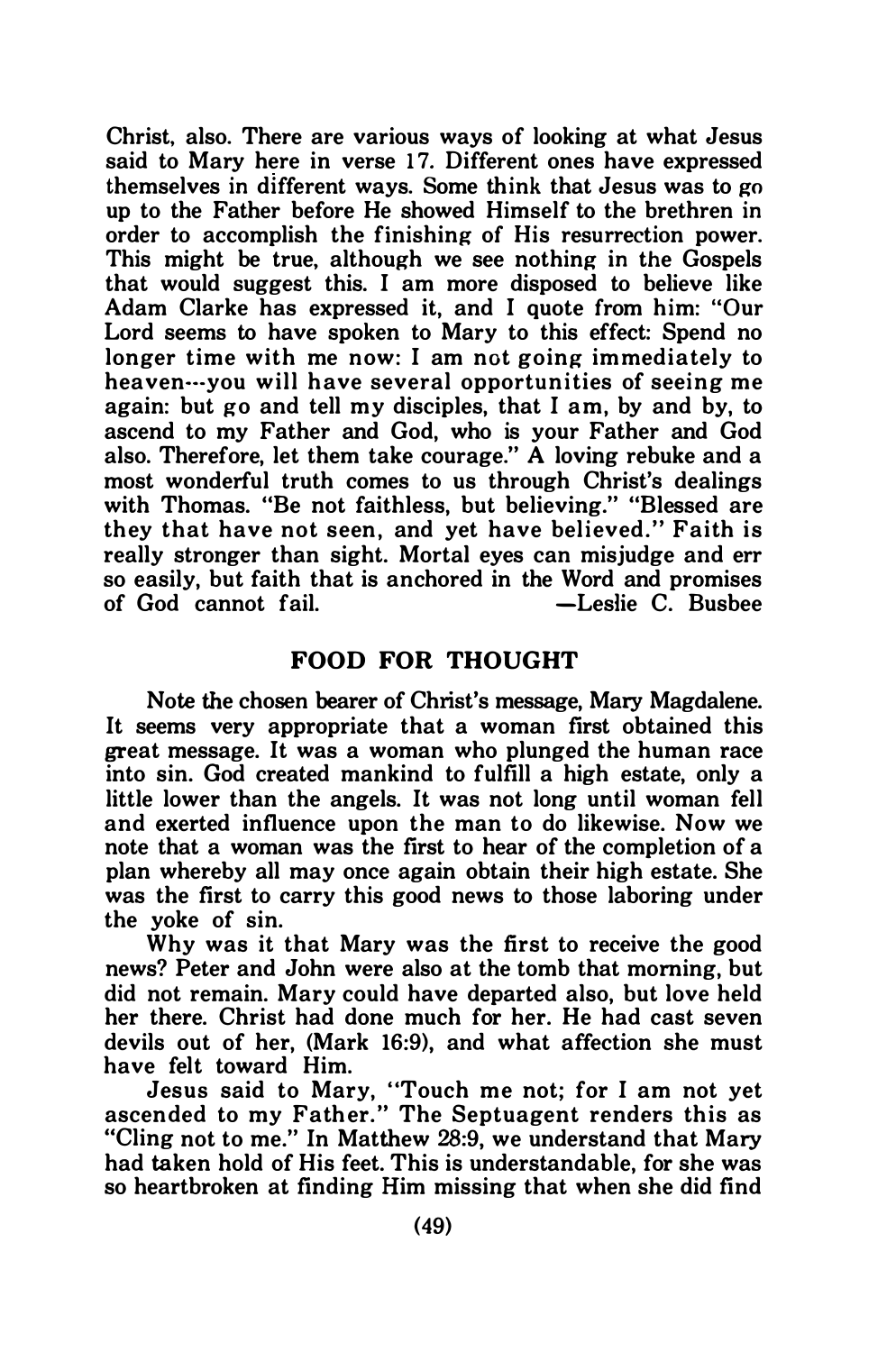Christ, also. There are various ways of looking at what Jesus said to Mary here in verse 17. Different ones have expressed themselves in different ways. Some think that Jesus was to go up to the Father before He showed Himself to the brethren in order to accomplish the finishing of His resurrection power. This might be true, although we see nothing in the Gospels that would suggest this. I am more disposed to believe like Adam Clarke has expressed it, and I quote from him: "Our Lord seems to have spoken to Mary to this effect: Spend no longer time with me now: I am not going immediately to heaven---you will have several opportunities of seeing me again: but go and tell my disciples, that I am, by and by, to ascend to my Father and God, who is your Father and God also. Therefore, let them take courage." A loving rebuke and a most wonderful truth comes to us through Christ's dealings with Thomas. "Be not faithless, but believing." "Blessed are they that have not seen, and yet have believed." Faith is really stronger than sight. Mortal eyes can misjudge and err so easily, but faith that is anchored in the Word and promises of God cannot fail. —Leslie C. Busbee

## FOOD FOR THOUGHT

Note the chosen bearer of Christ's message, Mary Magdalene. It seems very appropriate that a woman first obtained this great message. It was a woman who plunged the human race into sin. God created mankind to fulfill a high estate, only a little lower than the angels. It was not long until woman fell and exerted influence upon the man to do likewise. Now we note that a woman was the first to hear of the completion of a plan whereby all may once again obtain their high estate. She was the first to carry this good news to those laboring under the yoke of sin.

Why was it that Mary was the first to receive the good news? Peter and John were also at the tomb that morning, but did not remain. Mary could have departed also, but love held her there. Christ had done much for her. He had cast seven devils out of her, (Mark 16:9), and what affection she must have felt toward Him.

Jesus said to Mary, "Touch me not; for I am not yet ascended to my Father." The Septuagent renders this as "Cling not to me." In Matthew 28:9, we understand that Mary had taken hold of His feet. This is understandable, for she was so heartbroken at finding Him missing that when she did find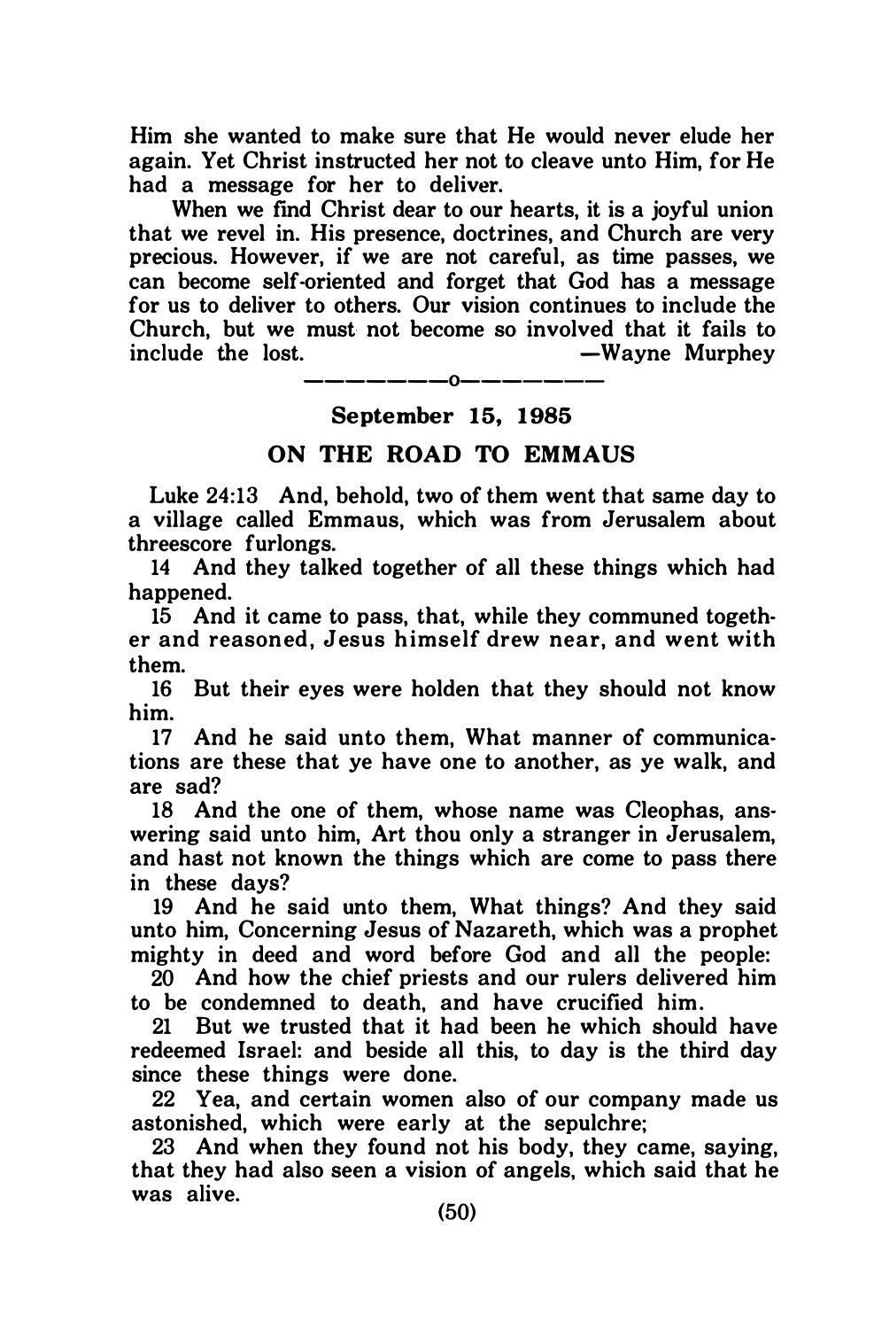Him she wanted to make sure that He would never elude her again. Yet Christ instructed her not to cleave unto Him, for He had a message for her to deliver.

When we find Christ dear to our hearts, it is a joyful union that we revel in. His presence, doctrines, and Church are very precious. However, if we are not careful, as time passes, we can become self-oriented and forget that God has a message for us to deliver to others. Our vision continues to include the Church, but we must not become so involved that it fails to include the lost. —Wayne Murphey

———————o———————

## September 15, 1985

## ON THE ROAD TO EMMAUS

Luke 24:13 And, behold, two of them went that same day to a village called Emmaus, which was from Jerusalem about threescore furlongs.

14 And they talked together of all these things which had happened.

15 And it came to pass, that, while they communed together and reasoned, Jesus himself drew near, and went with them.

16 But their eyes were holden that they should not know him.

17 And he said unto them, What manner of communications are these that ye have one to another, as ye walk, and are sad?

18 And the one of them, whose name was Cleophas, answering said unto him, Art thou only a stranger in Jerusalem, and hast not known the things which are come to pass there in these days?

19 And he said unto them, What things? And they said unto him, Concerning Jesus of Nazareth, which was a prophet mighty in deed and word before God and all the people:

20 And how the chief priests and our rulers delivered him to be condemned to death, and have crucified him.

21 But we trusted that it had been he which should have redeemed Israel: and beside all this, to day is the third day since these things were done.

22 Yea, and certain women also of our company made us astonished, which were early at the sepulchre;

23 And when they found not his body, they came, saying, that they had also seen a vision of angels, which said that he was alive.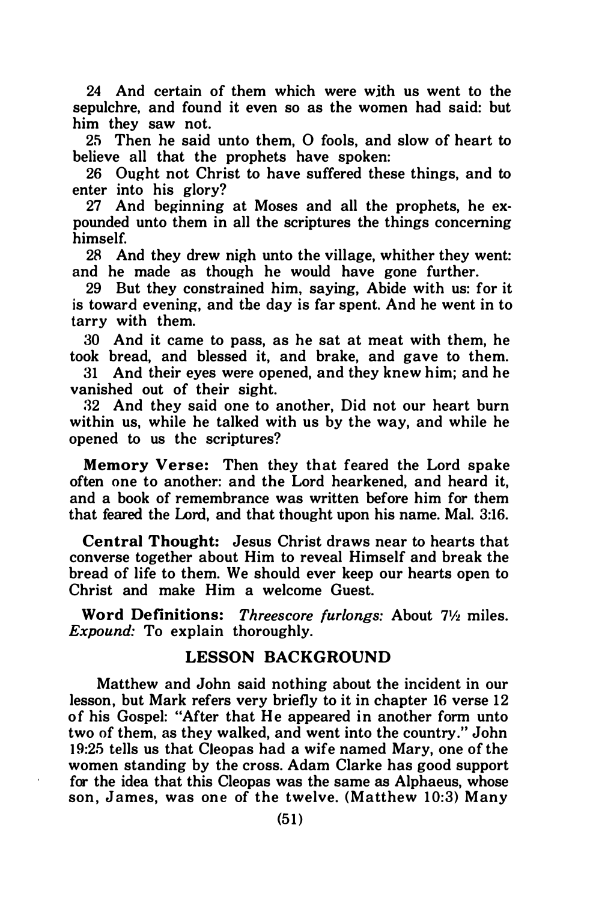24 And certain of them which were with us went to the sepulchre, and found it even so as the women had said: but him they saw not.

25 Then he said unto them, O fools, and slow of heart to believe all that the prophets have spoken:

26 Ought not Christ to have suffered these things, and to enter into his glory?

27 And beginning at Moses and all the prophets, he expounded unto them in all the scriptures the things concerning himself.

28 And they drew nigh unto the village, whither they went: and he made as though he would have gone further.

29 But they constrained him, saying, Abide with us: for it is toward evening, and the day is far spent. And he went in to tarry with them.

30 And it came to pass, as he sat at meat with them, he took bread, and blessed it, and brake, and gave to them.

31 And their eyes were opened, and they knew him; and he vanished out of their sight.

32 And they said one to another, Did not our heart burn within us, while he talked with us by the way, and while he opened to us the scriptures?

**Memory Verse:** Then they that feared the Lord spake often one to another: and the Lord hearkened, and heard it, and a book of remembrance was written before him for them that feared the Lord, and that thought upon his name. Mal. 3:16.

**Central Thought:** Jesus Christ draws near to hearts that converse together about Him to reveal Himself and break the bread of life to them. We should ever keep our hearts open to Christ and make Him a welcome Guest.

**Word Definitions:** *Threescore furlongs:* About 7½ miles. *Expound:* To explain thoroughly.

## LESSON BACKGROUND

Matthew and John said nothing about the incident in our lesson, but Mark refers very briefly to it in chapter 16 verse 12 of his Gospel: "After that He appeared in another form unto two of them, as they walked, and went into the country." John 19:25 tells us that Cleopas had a wife named Mary, one of the women standing by the cross. Adam Clarke has good support for the idea that this Cleopas was the same as Alphaeus, whose son, James, was one of the twelve. (Matthew 10:3) Many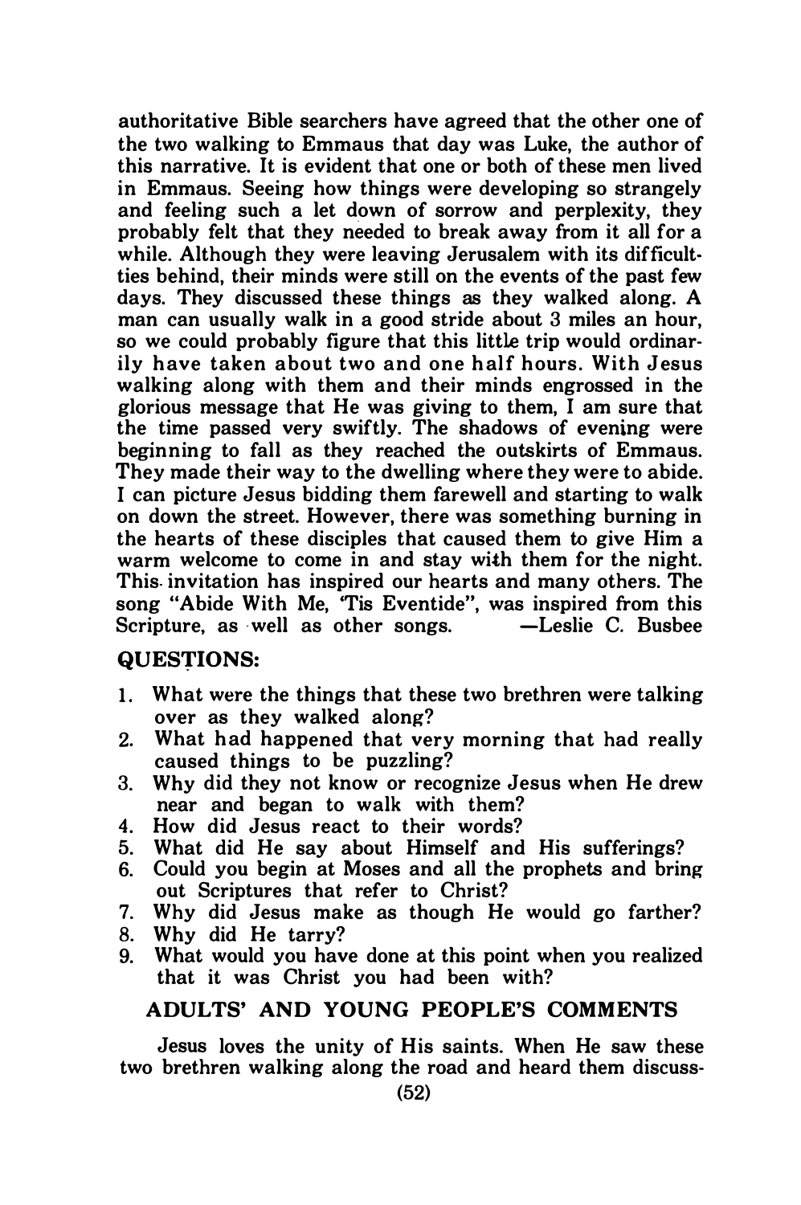authoritative Bible searchers have agreed that the other one of the two walking to Emmaus that day was Luke, the author of this narrative. It is evident that one or both of these men lived in Emmaus. Seeing how things were developing so strangely and feeling such a let down of sorrow and perplexity, they probably felt that they needed to break away from it all for a while. Although they were leaving Jerusalem with its difficultties behind, their minds were still on the events of the past few days. They discussed these things as they walked along. A man can usually walk in a good stride about 3 miles an hour, so we could probably figure that this little trip would ordinarily have taken about two and one half hours. With Jesus walking along with them and their minds engrossed in the glorious message that He was giving to them, I am sure that the time passed very swiftly. The shadows of evening were beginning to fall as they reached the outskirts of Emmaus. They made their way to the dwelling where they were to abide. I can picture Jesus bidding them farewell and starting to walk on down the street. However, there was something burning in the hearts of these disciples that caused them to give Him a warm welcome to come in and stay with them for the night. This invitation has inspired our hearts and many others. The song "Abide With Me, 'Tis Eventide", was inspired from this Scripture, as well as other songs. —Leslie C. Busbee

### QUESTIONS:

1. What were the things that these two brethren were talking over as they walked along?
2. What had happened that very morning that had really caused things to be puzzling?
3. Why did they not know or recognize Jesus when He drew near and began to walk with them?
4. How did Jesus react to their words?
5. What did He say about Himself and His sufferings?
6. Could you begin at Moses and all the prophets and bring out Scriptures that refer to Christ?
7. Why did Jesus make as though He would go farther?
8. Why did He tarry?
9. What would you have done at this point when you realized that it was Christ you had been with?

### ADULTS' AND YOUNG PEOPLE'S COMMENTS

Jesus loves the unity of His saints. When He saw these two brethren walking along the road and heard them discuss-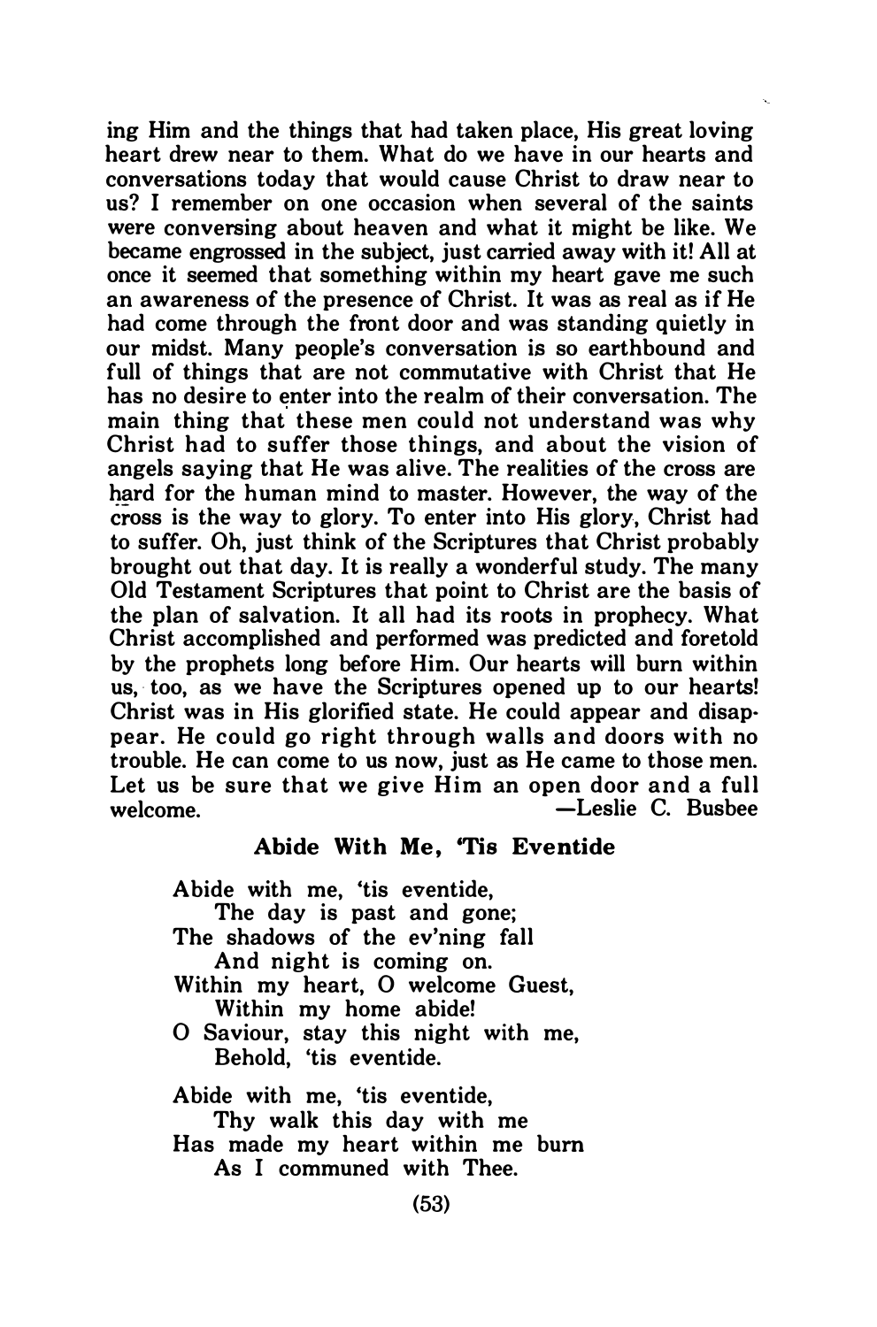ing Him and the things that had taken place, His great loving heart drew near to them. What do we have in our hearts and conversations today that would cause Christ to draw near to us? I remember on one occasion when several of the saints were conversing about heaven and what it might be like. We became engrossed in the subject, just carried away with it! All at once it seemed that something within my heart gave me such an awareness of the presence of Christ. It was as real as if He had come through the front door and was standing quietly in our midst. Many people's conversation is so earthbound and full of things that are not commutative with Christ that He has no desire to enter into the realm of their conversation. The main thing that these men could not understand was why Christ had to suffer those things, and about the vision of angels saying that He was alive. The realities of the cross are hard for the human mind to master. However, the way of the cross is the way to glory. To enter into His glory, Christ had to suffer. Oh, just think of the Scriptures that Christ probably brought out that day. It is really a wonderful study. The many Old Testament Scriptures that point to Christ are the basis of the plan of salvation. It all had its roots in prophecy. What Christ accomplished and performed was predicted and foretold by the prophets long before Him. Our hearts will burn within us, too, as we have the Scriptures opened up to our hearts! Christ was in His glorified state. He could appear and disappear. He could go right through walls and doors with no trouble. He can come to us now, just as He came to those men. Let us be sure that we give Him an open door and a full welcome.

—Leslie C. Busbee

### Abide With Me, 'Tis Eventide

Abide with me, 'tis eventide,
The day is past and gone;
The shadows of the ev'ning fall
And night is coming on.
Within my heart, O welcome Guest,
Within my home abide!
O Saviour, stay this night with me,
Behold, 'tis eventide.

Abide with me, 'tis eventide,
Thy walk this day with me
Has made my heart within me burn
As I communed with Thee.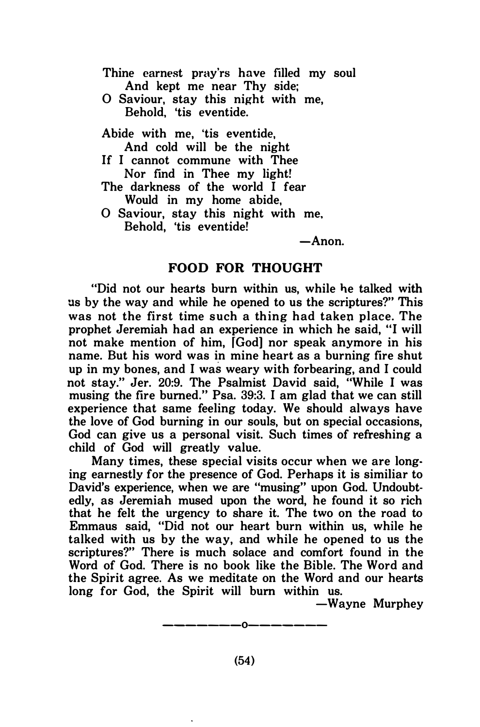Thine earnest pray'rs have filled my soul  
And kept me near Thy side;  
O Saviour, stay this night with me,  
Behold, 'tis eventide.

Abide with me, 'tis eventide,  
And cold will be the night  
If I cannot commune with Thee  
Nor find in Thee my light!  
The darkness of the world I fear  
Would in my home abide,  
O Saviour, stay this night with me,  
Behold, 'tis eventide!

—Anon.

## FOOD FOR THOUGHT

"Did not our hearts burn within us, while he talked with us by the way and while he opened to us the scriptures?" This was not the first time such a thing had taken place. The prophet Jeremiah had an experience in which he said, "I will not make mention of him, [God] nor speak anymore in his name. But his word was in mine heart as a burning fire shut up in my bones, and I was weary with forbearing, and I could not stay." Jer. 20:9. The Psalmist David said, "While I was musing the fire burned." Psa. 39:3. I am glad that we can still experience that same feeling today. We should always have the love of God burning in our souls, but on special occasions, God can give us a personal visit. Such times of refreshing a child of God will greatly value.

Many times, these special visits occur when we are longing earnestly for the presence of God. Perhaps it is similiar to David's experience, when we are "musing" upon God. Undoubtedly, as Jeremiah mused upon the word, he found it so rich that he felt the urgency to share it. The two on the road to Emmaus said, "Did not our heart burn within us, while he talked with us by the way, and while he opened to us the scriptures?" There is much solace and comfort found in the Word of God. There is no book like the Bible. The Word and the Spirit agree. As we meditate on the Word and our hearts long for God, the Spirit will burn within us.

—Wayne Murphey

---------o---------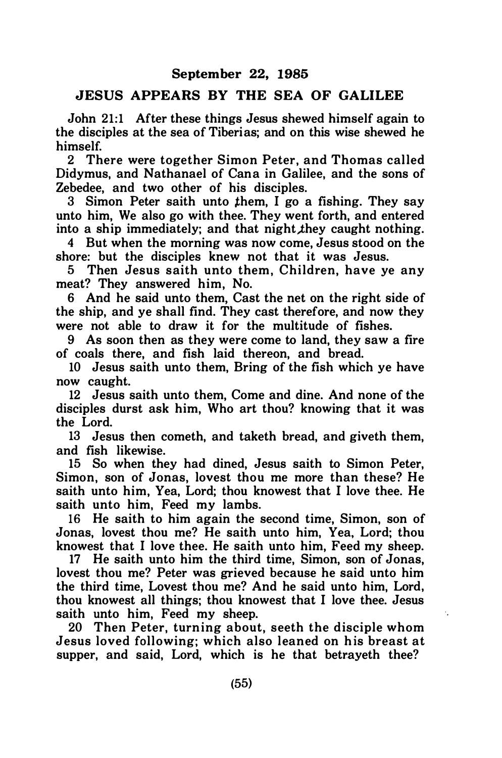## September 22, 1985

### JESUS APPEARS BY THE SEA OF GALILEE

John 21:1 After these things Jesus shewed himself again to the disciples at the sea of Tiberias; and on this wise shewed he himself.

2 There were together Simon Peter, and Thomas called Didymus, and Nathanael of Cana in Galilee, and the sons of Zebedee, and two other of his disciples.

3 Simon Peter saith unto them, I go a fishing. They say unto him, We also go with thee. They went forth, and entered into a ship immediately; and that night they caught nothing.

4 But when the morning was now come, Jesus stood on the shore: but the disciples knew not that it was Jesus.

5 Then Jesus saith unto them, Children, have ye any meat? They answered him, No.

6 And he said unto them, Cast the net on the right side of the ship, and ye shall find. They cast therefore, and now they were not able to draw it for the multitude of fishes.

9 As soon then as they were come to land, they saw a fire of coals there, and fish laid thereon, and bread.

10 Jesus saith unto them, Bring of the fish which ye have now caught.

12 Jesus saith unto them, Come and dine. And none of the disciples durst ask him, Who art thou? knowing that it was the Lord.

13 Jesus then cometh, and taketh bread, and giveth them, and fish likewise.

15 So when they had dined, Jesus saith to Simon Peter, Simon, son of Jonas, lovest thou me more than these? He saith unto him, Yea, Lord; thou knowest that I love thee. He saith unto him, Feed my lambs.

16 He saith to him again the second time, Simon, son of Jonas, lovest thou me? He saith unto him, Yea, Lord; thou knowest that I love thee. He saith unto him, Feed my sheep.

17 He saith unto him the third time, Simon, son of Jonas, lovest thou me? Peter was grieved because he said unto him the third time, Lovest thou me? And he said unto him, Lord, thou knowest all things; thou knowest that I love thee. Jesus saith unto him, Feed my sheep.

20 Then Peter, turning about, seeth the disciple whom Jesus loved following; which also leaned on his breast at supper, and said, Lord, which is he that betrayeth thee?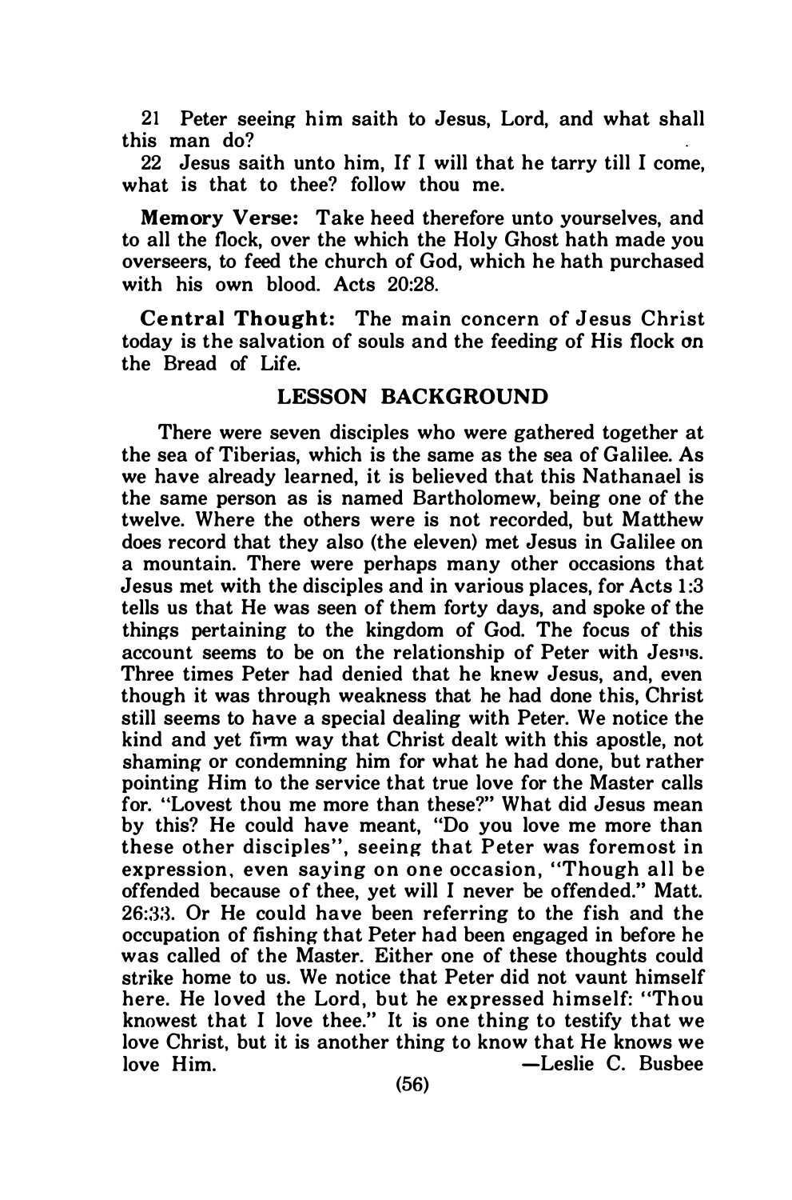21 Peter seeing him saith to Jesus, Lord, and what shall this man do?

22 Jesus saith unto him, If I will that he tarry till I come, what is that to thee? follow thou me.

**Memory Verse:** Take heed therefore unto yourselves, and to all the flock, over the which the Holy Ghost hath made you overseers, to feed the church of God, which he hath purchased with his own blood. Acts 20:28.

**Central Thought:** The main concern of Jesus Christ today is the salvation of souls and the feeding of His flock on the Bread of Life.

## LESSON BACKGROUND

There were seven disciples who were gathered together at the sea of Tiberias, which is the same as the sea of Galilee. As we have already learned, it is believed that this Nathanael is the same person as is named Bartholomew, being one of the twelve. Where the others were is not recorded, but Matthew does record that they also (the eleven) met Jesus in Galilee on a mountain. There were perhaps many other occasions that Jesus met with the disciples and in various places, for Acts 1:3 tells us that He was seen of them forty days, and spoke of the things pertaining to the kingdom of God. The focus of this account seems to be on the relationship of Peter with Jesus. Three times Peter had denied that he knew Jesus, and, even though it was through weakness that he had done this, Christ still seems to have a special dealing with Peter. We notice the kind and yet firm way that Christ dealt with this apostle, not shaming or condemning him for what he had done, but rather pointing Him to the service that true love for the Master calls for. "Lovest thou me more than these?" What did Jesus mean by this? He could have meant, "Do you love me more than these other disciples", seeing that Peter was foremost in expression, even saying on one occasion, "Though all be offended because of thee, yet will I never be offended." Matt. 26:33. Or He could have been referring to the fish and the occupation of fishing that Peter had been engaged in before he was called of the Master. Either one of these thoughts could strike home to us. We notice that Peter did not vaunt himself here. He loved the Lord, but he expressed himself: "Thou knowest that I love thee." It is one thing to testify that we love Christ, but it is another thing to know that He knows we love Him. —Leslie C. Busbee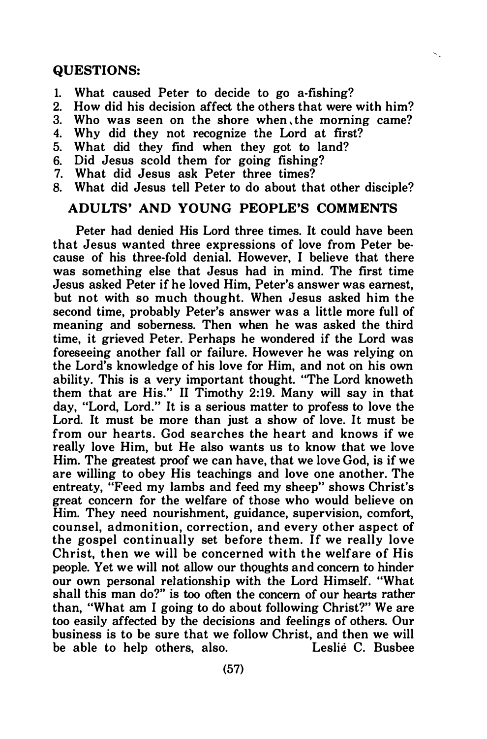## QUESTIONS:

1. What caused Peter to decide to go a-fishing?
2. How did his decision affect the others that were with him?
3. Who was seen on the shore when the morning came?
4. Why did they not recognize the Lord at first?
5. What did they find when they got to land?
6. Did Jesus scold them for going fishing?
7. What did Jesus ask Peter three times?
8. What did Jesus tell Peter to do about that other disciple?

## ADULTS' AND YOUNG PEOPLE'S COMMENTS

Peter had denied His Lord three times. It could have been that Jesus wanted three expressions of love from Peter because of his three-fold denial. However, I believe that there was something else that Jesus had in mind. The first time Jesus asked Peter if he loved Him, Peter's answer was earnest, but not with so much thought. When Jesus asked him the second time, probably Peter's answer was a little more full of meaning and soberness. Then when he was asked the third time, it grieved Peter. Perhaps he wondered if the Lord was foreseeing another fall or failure. However he was relying on the Lord's knowledge of his love for Him, and not on his own ability. This is a very important thought. "The Lord knoweth them that are His." II Timothy 2:19. Many will say in that day, "Lord, Lord." It is a serious matter to profess to love the Lord. It must be more than just a show of love. It must be from our hearts. God searches the heart and knows if we really love Him, but He also wants us to know that we love Him. The greatest proof we can have, that we love God, is if we are willing to obey His teachings and love one another. The entreaty, "Feed my lambs and feed my sheep" shows Christ's great concern for the welfare of those who would believe on Him. They need nourishment, guidance, supervision, comfort, counsel, admonition, correction, and every other aspect of the gospel continually set before them. If we really love Christ, then we will be concerned with the welfare of His people. Yet we will not allow our thoughts and concern to hinder our own personal relationship with the Lord Himself. "What shall this man do?" is too often the concern of our hearts rather than, "What am I going to do about following Christ?" We are too easily affected by the decisions and feelings of others. Our business is to be sure that we follow Christ, and then we will be able to help others, also. Leslie C. Busbee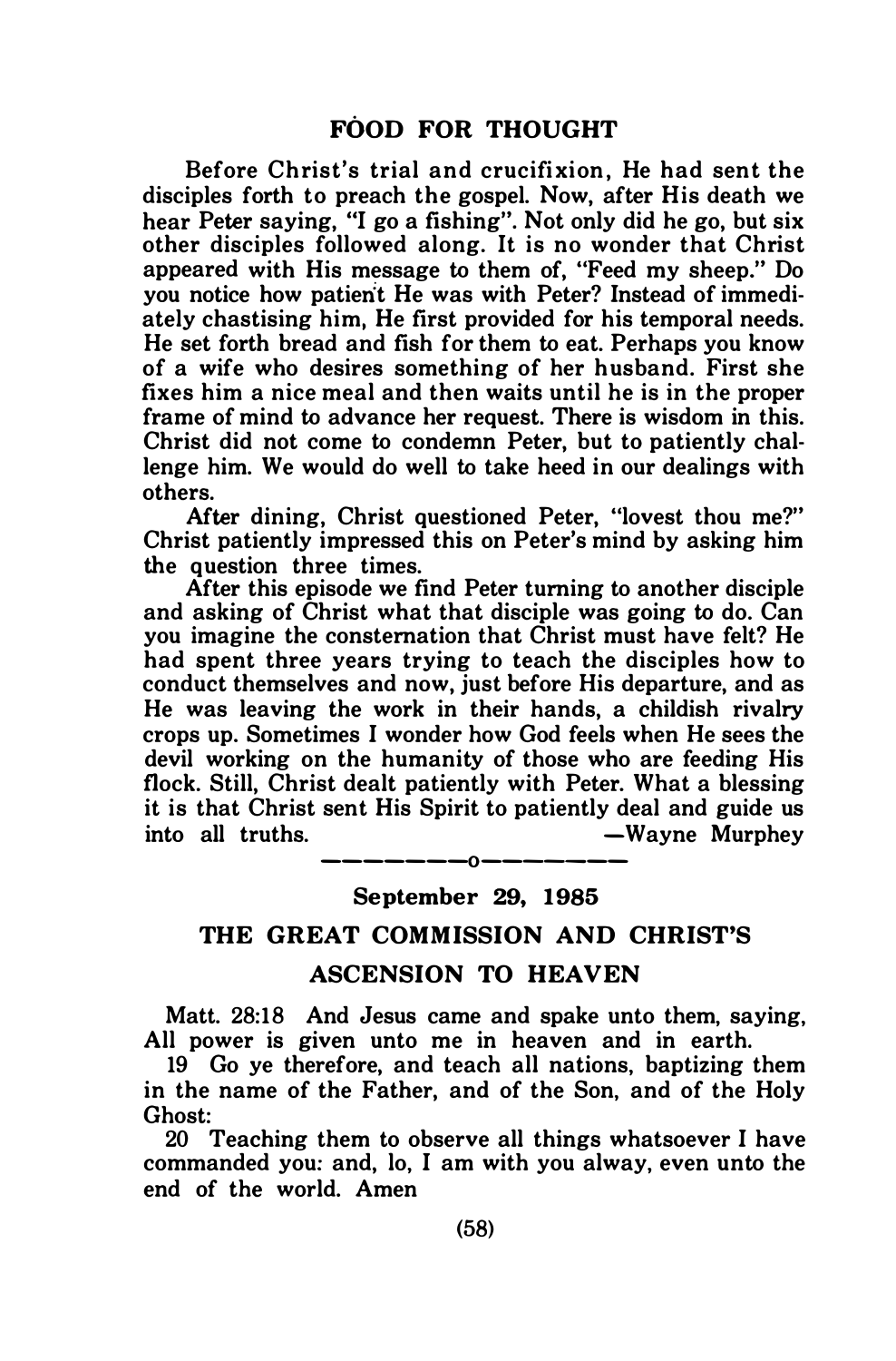## FOOD FOR THOUGHT

Before Christ's trial and crucifixion, He had sent the disciples forth to preach the gospel. Now, after His death we hear Peter saying, "I go a fishing". Not only did he go, but six other disciples followed along. It is no wonder that Christ appeared with His message to them of, "Feed my sheep." Do you notice how patient He was with Peter? Instead of immediately chastising him, He first provided for his temporal needs. He set forth bread and fish for them to eat. Perhaps you know of a wife who desires something of her husband. First she fixes him a nice meal and then waits until he is in the proper frame of mind to advance her request. There is wisdom in this. Christ did not come to condemn Peter, but to patiently challenge him. We would do well to take heed in our dealings with others.

After dining, Christ questioned Peter, "lovest thou me?" Christ patiently impressed this on Peter's mind by asking him the question three times.

After this episode we find Peter turning to another disciple and asking of Christ what that disciple was going to do. Can you imagine the consternation that Christ must have felt? He had spent three years trying to teach the disciples how to conduct themselves and now, just before His departure, and as He was leaving the work in their hands, a childish rivalry crops up. Sometimes I wonder how God feels when He sees the devil working on the humanity of those who are feeding His flock. Still, Christ dealt patiently with Peter. What a blessing it is that Christ sent His Spirit to patiently deal and guide us into all truths. —Wayne Murphey

---

**September 29, 1985**

## THE GREAT COMMISSION AND CHRIST'S ASCENSION TO HEAVEN

Matt. 28:18 And Jesus came and spake unto them, saying, All power is given unto me in heaven and in earth.

19 Go ye therefore, and teach all nations, baptizing them in the name of the Father, and of the Son, and of the Holy Ghost:

20 Teaching them to observe all things whatsoever I have commanded you: and, lo, I am with you alway, even unto the end of the world. Amen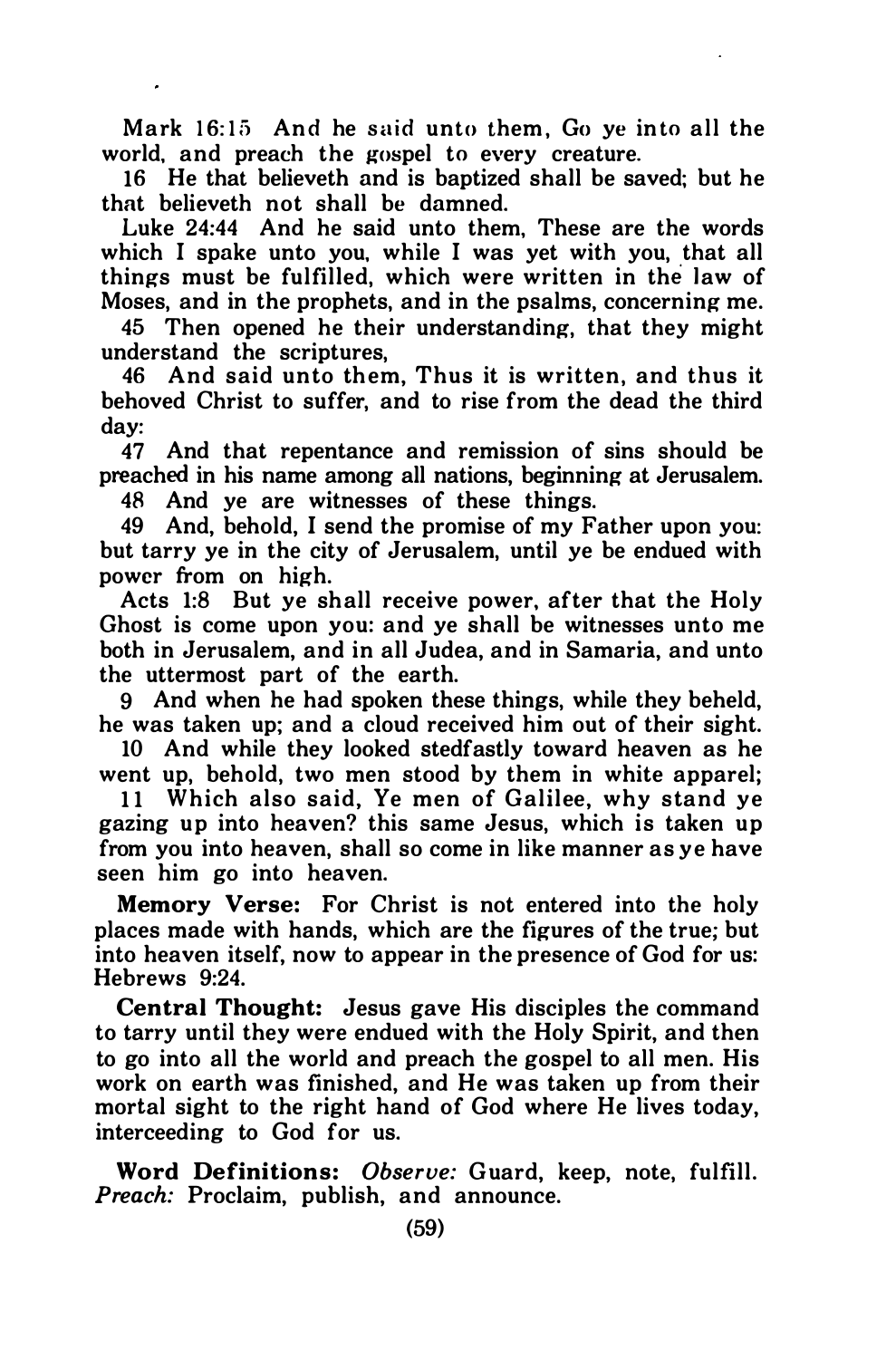Mark 16:15 And he said unto them, Go ye into all the world, and preach the gospel to every creature.

16 He that believeth and is baptized shall be saved; but he that believeth not shall be damned.

Luke 24:44 And he said unto them, These are the words which I spake unto you, while I was yet with you, that all things must be fulfilled, which were written in the law of Moses, and in the prophets, and in the psalms, concerning me.

45 Then opened he their understanding, that they might understand the scriptures,

46 And said unto them, Thus it is written, and thus it behoved Christ to suffer, and to rise from the dead the third day:

47 And that repentance and remission of sins should be preached in his name among all nations, beginning at Jerusalem.

48 And ye are witnesses of these things.

49 And, behold, I send the promise of my Father upon you: but tarry ye in the city of Jerusalem, until ye be endued with power from on high.

Acts 1:8 But ye shall receive power, after that the Holy Ghost is come upon you: and ye shall be witnesses unto me both in Jerusalem, and in all Judea, and in Samaria, and unto the uttermost part of the earth.

9 And when he had spoken these things, while they beheld, he was taken up; and a cloud received him out of their sight.

10 And while they looked stedfastly toward heaven as he went up, behold, two men stood by them in white apparel;

11 Which also said, Ye men of Galilee, why stand ye gazing up into heaven? this same Jesus, which is taken up from you into heaven, shall so come in like manner as ye have seen him go into heaven.

**Memory Verse:** For Christ is not entered into the holy places made with hands, which are the figures of the true; but into heaven itself, now to appear in the presence of God for us: Hebrews 9:24.

**Central Thought:** Jesus gave His disciples the command to tarry until they were endued with the Holy Spirit, and then to go into all the world and preach the gospel to all men. His work on earth was finished, and He was taken up from their mortal sight to the right hand of God where He lives today, interceeding to God for us.

**Word Definitions:** *Observe:* Guard, keep, note, fulfill. *Preach:* Proclaim, publish, and announce.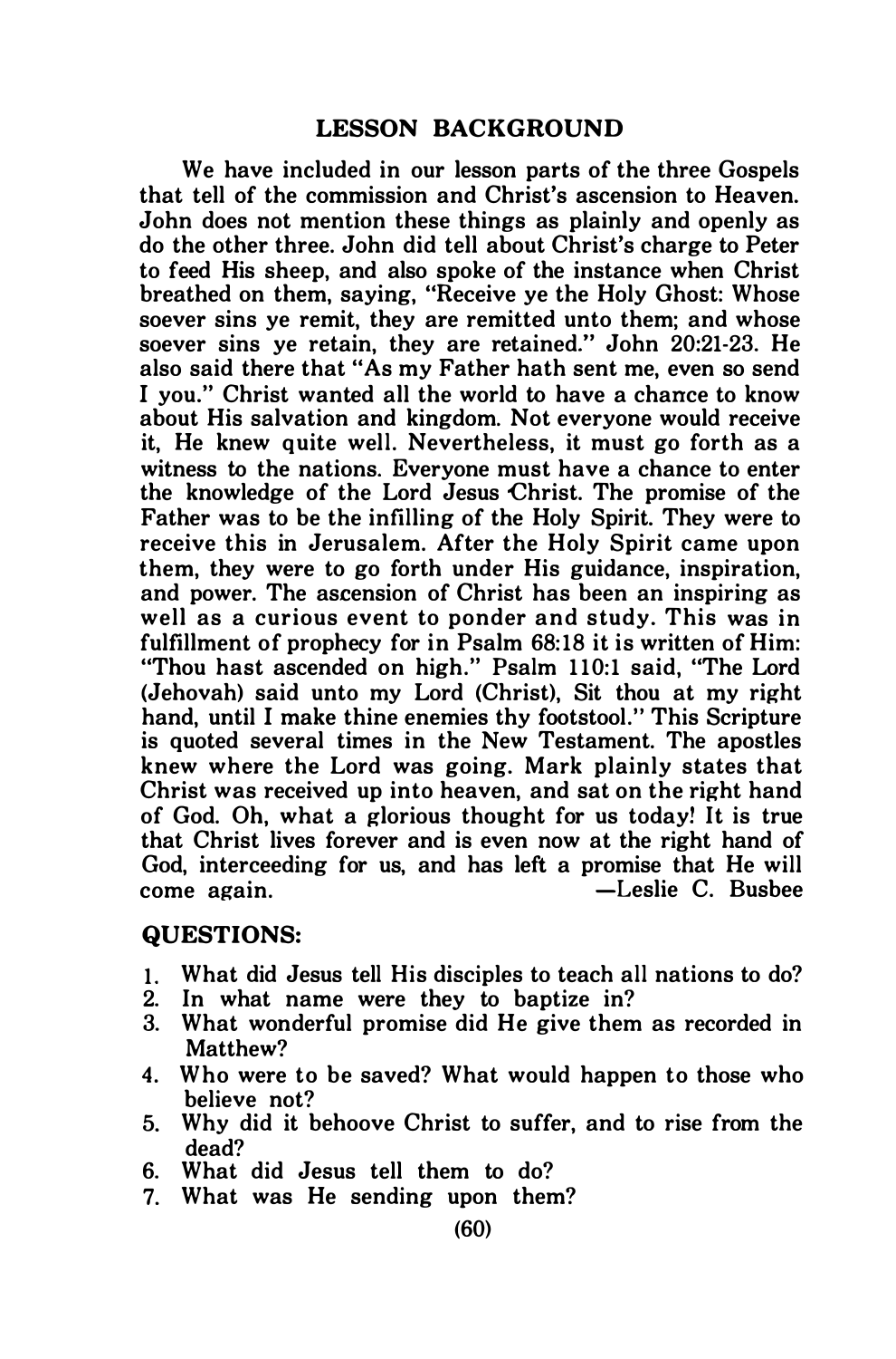## LESSON BACKGROUND

We have included in our lesson parts of the three Gospels that tell of the commission and Christ's ascension to Heaven. John does not mention these things as plainly and openly as do the other three. John did tell about Christ's charge to Peter to feed His sheep, and also spoke of the instance when Christ breathed on them, saying, "Receive ye the Holy Ghost: Whose soever sins ye remit, they are remitted unto them; and whose soever sins ye retain, they are retained." John 20:21-23. He also said there that "As my Father hath sent me, even so send I you." Christ wanted all the world to have a chance to know about His salvation and kingdom. Not everyone would receive it, He knew quite well. Nevertheless, it must go forth as a witness to the nations. Everyone must have a chance to enter the knowledge of the Lord Jesus Christ. The promise of the Father was to be the infilling of the Holy Spirit. They were to receive this in Jerusalem. After the Holy Spirit came upon them, they were to go forth under His guidance, inspiration, and power. The ascension of Christ has been an inspiring as well as a curious event to ponder and study. This was in fulfillment of prophecy for in Psalm 68:18 it is written of Him: "Thou hast ascended on high." Psalm 110:1 said, "The Lord (Jehovah) said unto my Lord (Christ), Sit thou at my right hand, until I make thine enemies thy footstool." This Scripture is quoted several times in the New Testament. The apostles knew where the Lord was going. Mark plainly states that Christ was received up into heaven, and sat on the right hand of God. Oh, what a glorious thought for us today! It is true that Christ lives forever and is even now at the right hand of God, interceeding for us, and has left a promise that He will come again.

—Leslie C. Busbee

## QUESTIONS:

1. What did Jesus tell His disciples to teach all nations to do?
2. In what name were they to baptize in?
3. What wonderful promise did He give them as recorded in Matthew?
4. Who were to be saved? What would happen to those who believe not?
5. Why did it behoove Christ to suffer, and to rise from the dead?
6. What did Jesus tell them to do?
7. What was He sending upon them?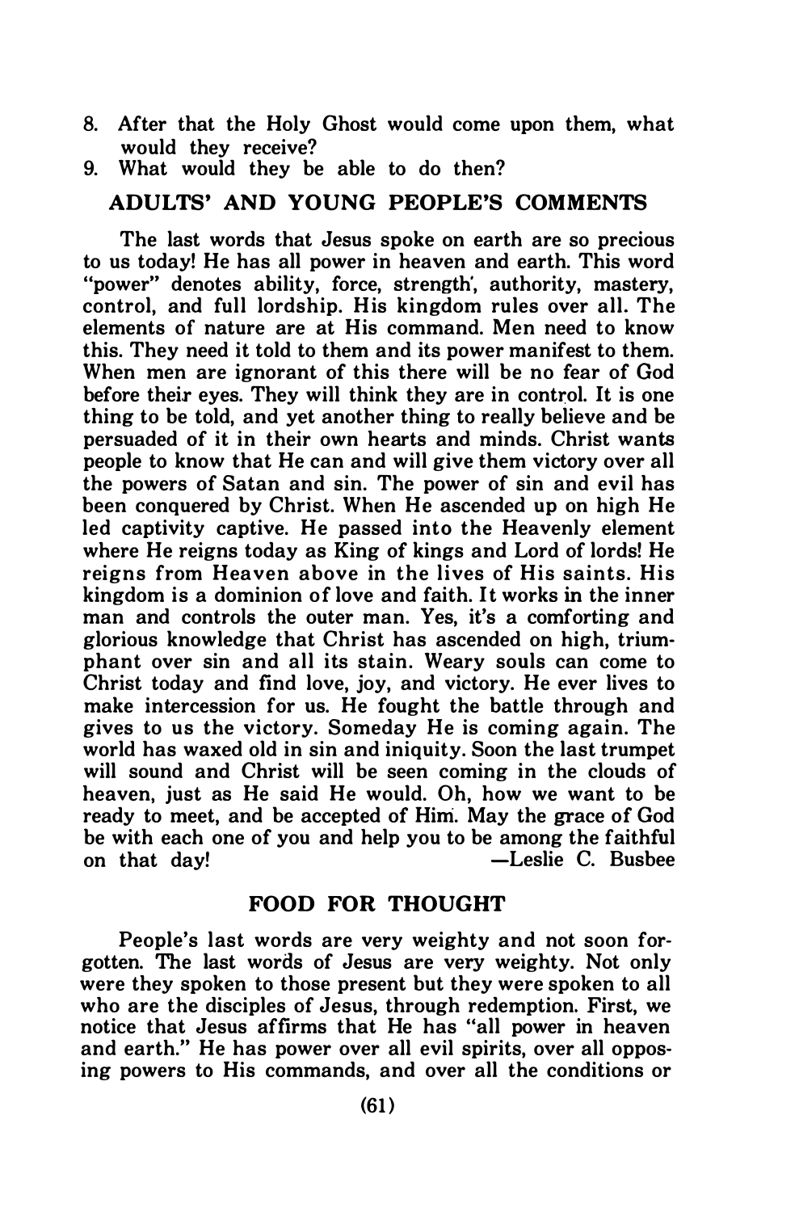8. After that the Holy Ghost would come upon them, what would they receive?
9. What would they be able to do then?

## ADULTS' AND YOUNG PEOPLE'S COMMENTS

The last words that Jesus spoke on earth are so precious to us today! He has all power in heaven and earth. This word "power" denotes ability, force, strength, authority, mastery, control, and full lordship. His kingdom rules over all. The elements of nature are at His command. Men need to know this. They need it told to them and its power manifest to them. When men are ignorant of this there will be no fear of God before their eyes. They will think they are in control. It is one thing to be told, and yet another thing to really believe and be persuaded of it in their own hearts and minds. Christ wants people to know that He can and will give them victory over all the powers of Satan and sin. The power of sin and evil has been conquered by Christ. When He ascended up on high He led captivity captive. He passed into the Heavenly element where He reigns today as King of kings and Lord of lords! He reigns from Heaven above in the lives of His saints. His kingdom is a dominion of love and faith. It works in the inner man and controls the outer man. Yes, it's a comforting and glorious knowledge that Christ has ascended on high, triumphant over sin and all its stain. Weary souls can come to Christ today and find love, joy, and victory. He ever lives to make intercession for us. He fought the battle through and gives to us the victory. Someday He is coming again. The world has waxed old in sin and iniquity. Soon the last trumpet will sound and Christ will be seen coming in the clouds of heaven, just as He said He would. Oh, how we want to be ready to meet, and be accepted of Him. May the grace of God be with each one of you and help you to be among the faithful on that day!

—Leslie C. Busbee

## FOOD FOR THOUGHT

People's last words are very weighty and not soon forgotten. The last words of Jesus are very weighty. Not only were they spoken to those present but they were spoken to all who are the disciples of Jesus, through redemption. First, we notice that Jesus affirms that He has "all power in heaven and earth." He has power over all evil spirits, over all opposing powers to His commands, and over all the conditions or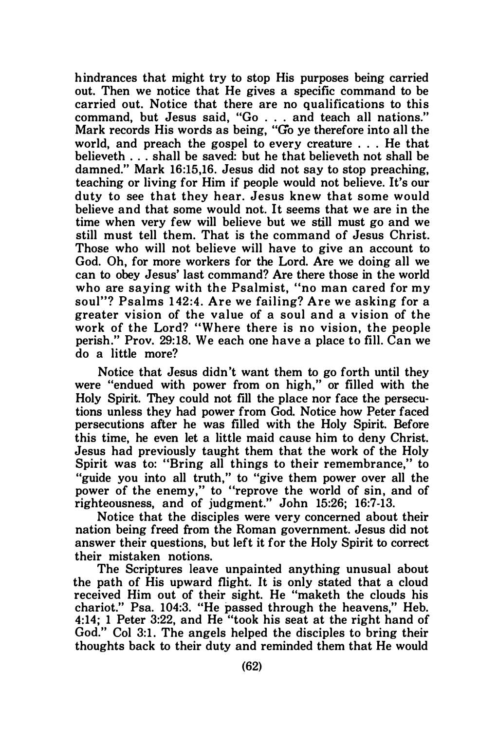hindrances that might try to stop His purposes being carried out. Then we notice that He gives a specific command to be carried out. Notice that there are no qualifications to this command, but Jesus said, "Go . . . and teach all nations." Mark records His words as being, "Go ye therefore into all the world, and preach the gospel to every creature . . . He that believeth . . . shall be saved: but he that believeth not shall be damned." Mark 16:15,16. Jesus did not say to stop preaching, teaching or living for Him if people would not believe. It's our duty to see that they hear. Jesus knew that some would believe and that some would not. It seems that we are in the time when very few will believe but we still must go and we still must tell them. That is the command of Jesus Christ. Those who will not believe will have to give an account to God. Oh, for more workers for the Lord. Are we doing all we can to obey Jesus' last command? Are there those in the world who are saying with the Psalmist, "no man cared for my soul"? Psalms 142:4. Are we failing? Are we asking for a greater vision of the value of a soul and a vision of the work of the Lord? "Where there is no vision, the people perish." Prov. 29:18. We each one have a place to fill. Can we do a little more?

Notice that Jesus didn't want them to go forth until they were "endued with power from on high," or filled with the Holy Spirit. They could not fill the place nor face the persecutions unless they had power from God. Notice how Peter faced persecutions after he was filled with the Holy Spirit. Before this time, he even let a little maid cause him to deny Christ. Jesus had previously taught them that the work of the Holy Spirit was to: "Bring all things to their remembrance," to "guide you into all truth," to "give them power over all the power of the enemy," to "reprove the world of sin, and of righteousness, and of judgment." John 15:26; 16:7-13.

Notice that the disciples were very concerned about their nation being freed from the Roman government. Jesus did not answer their questions, but left it for the Holy Spirit to correct their mistaken notions.

The Scriptures leave unpainted anything unusual about the path of His upward flight. It is only stated that a cloud received Him out of their sight. He "maketh the clouds his chariot." Psa. 104:3. "He passed through the heavens," Heb. 4:14; 1 Peter 3:22, and He "took his seat at the right hand of God." Col 3:1. The angels helped the disciples to bring their thoughts back to their duty and reminded them that He would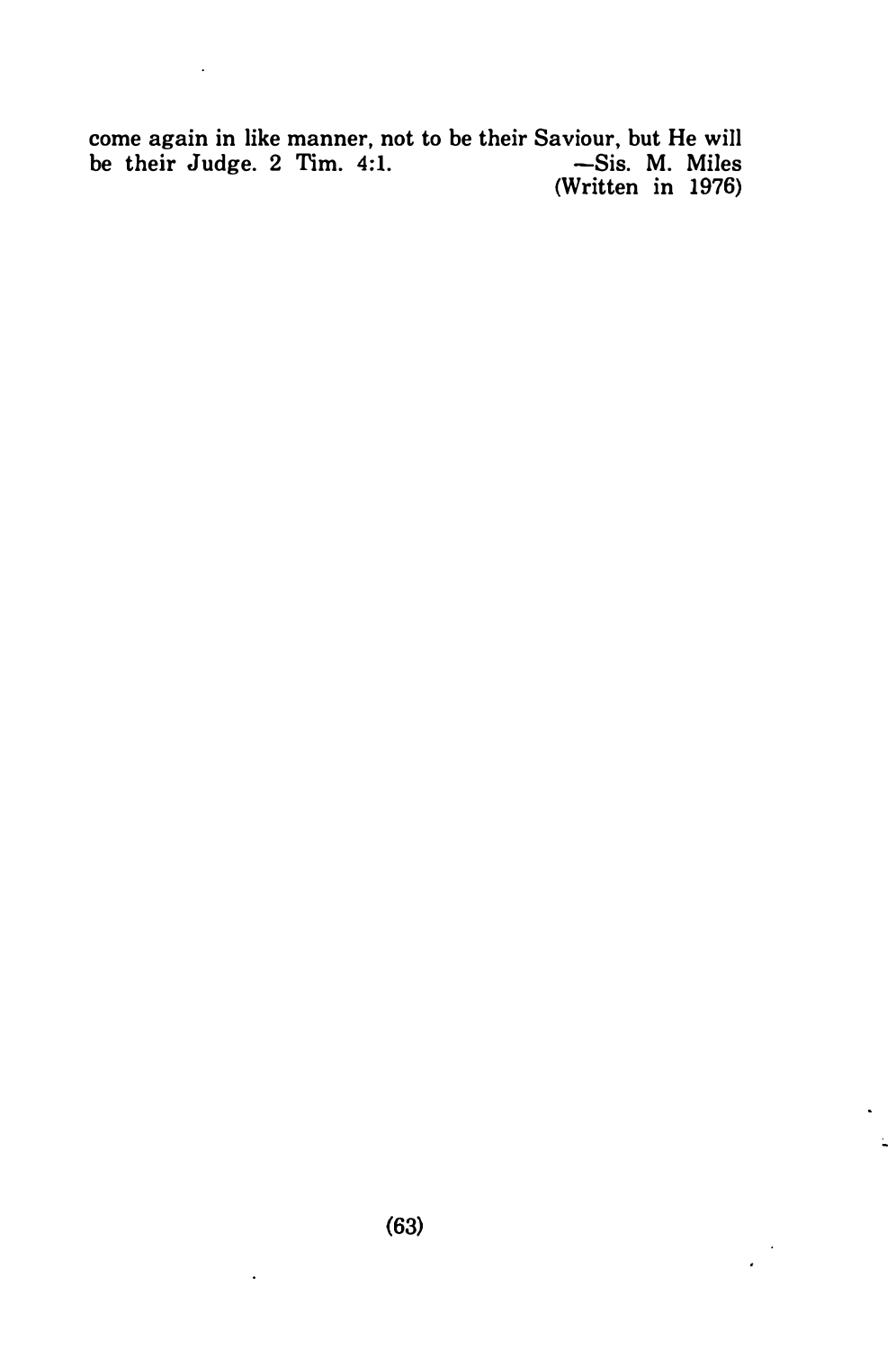come again in like manner, not to be their Saviour, but He will be their Judge. 2 Tim. 4:1.

—Sis. M. Miles
(Written in 1976)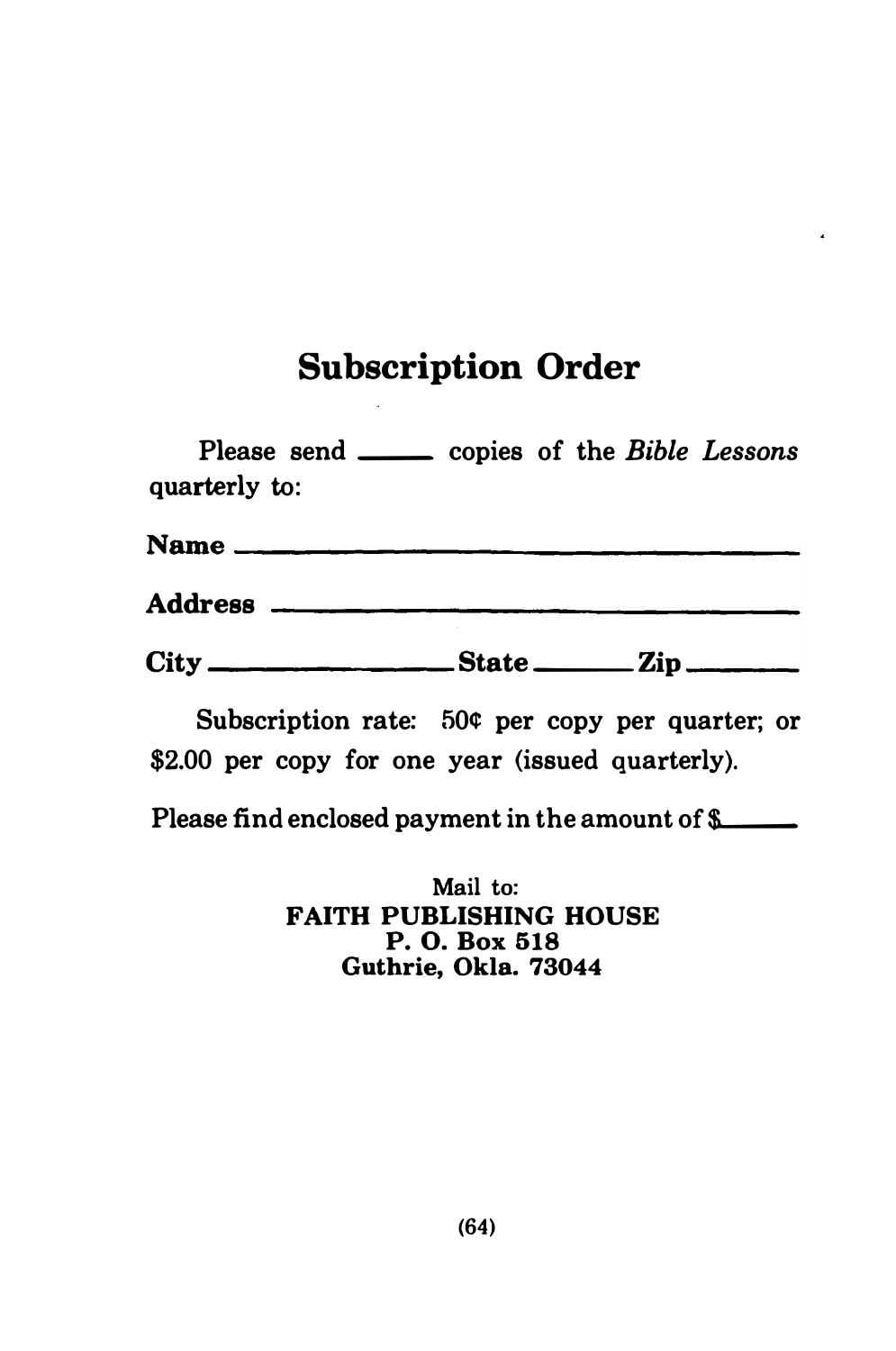# Subscription Order

Please send _____ copies of the *Bible Lessons* quarterly to:

**Name** ______________________________________

**Address** ____________________________________

**City** ________________ **State** _________ **Zip** _________

Subscription rate: 50¢ per copy per quarter; or $2.00 per copy for one year (issued quarterly).

Please find enclosed payment in the amount of $______

Mail to:
**FAITH PUBLISHING HOUSE**
**P. O. Box 518**
**Guthrie, Okla. 73044**